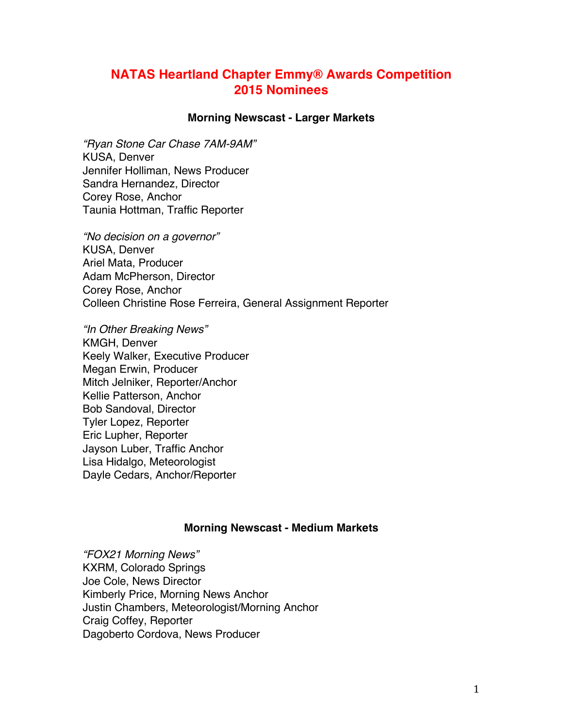# NATAS Heartland Chapter Emmy® Awards Competition
# 2015 Nominees

### Morning Newscast - Larger Markets

*"Ryan Stone Car Chase 7AM-9AM"*
KUSA, Denver
Jennifer Holliman, News Producer
Sandra Hernandez, Director
Corey Rose, Anchor
Taunia Hottman, Traffic Reporter

*"No decision on a governor"*
KUSA, Denver
Ariel Mata, Producer
Adam McPherson, Director
Corey Rose, Anchor
Colleen Christine Rose Ferreira, General Assignment Reporter

*"In Other Breaking News"*
KMGH, Denver
Keely Walker, Executive Producer
Megan Erwin, Producer
Mitch Jelniker, Reporter/Anchor
Kellie Patterson, Anchor
Bob Sandoval, Director
Tyler Lopez, Reporter
Eric Lupher, Reporter
Jayson Luber, Traffic Anchor
Lisa Hidalgo, Meteorologist
Dayle Cedars, Anchor/Reporter

### Morning Newscast - Medium Markets

*"FOX21 Morning News"*
KXRM, Colorado Springs
Joe Cole, News Director
Kimberly Price, Morning News Anchor
Justin Chambers, Meteorologist/Morning Anchor
Craig Coffey, Reporter
Dagoberto Cordova, News Producer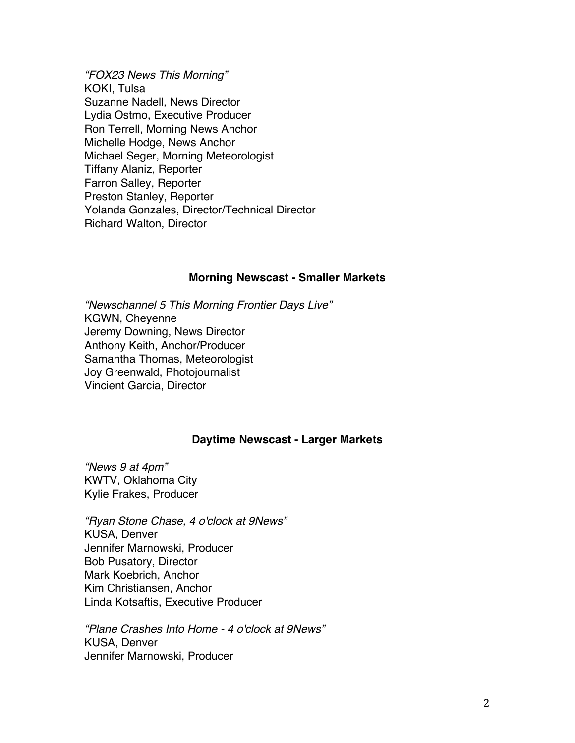*"FOX23 News This Morning"*
KOKI, Tulsa
Suzanne Nadell, News Director
Lydia Ostmo, Executive Producer
Ron Terrell, Morning News Anchor
Michelle Hodge, News Anchor
Michael Seger, Morning Meteorologist
Tiffany Alaniz, Reporter
Farron Salley, Reporter
Preston Stanley, Reporter
Yolanda Gonzales, Director/Technical Director
Richard Walton, Director

### Morning Newscast - Smaller Markets

*"Newschannel 5 This Morning Frontier Days Live"*
KGWN, Cheyenne
Jeremy Downing, News Director
Anthony Keith, Anchor/Producer
Samantha Thomas, Meteorologist
Joy Greenwald, Photojournalist
Vincient Garcia, Director

### Daytime Newscast - Larger Markets

*"News 9 at 4pm"*
KWTV, Oklahoma City
Kylie Frakes, Producer

*"Ryan Stone Chase, 4 o'clock at 9News"*
KUSA, Denver
Jennifer Marnowski, Producer
Bob Pusatory, Director
Mark Koebrich, Anchor
Kim Christiansen, Anchor
Linda Kotsaftis, Executive Producer

*"Plane Crashes Into Home - 4 o'clock at 9News"*
KUSA, Denver
Jennifer Marnowski, Producer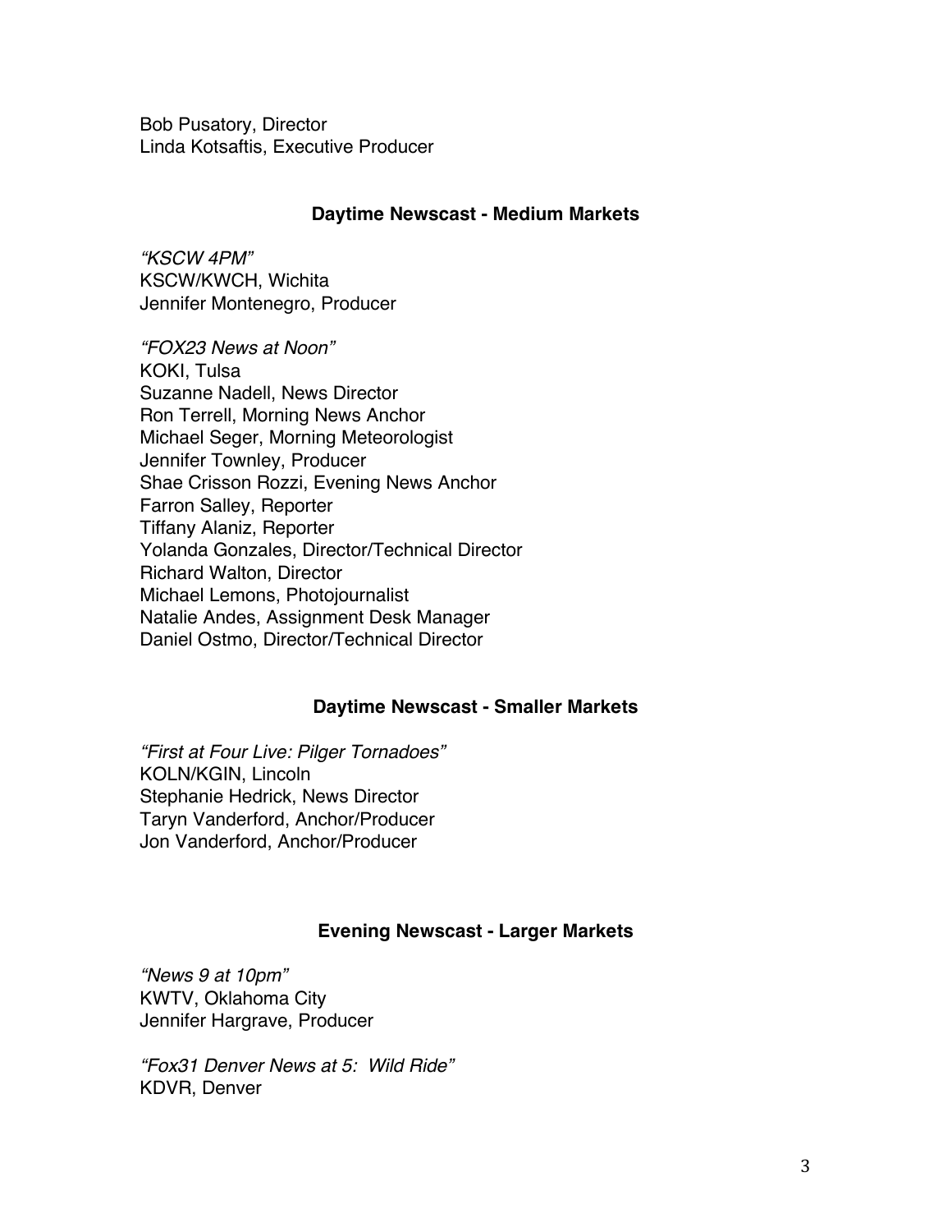Bob Pusatory, Director
Linda Kotsaftis, Executive Producer

### Daytime Newscast - Medium Markets

*"KSCW 4PM"*
KSCW/KWCH, Wichita
Jennifer Montenegro, Producer

*"FOX23 News at Noon"*
KOKI, Tulsa
Suzanne Nadell, News Director
Ron Terrell, Morning News Anchor
Michael Seger, Morning Meteorologist
Jennifer Townley, Producer
Shae Crisson Rozzi, Evening News Anchor
Farron Salley, Reporter
Tiffany Alaniz, Reporter
Yolanda Gonzales, Director/Technical Director
Richard Walton, Director
Michael Lemons, Photojournalist
Natalie Andes, Assignment Desk Manager
Daniel Ostmo, Director/Technical Director

### Daytime Newscast - Smaller Markets

*"First at Four Live: Pilger Tornadoes"*
KOLN/KGIN, Lincoln
Stephanie Hedrick, News Director
Taryn Vanderford, Anchor/Producer
Jon Vanderford, Anchor/Producer

### Evening Newscast - Larger Markets

*"News 9 at 10pm"*
KWTV, Oklahoma City
Jennifer Hargrave, Producer

*"Fox31 Denver News at 5: Wild Ride"*
KDVR, Denver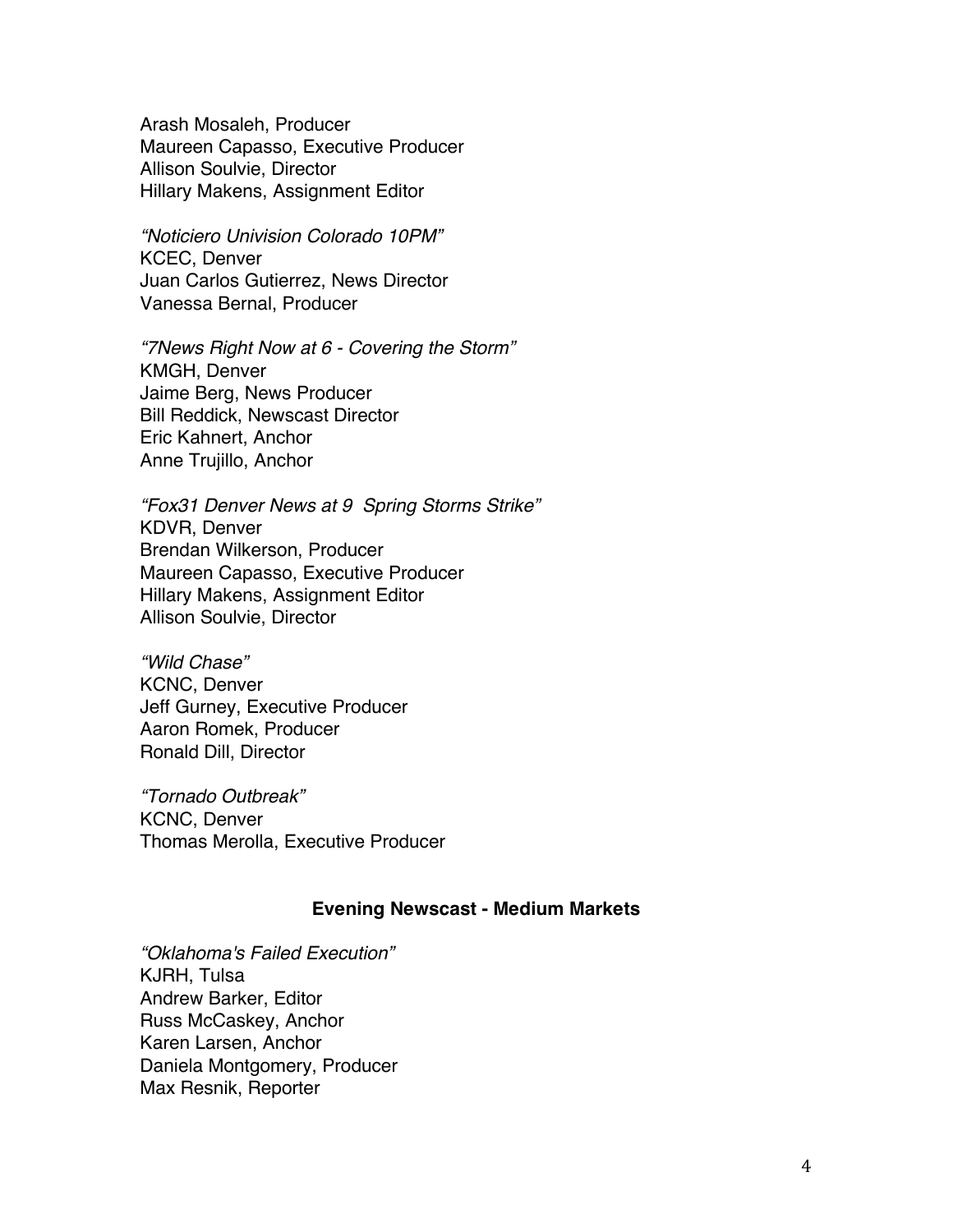Arash Mosaleh, Producer
Maureen Capasso, Executive Producer
Allison Soulvie, Director
Hillary Makens, Assignment Editor

*"Noticiero Univision Colorado 10PM"*
KCEC, Denver
Juan Carlos Gutierrez, News Director
Vanessa Bernal, Producer

*"7News Right Now at 6 - Covering the Storm"*
KMGH, Denver
Jaime Berg, News Producer
Bill Reddick, Newscast Director
Eric Kahnert, Anchor
Anne Trujillo, Anchor

*"Fox31 Denver News at 9 Spring Storms Strike"*
KDVR, Denver
Brendan Wilkerson, Producer
Maureen Capasso, Executive Producer
Hillary Makens, Assignment Editor
Allison Soulvie, Director

*"Wild Chase"*
KCNC, Denver
Jeff Gurney, Executive Producer
Aaron Romek, Producer
Ronald Dill, Director

*"Tornado Outbreak"*
KCNC, Denver
Thomas Merolla, Executive Producer

**Evening Newscast - Medium Markets**

*"Oklahoma's Failed Execution"*
KJRH, Tulsa
Andrew Barker, Editor
Russ McCaskey, Anchor
Karen Larsen, Anchor
Daniela Montgomery, Producer
Max Resnik, Reporter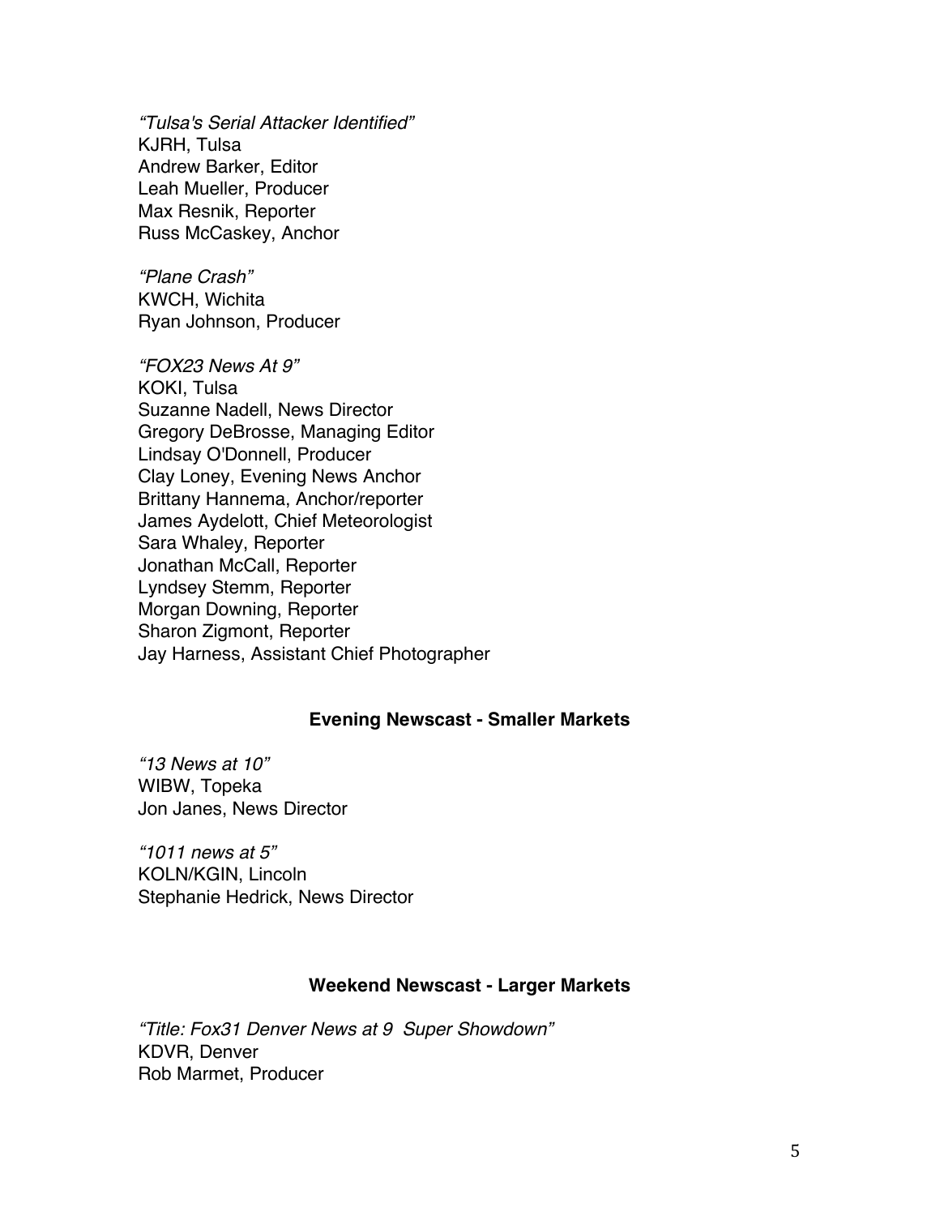*“Tulsa's Serial Attacker Identified”*
KJRH, Tulsa
Andrew Barker, Editor
Leah Mueller, Producer
Max Resnik, Reporter
Russ McCaskey, Anchor

*“Plane Crash”*
KWCH, Wichita
Ryan Johnson, Producer

*“FOX23 News At 9”*
KOKI, Tulsa
Suzanne Nadell, News Director
Gregory DeBrosse, Managing Editor
Lindsay O'Donnell, Producer
Clay Loney, Evening News Anchor
Brittany Hannema, Anchor/reporter
James Aydelott, Chief Meteorologist
Sara Whaley, Reporter
Jonathan McCall, Reporter
Lyndsey Stemm, Reporter
Morgan Downing, Reporter
Sharon Zigmont, Reporter
Jay Harness, Assistant Chief Photographer

**Evening Newscast - Smaller Markets**

*“13 News at 10”*
WIBW, Topeka
Jon Janes, News Director

*“1011 news at 5”*
KOLN/KGIN, Lincoln
Stephanie Hedrick, News Director

**Weekend Newscast - Larger Markets**

*“Title: Fox31 Denver News at 9 Super Showdown”*
KDVR, Denver
Rob Marmet, Producer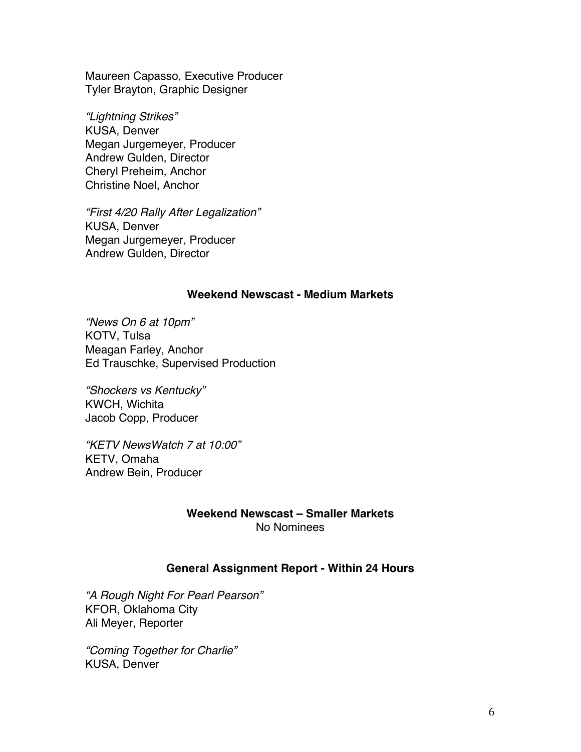Maureen Capasso, Executive Producer
Tyler Brayton, Graphic Designer

*“Lightning Strikes”*
KUSA, Denver
Megan Jurgemeyer, Producer
Andrew Gulden, Director
Cheryl Preheim, Anchor
Christine Noel, Anchor

*“First 4/20 Rally After Legalization”*
KUSA, Denver
Megan Jurgemeyer, Producer
Andrew Gulden, Director

**Weekend Newscast - Medium Markets**

*“News On 6 at 10pm”*
KOTV, Tulsa
Meagan Farley, Anchor
Ed Trauschke, Supervised Production

*“Shockers vs Kentucky”*
KWCH, Wichita
Jacob Copp, Producer

*“KETV NewsWatch 7 at 10:00”*
KETV, Omaha
Andrew Bein, Producer

**Weekend Newscast – Smaller Markets**
No Nominees

**General Assignment Report - Within 24 Hours**

*“A Rough Night For Pearl Pearson”*
KFOR, Oklahoma City
Ali Meyer, Reporter

*“Coming Together for Charlie”*
KUSA, Denver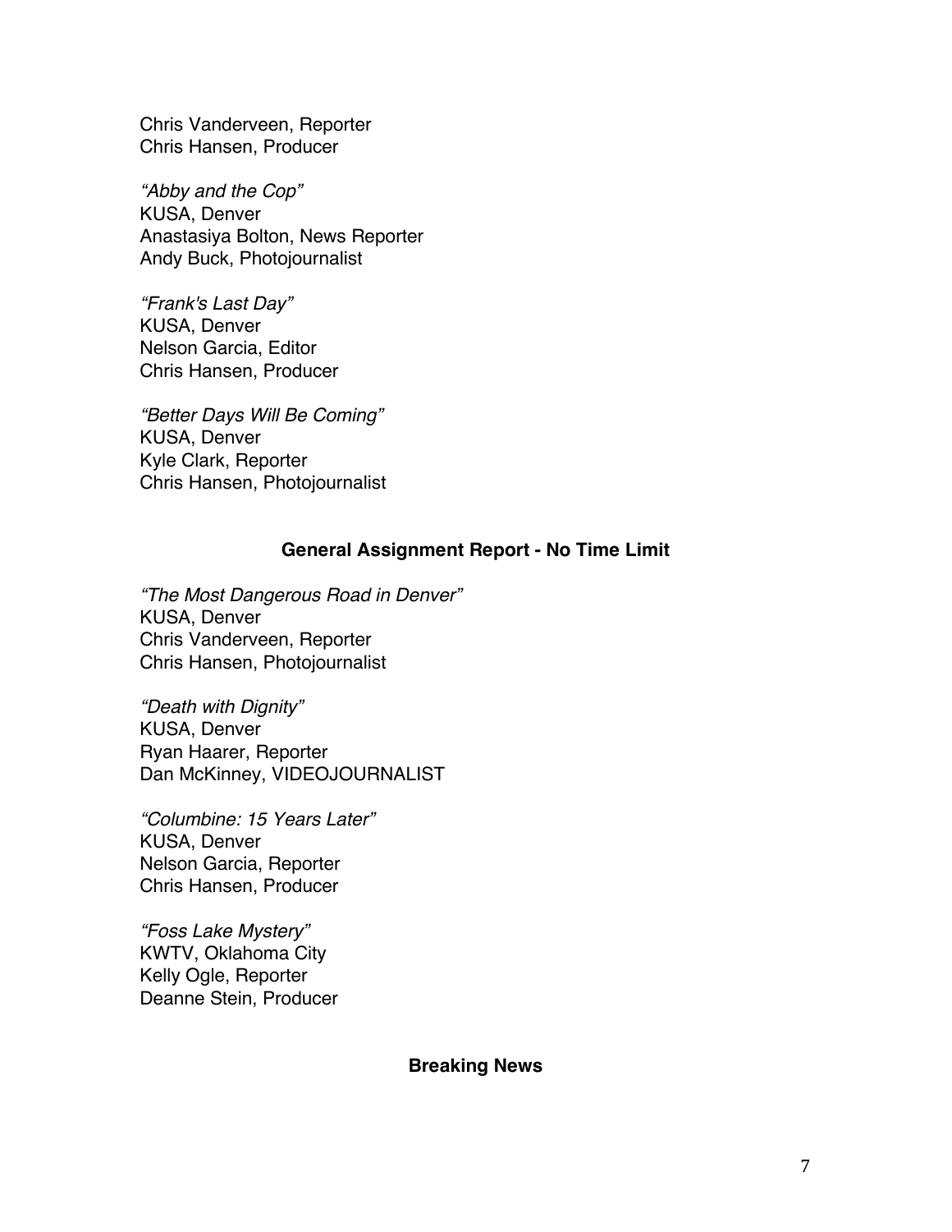Chris Vanderveen, Reporter
Chris Hansen, Producer

*"Abby and the Cop"*
KUSA, Denver
Anastasiya Bolton, News Reporter
Andy Buck, Photojournalist

*"Frank's Last Day"*
KUSA, Denver
Nelson Garcia, Editor
Chris Hansen, Producer

*"Better Days Will Be Coming"*
KUSA, Denver
Kyle Clark, Reporter
Chris Hansen, Photojournalist

### General Assignment Report - No Time Limit

*"The Most Dangerous Road in Denver"*
KUSA, Denver
Chris Vanderveen, Reporter
Chris Hansen, Photojournalist

*"Death with Dignity"*
KUSA, Denver
Ryan Haarer, Reporter
Dan McKinney, VIDEOJOURNALIST

*"Columbine: 15 Years Later"*
KUSA, Denver
Nelson Garcia, Reporter
Chris Hansen, Producer

*"Foss Lake Mystery"*
KWTV, Oklahoma City
Kelly Ogle, Reporter
Deanne Stein, Producer

### Breaking News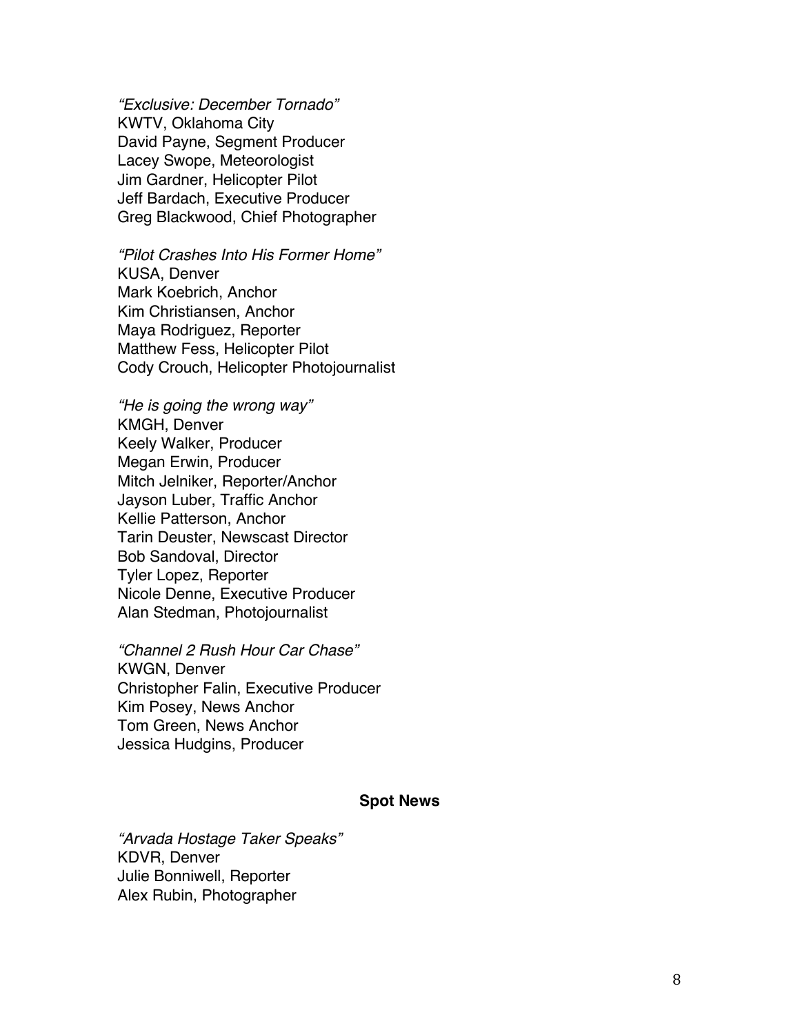*"Exclusive: December Tornado"*
KWTV, Oklahoma City
David Payne, Segment Producer
Lacey Swope, Meteorologist
Jim Gardner, Helicopter Pilot
Jeff Bardach, Executive Producer
Greg Blackwood, Chief Photographer

*"Pilot Crashes Into His Former Home"*
KUSA, Denver
Mark Koebrich, Anchor
Kim Christiansen, Anchor
Maya Rodriguez, Reporter
Matthew Fess, Helicopter Pilot
Cody Crouch, Helicopter Photojournalist

*"He is going the wrong way"*
KMGH, Denver
Keely Walker, Producer
Megan Erwin, Producer
Mitch Jelniker, Reporter/Anchor
Jayson Luber, Traffic Anchor
Kellie Patterson, Anchor
Tarin Deuster, Newscast Director
Bob Sandoval, Director
Tyler Lopez, Reporter
Nicole Denne, Executive Producer
Alan Stedman, Photojournalist

*"Channel 2 Rush Hour Car Chase"*
KWGN, Denver
Christopher Falin, Executive Producer
Kim Posey, News Anchor
Tom Green, News Anchor
Jessica Hudgins, Producer

## Spot News

*"Arvada Hostage Taker Speaks"*
KDVR, Denver
Julie Bonniwell, Reporter
Alex Rubin, Photographer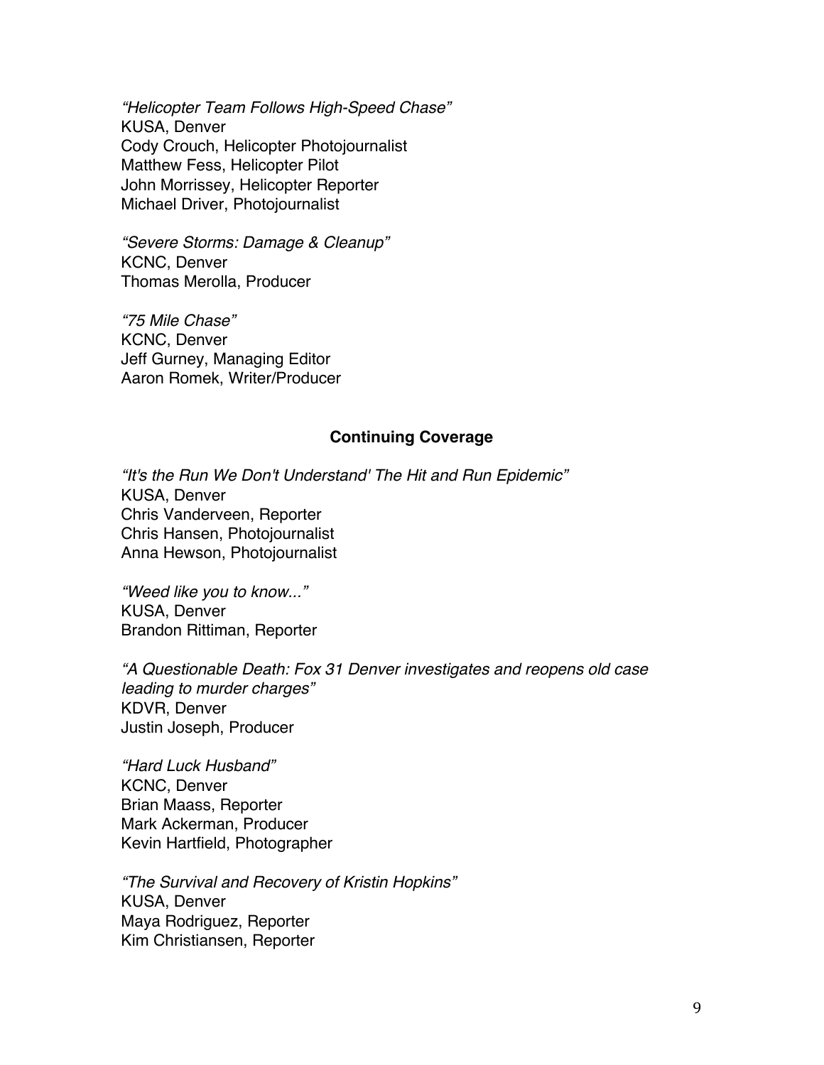*“Helicopter Team Follows High-Speed Chase”*
KUSA, Denver
Cody Crouch, Helicopter Photojournalist
Matthew Fess, Helicopter Pilot
John Morrissey, Helicopter Reporter
Michael Driver, Photojournalist

*“Severe Storms: Damage & Cleanup”*
KCNC, Denver
Thomas Merolla, Producer

*“75 Mile Chase”*
KCNC, Denver
Jeff Gurney, Managing Editor
Aaron Romek, Writer/Producer

**Continuing Coverage**

*“It's the Run We Don't Understand' The Hit and Run Epidemic”*
KUSA, Denver
Chris Vanderveen, Reporter
Chris Hansen, Photojournalist
Anna Hewson, Photojournalist

*“Weed like you to know...”*
KUSA, Denver
Brandon Rittiman, Reporter

*“A Questionable Death: Fox 31 Denver investigates and reopens old case leading to murder charges”*
KDVR, Denver
Justin Joseph, Producer

*“Hard Luck Husband”*
KCNC, Denver
Brian Maass, Reporter
Mark Ackerman, Producer
Kevin Hartfield, Photographer

*“The Survival and Recovery of Kristin Hopkins”*
KUSA, Denver
Maya Rodriguez, Reporter
Kim Christiansen, Reporter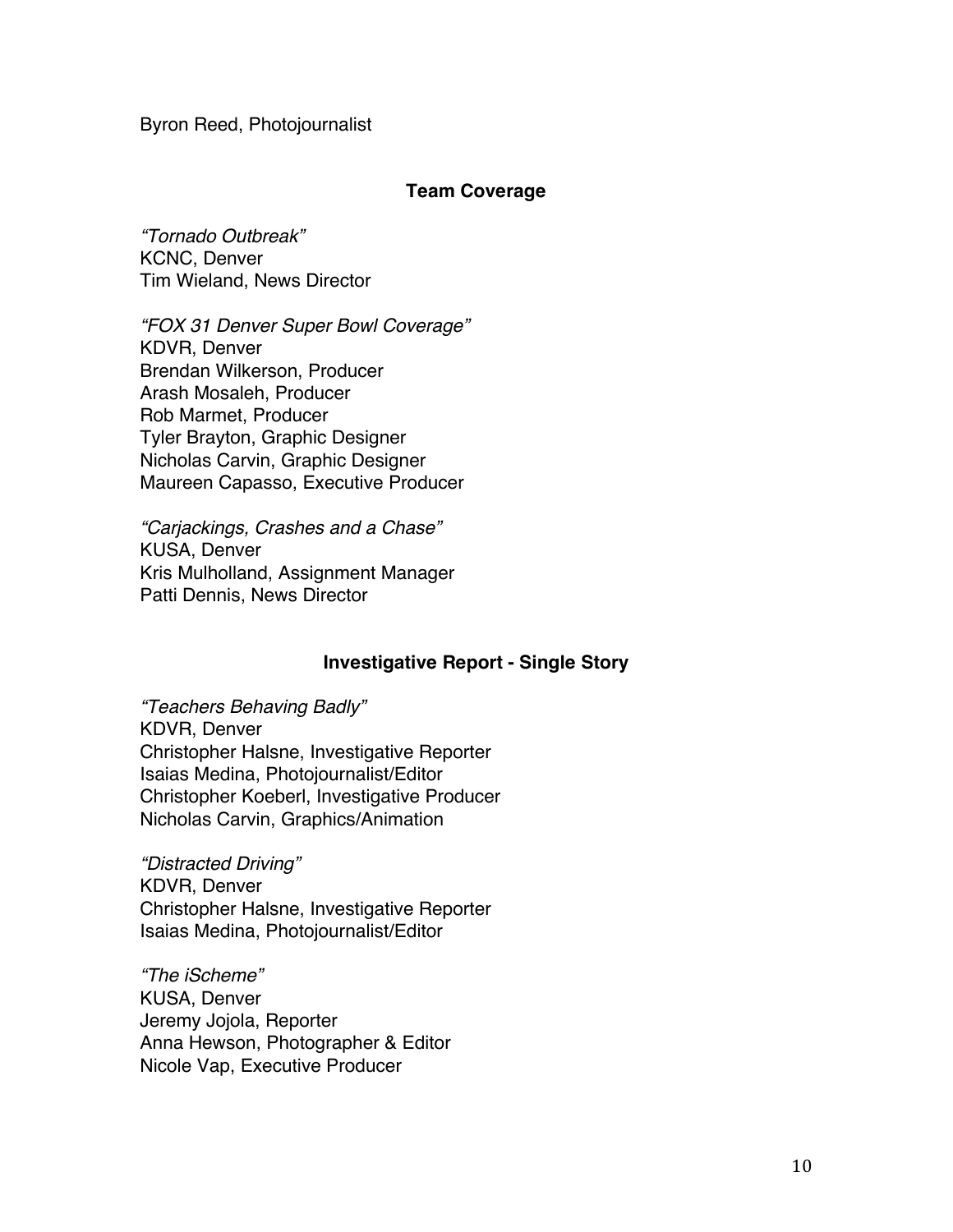Byron Reed, Photojournalist

## Team Coverage

*"Tornado Outbreak"*
KCNC, Denver
Tim Wieland, News Director

*"FOX 31 Denver Super Bowl Coverage"*
KDVR, Denver
Brendan Wilkerson, Producer
Arash Mosaleh, Producer
Rob Marmet, Producer
Tyler Brayton, Graphic Designer
Nicholas Carvin, Graphic Designer
Maureen Capasso, Executive Producer

*"Carjackings, Crashes and a Chase"*
KUSA, Denver
Kris Mulholland, Assignment Manager
Patti Dennis, News Director

## Investigative Report - Single Story

*"Teachers Behaving Badly"*
KDVR, Denver
Christopher Halsne, Investigative Reporter
Isaias Medina, Photojournalist/Editor
Christopher Koeberl, Investigative Producer
Nicholas Carvin, Graphics/Animation

*"Distracted Driving"*
KDVR, Denver
Christopher Halsne, Investigative Reporter
Isaias Medina, Photojournalist/Editor

*"The iScheme"*
KUSA, Denver
Jeremy Jojola, Reporter
Anna Hewson, Photographer & Editor
Nicole Vap, Executive Producer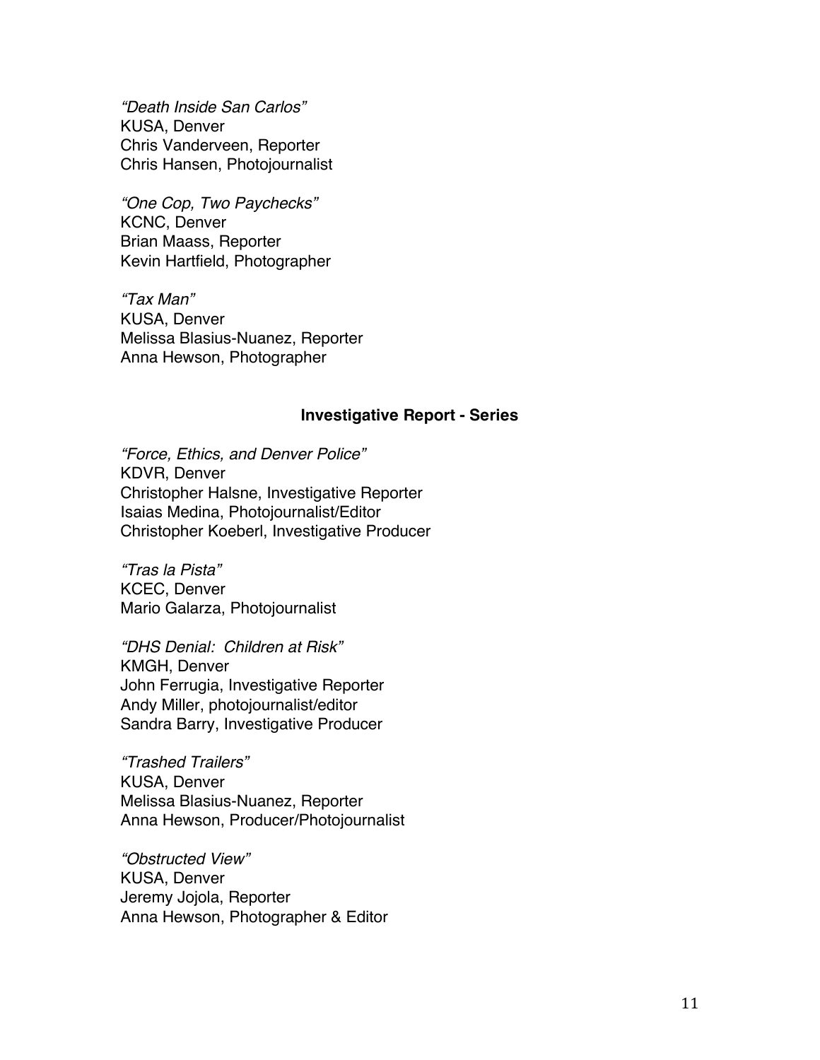*"Death Inside San Carlos"*
KUSA, Denver
Chris Vanderveen, Reporter
Chris Hansen, Photojournalist

*"One Cop, Two Paychecks"*
KCNC, Denver
Brian Maass, Reporter
Kevin Hartfield, Photographer

*"Tax Man"*
KUSA, Denver
Melissa Blasius-Nuanez, Reporter
Anna Hewson, Photographer

### Investigative Report - Series

*"Force, Ethics, and Denver Police"*
KDVR, Denver
Christopher Halsne, Investigative Reporter
Isaias Medina, Photojournalist/Editor
Christopher Koeberl, Investigative Producer

*"Tras la Pista"*
KCEC, Denver
Mario Galarza, Photojournalist

*"DHS Denial:  Children at Risk"*
KMGH, Denver
John Ferrugia, Investigative Reporter
Andy Miller, photojournalist/editor
Sandra Barry, Investigative Producer

*"Trashed Trailers"*
KUSA, Denver
Melissa Blasius-Nuanez, Reporter
Anna Hewson, Producer/Photojournalist

*"Obstructed View"*
KUSA, Denver
Jeremy Jojola, Reporter
Anna Hewson, Photographer & Editor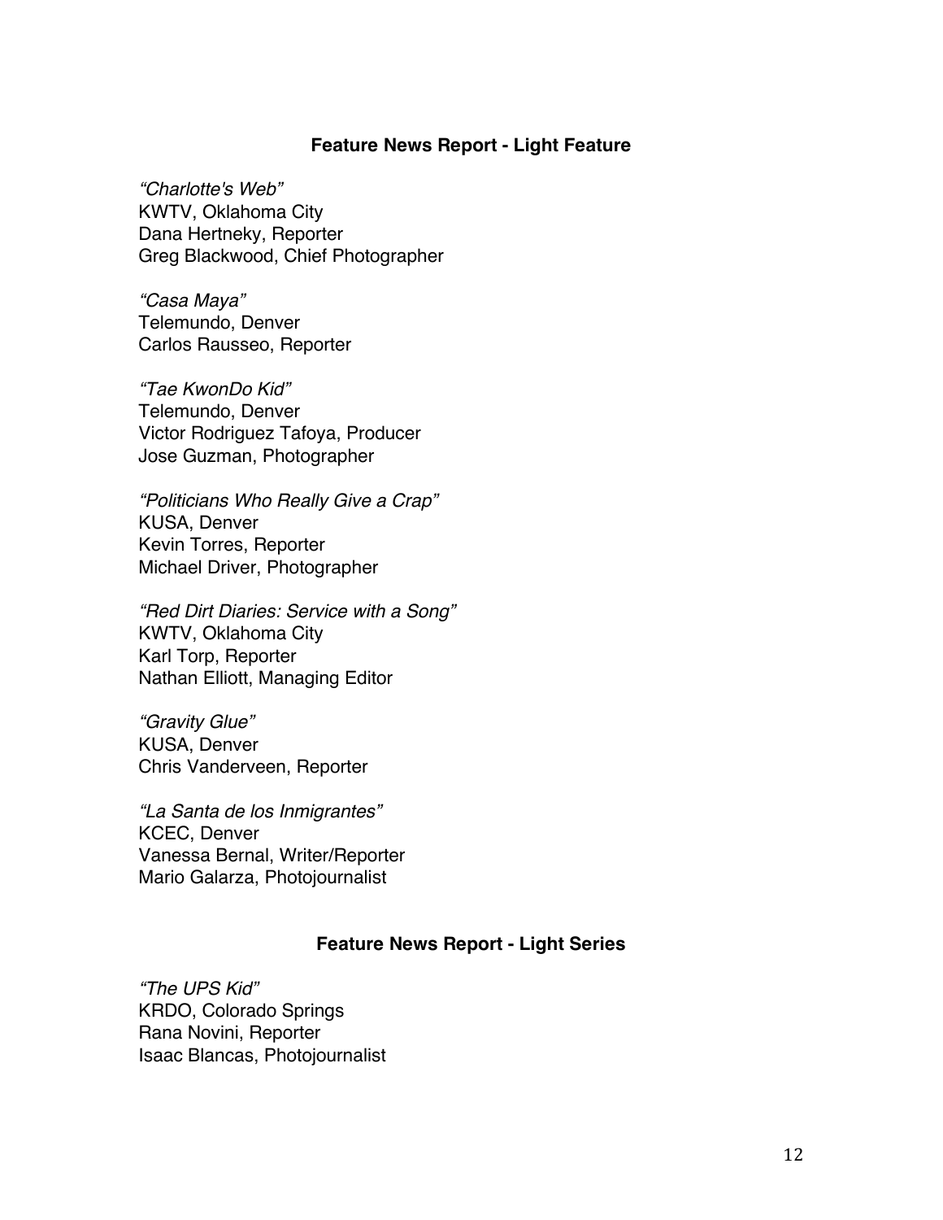### Feature News Report - Light Feature

*“Charlotte's Web”*
KWTV, Oklahoma City
Dana Hertneky, Reporter
Greg Blackwood, Chief Photographer

*“Casa Maya”*
Telemundo, Denver
Carlos Rausseo, Reporter

*“Tae KwonDo Kid”*
Telemundo, Denver
Victor Rodriguez Tafoya, Producer
Jose Guzman, Photographer

*“Politicians Who Really Give a Crap”*
KUSA, Denver
Kevin Torres, Reporter
Michael Driver, Photographer

*“Red Dirt Diaries: Service with a Song”*
KWTV, Oklahoma City
Karl Torp, Reporter
Nathan Elliott, Managing Editor

*“Gravity Glue”*
KUSA, Denver
Chris Vanderveen, Reporter

*“La Santa de los Inmigrantes”*
KCEC, Denver
Vanessa Bernal, Writer/Reporter
Mario Galarza, Photojournalist

### Feature News Report - Light Series

*“The UPS Kid”*
KRDO, Colorado Springs
Rana Novini, Reporter
Isaac Blancas, Photojournalist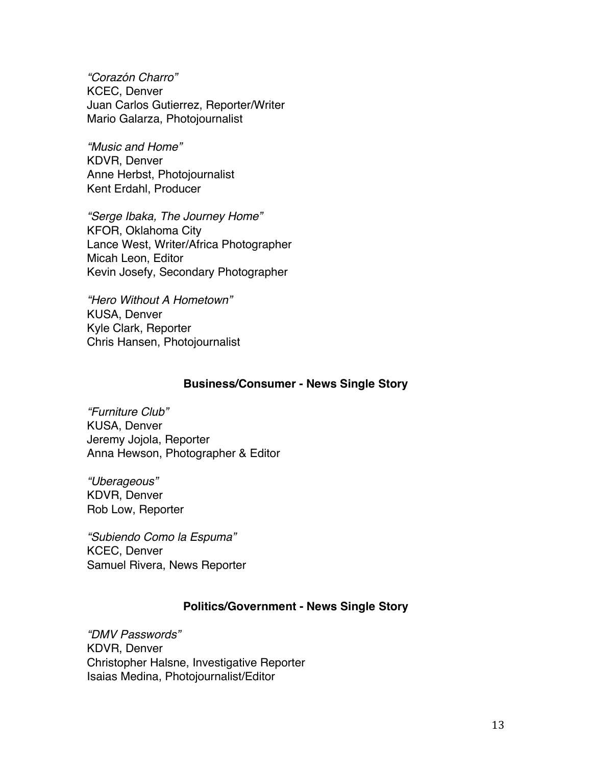*“Corazón Charro”*
KCEC, Denver
Juan Carlos Gutierrez, Reporter/Writer
Mario Galarza, Photojournalist

*“Music and Home”*
KDVR, Denver
Anne Herbst, Photojournalist
Kent Erdahl, Producer

*“Serge Ibaka, The Journey Home”*
KFOR, Oklahoma City
Lance West, Writer/Africa Photographer
Micah Leon, Editor
Kevin Josefy, Secondary Photographer

*“Hero Without A Hometown”*
KUSA, Denver
Kyle Clark, Reporter
Chris Hansen, Photojournalist

**Business/Consumer - News Single Story**

*“Furniture Club”*
KUSA, Denver
Jeremy Jojola, Reporter
Anna Hewson, Photographer & Editor

*“Uberageous”*
KDVR, Denver
Rob Low, Reporter

*“Subiendo Como la Espuma”*
KCEC, Denver
Samuel Rivera, News Reporter

**Politics/Government - News Single Story**

*“DMV Passwords”*
KDVR, Denver
Christopher Halsne, Investigative Reporter
Isaias Medina, Photojournalist/Editor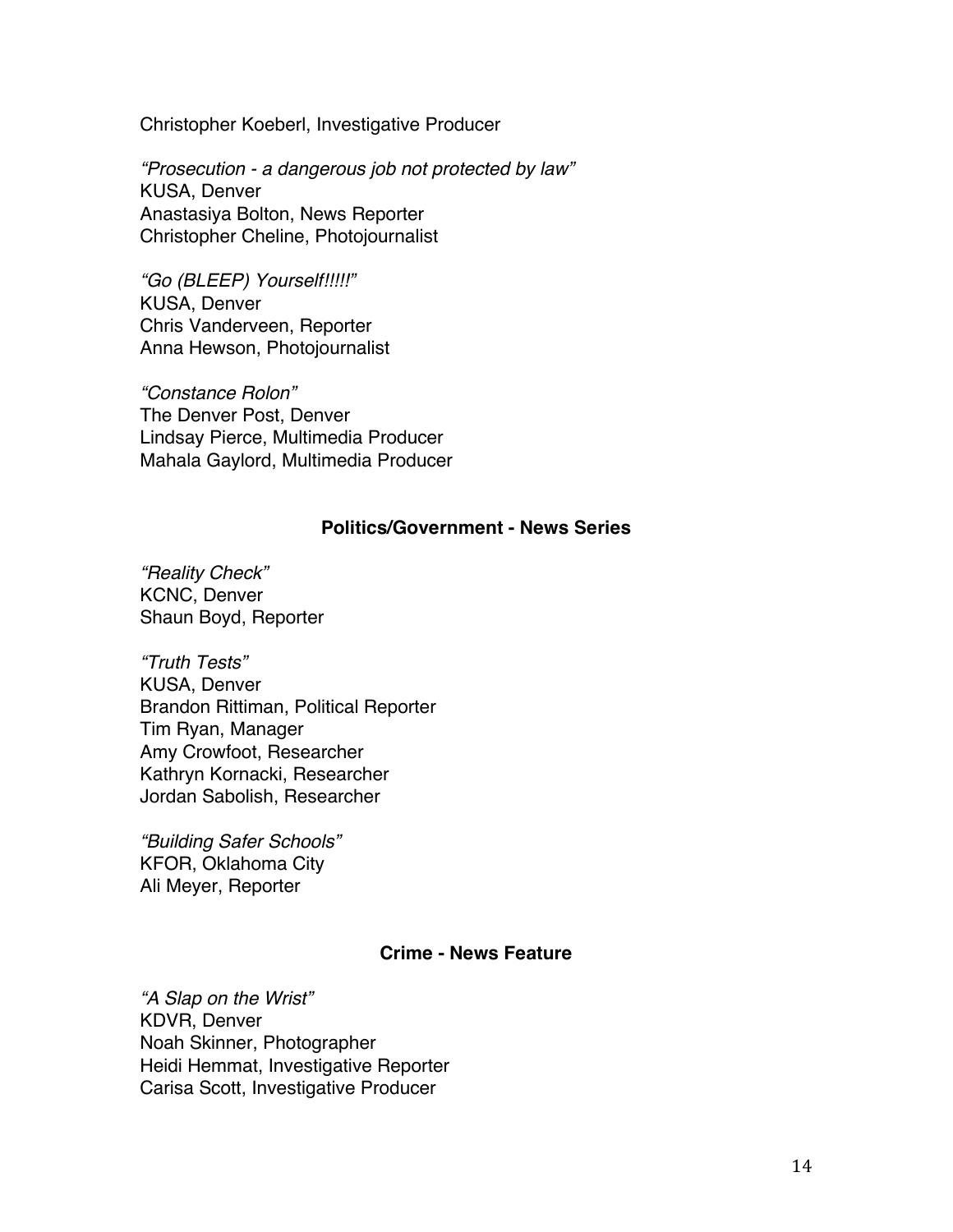Christopher Koeberl, Investigative Producer

*“Prosecution - a dangerous job not protected by law”*
KUSA, Denver
Anastasiya Bolton, News Reporter
Christopher Cheline, Photojournalist

*“Go (BLEEP) Yourself!!!!!”*
KUSA, Denver
Chris Vanderveen, Reporter
Anna Hewson, Photojournalist

*“Constance Rolon”*
The Denver Post, Denver
Lindsay Pierce, Multimedia Producer
Mahala Gaylord, Multimedia Producer

**Politics/Government - News Series**

*“Reality Check”*
KCNC, Denver
Shaun Boyd, Reporter

*“Truth Tests”*
KUSA, Denver
Brandon Rittiman, Political Reporter
Tim Ryan, Manager
Amy Crowfoot, Researcher
Kathryn Kornacki, Researcher
Jordan Sabolish, Researcher

*“Building Safer Schools”*
KFOR, Oklahoma City
Ali Meyer, Reporter

**Crime - News Feature**

*“A Slap on the Wrist”*
KDVR, Denver
Noah Skinner, Photographer
Heidi Hemmat, Investigative Reporter
Carisa Scott, Investigative Producer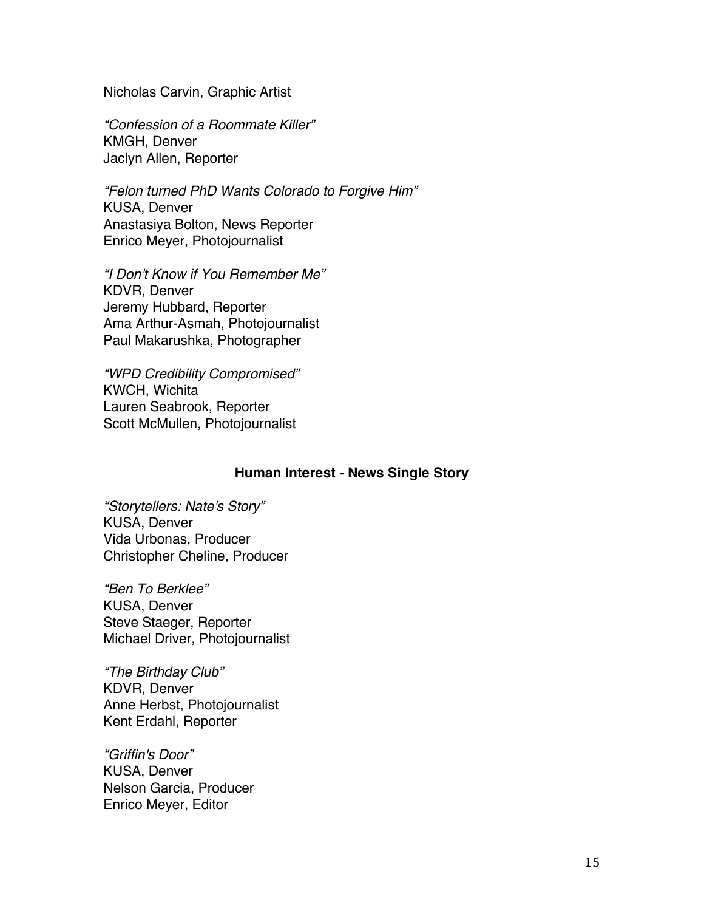Nicholas Carvin, Graphic Artist

*“Confession of a Roommate Killer”*
KMGH, Denver
Jaclyn Allen, Reporter

*“Felon turned PhD Wants Colorado to Forgive Him”*
KUSA, Denver
Anastasiya Bolton, News Reporter
Enrico Meyer, Photojournalist

*“I Don't Know if You Remember Me”*
KDVR, Denver
Jeremy Hubbard, Reporter
Ama Arthur-Asmah, Photojournalist
Paul Makarushka, Photographer

*“WPD Credibility Compromised”*
KWCH, Wichita
Lauren Seabrook, Reporter
Scott McMullen, Photojournalist

**Human Interest - News Single Story**

*“Storytellers: Nate's Story”*
KUSA, Denver
Vida Urbonas, Producer
Christopher Cheline, Producer

*“Ben To Berklee”*
KUSA, Denver
Steve Staeger, Reporter
Michael Driver, Photojournalist

*“The Birthday Club”*
KDVR, Denver
Anne Herbst, Photojournalist
Kent Erdahl, Reporter

*“Griffin's Door”*
KUSA, Denver
Nelson Garcia, Producer
Enrico Meyer, Editor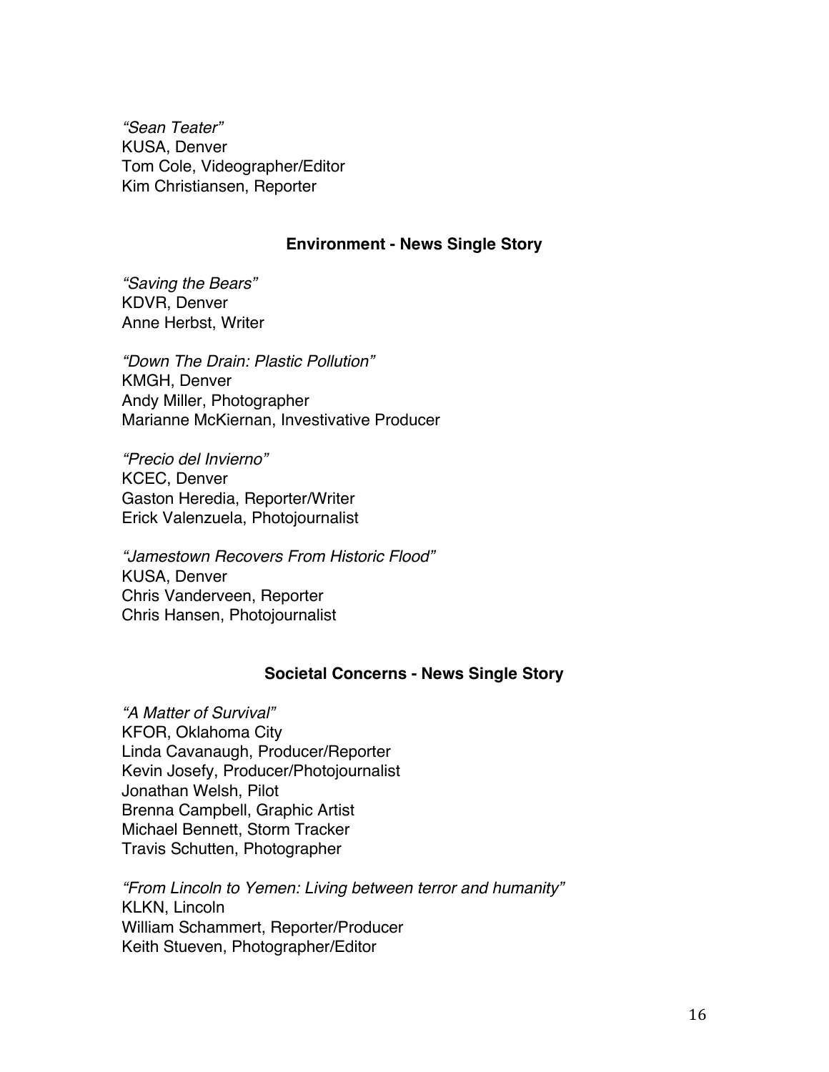*"Sean Teater"*
KUSA, Denver
Tom Cole, Videographer/Editor
Kim Christiansen, Reporter

### Environment - News Single Story

*"Saving the Bears"*
KDVR, Denver
Anne Herbst, Writer

*"Down The Drain: Plastic Pollution"*
KMGH, Denver
Andy Miller, Photographer
Marianne McKiernan, Investivative Producer

*"Precio del Invierno"*
KCEC, Denver
Gaston Heredia, Reporter/Writer
Erick Valenzuela, Photojournalist

*"Jamestown Recovers From Historic Flood"*
KUSA, Denver
Chris Vanderveen, Reporter
Chris Hansen, Photojournalist

### Societal Concerns - News Single Story

*"A Matter of Survival"*
KFOR, Oklahoma City
Linda Cavanaugh, Producer/Reporter
Kevin Josefy, Producer/Photojournalist
Jonathan Welsh, Pilot
Brenna Campbell, Graphic Artist
Michael Bennett, Storm Tracker
Travis Schutten, Photographer

*"From Lincoln to Yemen: Living between terror and humanity"*
KLKN, Lincoln
William Schammert, Reporter/Producer
Keith Stueven, Photographer/Editor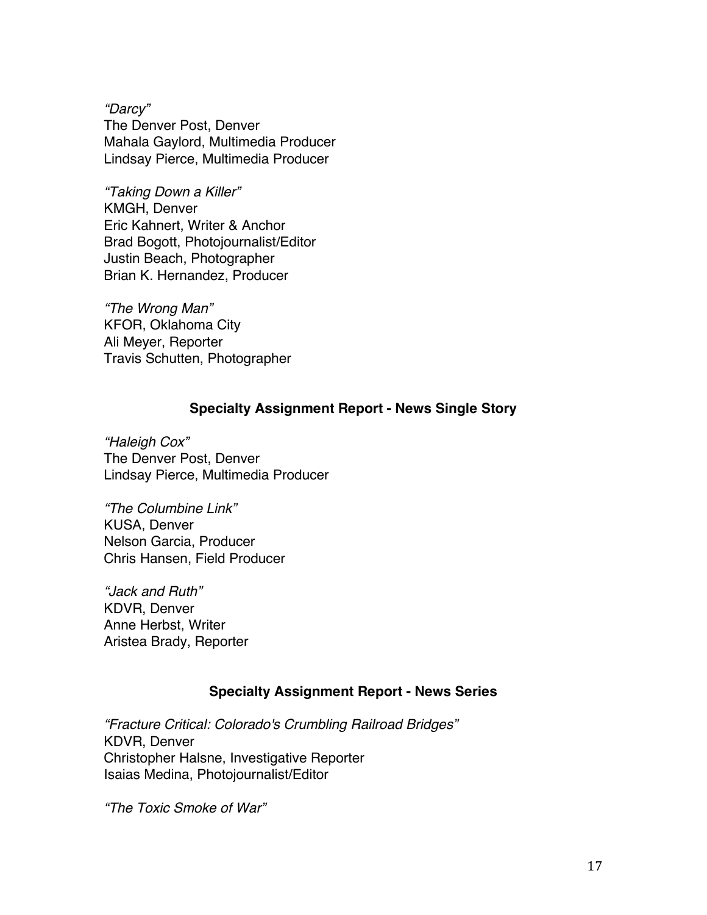*“Darcy”*
The Denver Post, Denver
Mahala Gaylord, Multimedia Producer
Lindsay Pierce, Multimedia Producer

*“Taking Down a Killer”*
KMGH, Denver
Eric Kahnert, Writer & Anchor
Brad Bogott, Photojournalist/Editor
Justin Beach, Photographer
Brian K. Hernandez, Producer

*“The Wrong Man”*
KFOR, Oklahoma City
Ali Meyer, Reporter
Travis Schutten, Photographer

**Specialty Assignment Report - News Single Story**

*“Haleigh Cox”*
The Denver Post, Denver
Lindsay Pierce, Multimedia Producer

*“The Columbine Link”*
KUSA, Denver
Nelson Garcia, Producer
Chris Hansen, Field Producer

*“Jack and Ruth”*
KDVR, Denver
Anne Herbst, Writer
Aristea Brady, Reporter

**Specialty Assignment Report - News Series**

*“Fracture Critical: Colorado's Crumbling Railroad Bridges”*
KDVR, Denver
Christopher Halsne, Investigative Reporter
Isaias Medina, Photojournalist/Editor

*“The Toxic Smoke of War”*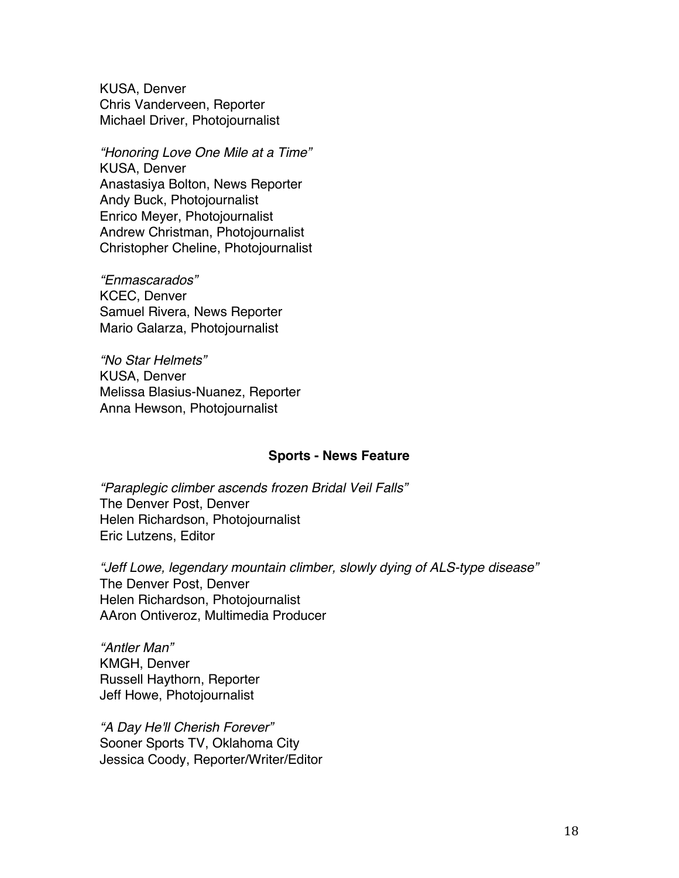KUSA, Denver
Chris Vanderveen, Reporter
Michael Driver, Photojournalist

*"Honoring Love One Mile at a Time"*
KUSA, Denver
Anastasiya Bolton, News Reporter
Andy Buck, Photojournalist
Enrico Meyer, Photojournalist
Andrew Christman, Photojournalist
Christopher Cheline, Photojournalist

*"Enmascarados"*
KCEC, Denver
Samuel Rivera, News Reporter
Mario Galarza, Photojournalist

*"No Star Helmets"*
KUSA, Denver
Melissa Blasius-Nuanez, Reporter
Anna Hewson, Photojournalist

### Sports - News Feature

*"Paraplegic climber ascends frozen Bridal Veil Falls"*
The Denver Post, Denver
Helen Richardson, Photojournalist
Eric Lutzens, Editor

*"Jeff Lowe, legendary mountain climber, slowly dying of ALS-type disease"*
The Denver Post, Denver
Helen Richardson, Photojournalist
AAron Ontiveroz, Multimedia Producer

*"Antler Man"*
KMGH, Denver
Russell Haythorn, Reporter
Jeff Howe, Photojournalist

*"A Day He'll Cherish Forever"*
Sooner Sports TV, Oklahoma City
Jessica Coody, Reporter/Writer/Editor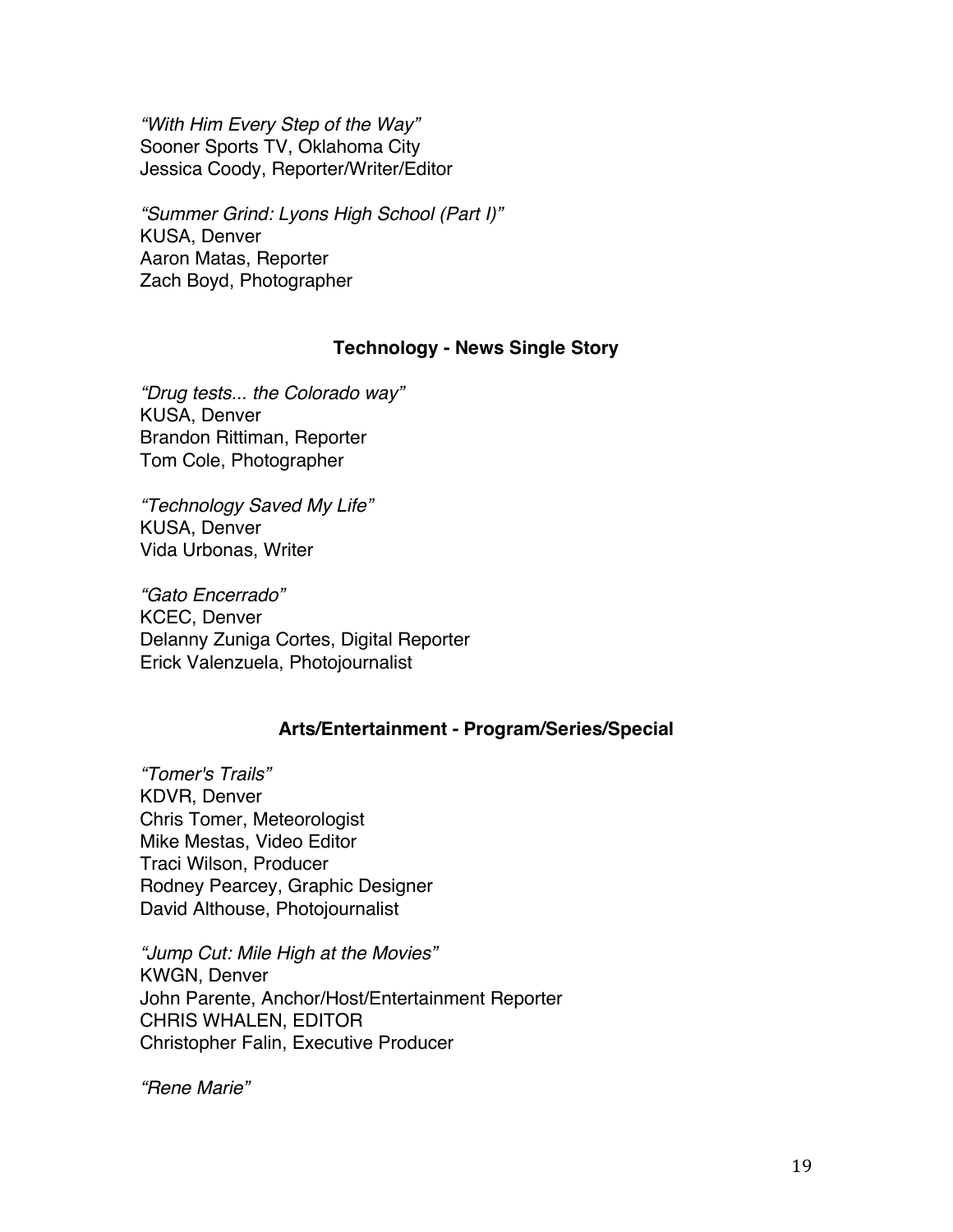*"With Him Every Step of the Way"*
Sooner Sports TV, Oklahoma City
Jessica Coody, Reporter/Writer/Editor

*"Summer Grind: Lyons High School (Part I)"*
KUSA, Denver
Aaron Matas, Reporter
Zach Boyd, Photographer

### Technology - News Single Story

*"Drug tests... the Colorado way"*
KUSA, Denver
Brandon Rittiman, Reporter
Tom Cole, Photographer

*"Technology Saved My Life"*
KUSA, Denver
Vida Urbonas, Writer

*"Gato Encerrado"*
KCEC, Denver
Delanny Zuniga Cortes, Digital Reporter
Erick Valenzuela, Photojournalist

### Arts/Entertainment - Program/Series/Special

*"Tomer's Trails"*
KDVR, Denver
Chris Tomer, Meteorologist
Mike Mestas, Video Editor
Traci Wilson, Producer
Rodney Pearcey, Graphic Designer
David Althouse, Photojournalist

*"Jump Cut: Mile High at the Movies"*
KWGN, Denver
John Parente, Anchor/Host/Entertainment Reporter
CHRIS WHALEN, EDITOR
Christopher Falin, Executive Producer

*"Rene Marie"*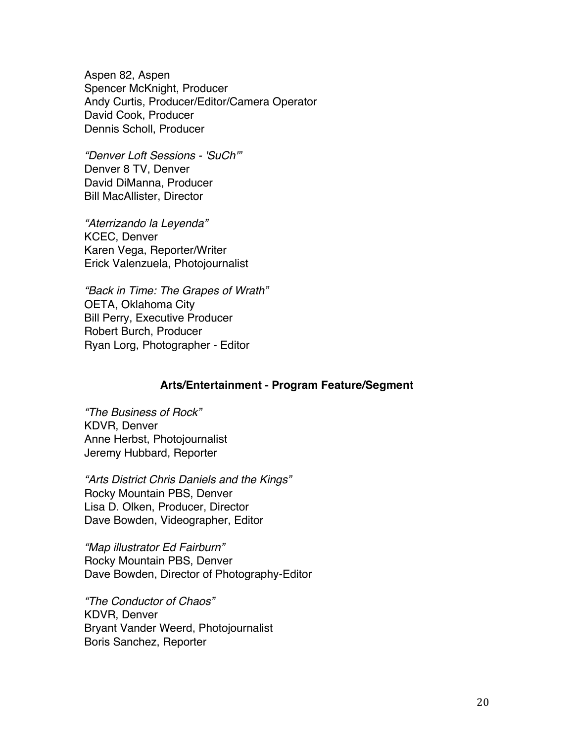Aspen 82, Aspen
Spencer McKnight, Producer
Andy Curtis, Producer/Editor/Camera Operator
David Cook, Producer
Dennis Scholl, Producer

*"Denver Loft Sessions - 'SuCh'"*
Denver 8 TV, Denver
David DiManna, Producer
Bill MacAllister, Director

*"Aterrizando la Leyenda"*
KCEC, Denver
Karen Vega, Reporter/Writer
Erick Valenzuela, Photojournalist

*"Back in Time: The Grapes of Wrath"*
OETA, Oklahoma City
Bill Perry, Executive Producer
Robert Burch, Producer
Ryan Lorg, Photographer - Editor

## Arts/Entertainment - Program Feature/Segment

*"The Business of Rock"*
KDVR, Denver
Anne Herbst, Photojournalist
Jeremy Hubbard, Reporter

*"Arts District Chris Daniels and the Kings"*
Rocky Mountain PBS, Denver
Lisa D. Olken, Producer, Director
Dave Bowden, Videographer, Editor

*"Map illustrator Ed Fairburn"*
Rocky Mountain PBS, Denver
Dave Bowden, Director of Photography-Editor

*"The Conductor of Chaos"*
KDVR, Denver
Bryant Vander Weerd, Photojournalist
Boris Sanchez, Reporter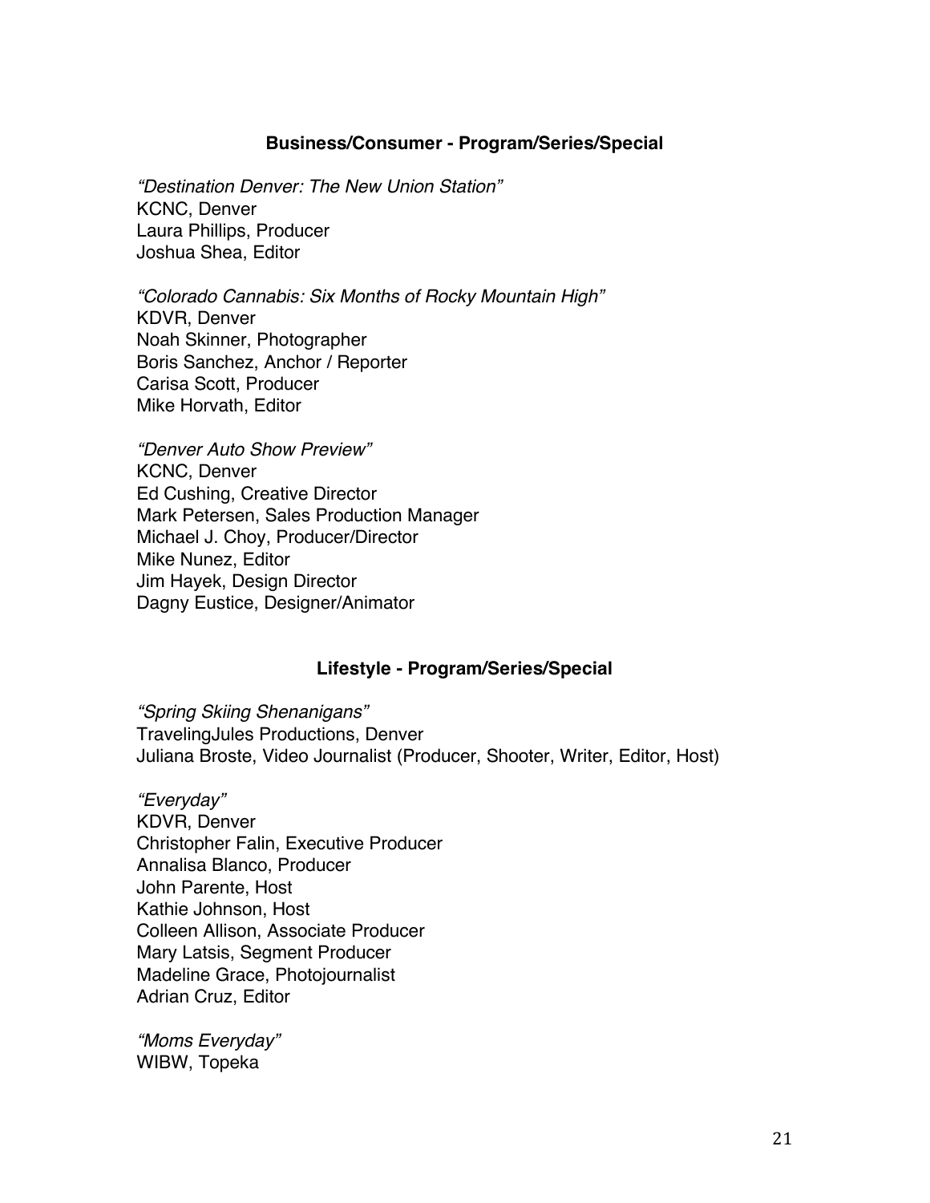### Business/Consumer - Program/Series/Special

*"Destination Denver: The New Union Station"*
KCNC, Denver
Laura Phillips, Producer
Joshua Shea, Editor

*"Colorado Cannabis: Six Months of Rocky Mountain High"*
KDVR, Denver
Noah Skinner, Photographer
Boris Sanchez, Anchor / Reporter
Carisa Scott, Producer
Mike Horvath, Editor

*"Denver Auto Show Preview"*
KCNC, Denver
Ed Cushing, Creative Director
Mark Petersen, Sales Production Manager
Michael J. Choy, Producer/Director
Mike Nunez, Editor
Jim Hayek, Design Director
Dagny Eustice, Designer/Animator

### Lifestyle - Program/Series/Special

*"Spring Skiing Shenanigans"*
TravelingJules Productions, Denver
Juliana Broste, Video Journalist (Producer, Shooter, Writer, Editor, Host)

*"Everyday"*
KDVR, Denver
Christopher Falin, Executive Producer
Annalisa Blanco, Producer
John Parente, Host
Kathie Johnson, Host
Colleen Allison, Associate Producer
Mary Latsis, Segment Producer
Madeline Grace, Photojournalist
Adrian Cruz, Editor

*"Moms Everyday"*
WIBW, Topeka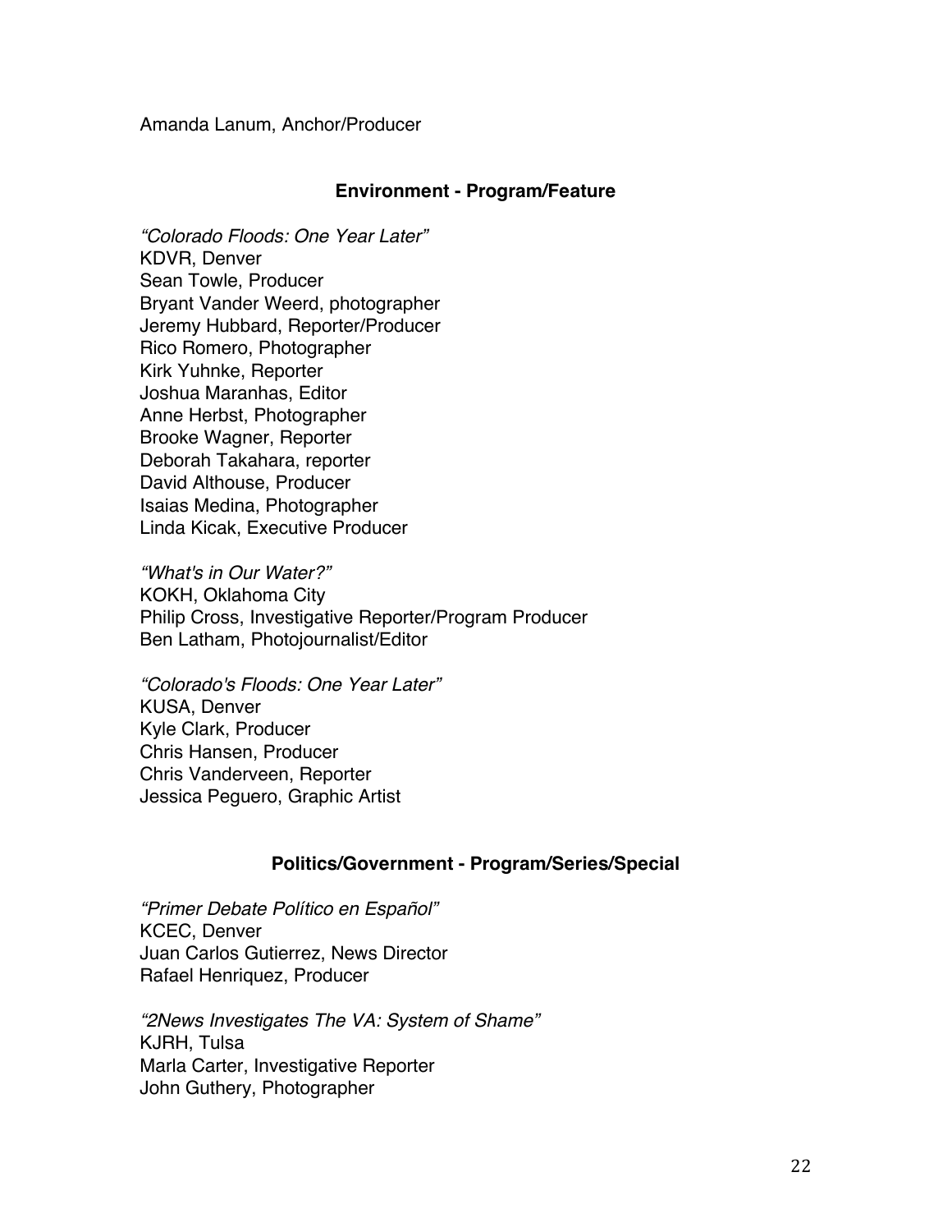Amanda Lanum, Anchor/Producer

### Environment - Program/Feature

*“Colorado Floods: One Year Later”*
KDVR, Denver
Sean Towle, Producer
Bryant Vander Weerd, photographer
Jeremy Hubbard, Reporter/Producer
Rico Romero, Photographer
Kirk Yuhnke, Reporter
Joshua Maranhas, Editor
Anne Herbst, Photographer
Brooke Wagner, Reporter
Deborah Takahara, reporter
David Althouse, Producer
Isaias Medina, Photographer
Linda Kicak, Executive Producer

*“What's in Our Water?”*
KOKH, Oklahoma City
Philip Cross, Investigative Reporter/Program Producer
Ben Latham, Photojournalist/Editor

*“Colorado's Floods: One Year Later”*
KUSA, Denver
Kyle Clark, Producer
Chris Hansen, Producer
Chris Vanderveen, Reporter
Jessica Peguero, Graphic Artist

### Politics/Government - Program/Series/Special

*“Primer Debate Político en Español”*
KCEC, Denver
Juan Carlos Gutierrez, News Director
Rafael Henriquez, Producer

*“2News Investigates The VA: System of Shame”*
KJRH, Tulsa
Marla Carter, Investigative Reporter
John Guthery, Photographer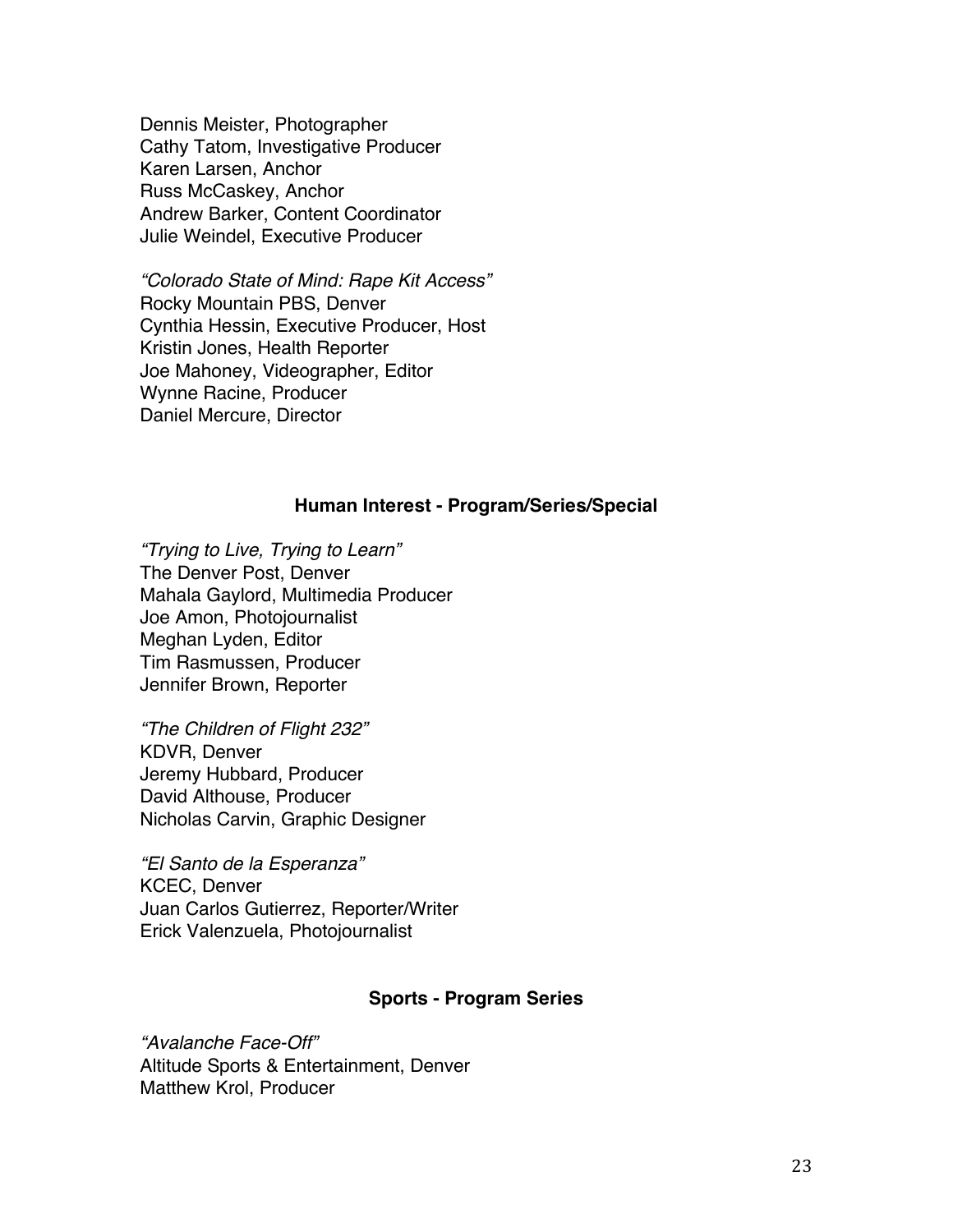Dennis Meister, Photographer
Cathy Tatom, Investigative Producer
Karen Larsen, Anchor
Russ McCaskey, Anchor
Andrew Barker, Content Coordinator
Julie Weindel, Executive Producer

*"Colorado State of Mind: Rape Kit Access"*
Rocky Mountain PBS, Denver
Cynthia Hessin, Executive Producer, Host
Kristin Jones, Health Reporter
Joe Mahoney, Videographer, Editor
Wynne Racine, Producer
Daniel Mercure, Director

**Human Interest - Program/Series/Special**

*"Trying to Live, Trying to Learn"*
The Denver Post, Denver
Mahala Gaylord, Multimedia Producer
Joe Amon, Photojournalist
Meghan Lyden, Editor
Tim Rasmussen, Producer
Jennifer Brown, Reporter

*"The Children of Flight 232"*
KDVR, Denver
Jeremy Hubbard, Producer
David Althouse, Producer
Nicholas Carvin, Graphic Designer

*"El Santo de la Esperanza"*
KCEC, Denver
Juan Carlos Gutierrez, Reporter/Writer
Erick Valenzuela, Photojournalist

**Sports - Program Series**

*"Avalanche Face-Off"*
Altitude Sports & Entertainment, Denver
Matthew Krol, Producer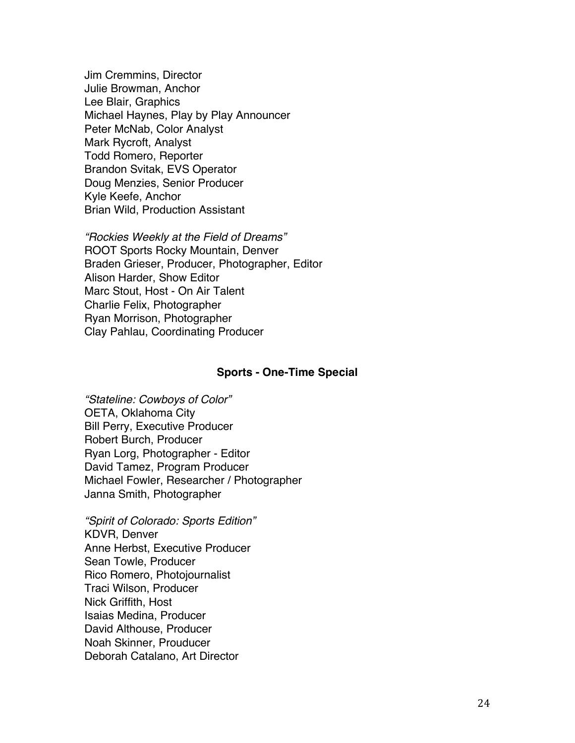Jim Cremmins, Director
Julie Browman, Anchor
Lee Blair, Graphics
Michael Haynes, Play by Play Announcer
Peter McNab, Color Analyst
Mark Rycroft, Analyst
Todd Romero, Reporter
Brandon Svitak, EVS Operator
Doug Menzies, Senior Producer
Kyle Keefe, Anchor
Brian Wild, Production Assistant

*"Rockies Weekly at the Field of Dreams"*
ROOT Sports Rocky Mountain, Denver
Braden Grieser, Producer, Photographer, Editor
Alison Harder, Show Editor
Marc Stout, Host - On Air Talent
Charlie Felix, Photographer
Ryan Morrison, Photographer
Clay Pahlau, Coordinating Producer

**Sports - One-Time Special**

*"Stateline: Cowboys of Color"*
OETA, Oklahoma City
Bill Perry, Executive Producer
Robert Burch, Producer
Ryan Lorg, Photographer - Editor
David Tamez, Program Producer
Michael Fowler, Researcher / Photographer
Janna Smith, Photographer

*"Spirit of Colorado: Sports Edition"*
KDVR, Denver
Anne Herbst, Executive Producer
Sean Towle, Producer
Rico Romero, Photojournalist
Traci Wilson, Producer
Nick Griffith, Host
Isaias Medina, Producer
David Althouse, Producer
Noah Skinner, Prouducer
Deborah Catalano, Art Director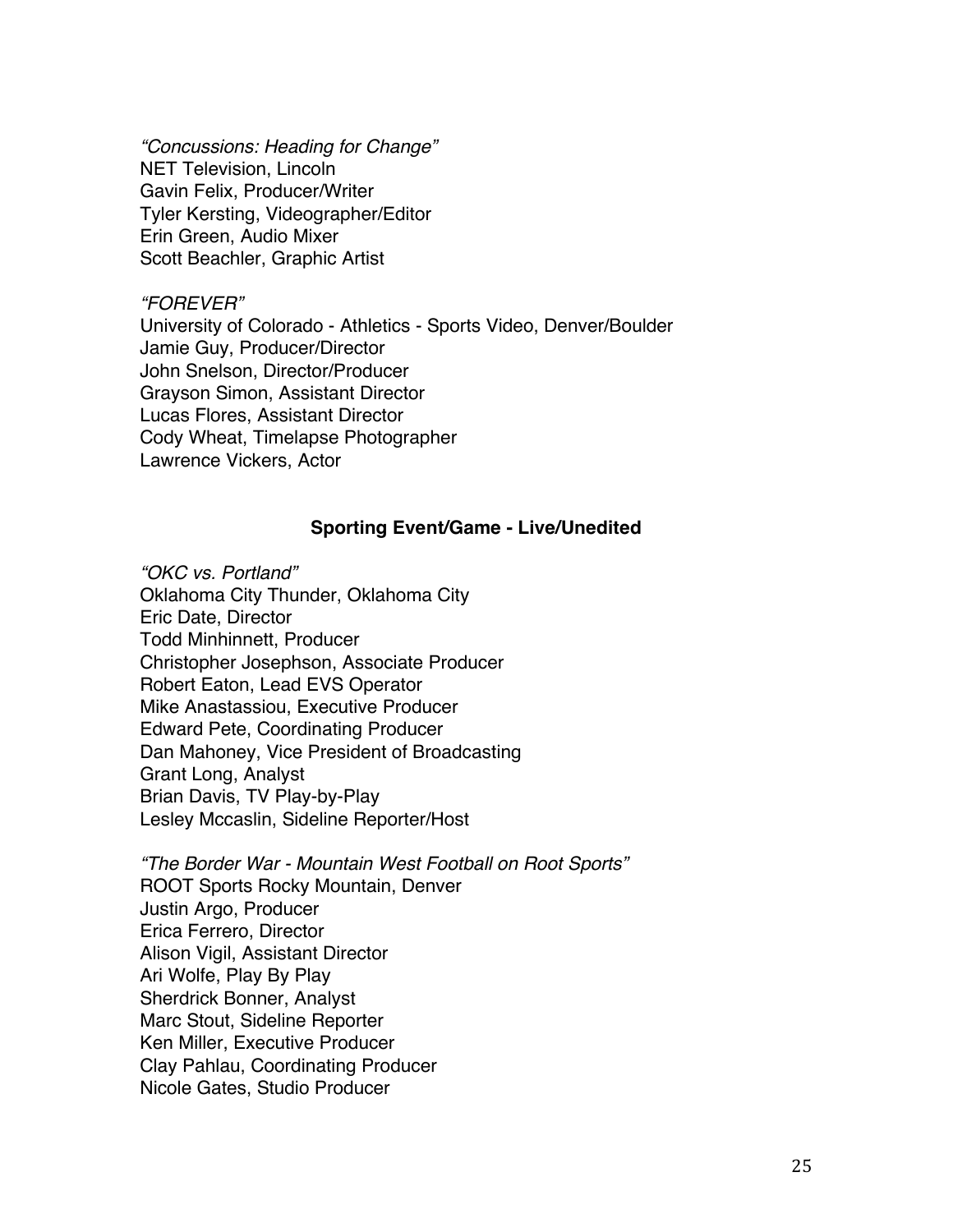*"Concussions: Heading for Change"*
NET Television, Lincoln
Gavin Felix, Producer/Writer
Tyler Kersting, Videographer/Editor
Erin Green, Audio Mixer
Scott Beachler, Graphic Artist

*"FOREVER"*
University of Colorado - Athletics - Sports Video, Denver/Boulder
Jamie Guy, Producer/Director
John Snelson, Director/Producer
Grayson Simon, Assistant Director
Lucas Flores, Assistant Director
Cody Wheat, Timelapse Photographer
Lawrence Vickers, Actor

**Sporting Event/Game - Live/Unedited**

*"OKC vs. Portland"*
Oklahoma City Thunder, Oklahoma City
Eric Date, Director
Todd Minhinnett, Producer
Christopher Josephson, Associate Producer
Robert Eaton, Lead EVS Operator
Mike Anastassiou, Executive Producer
Edward Pete, Coordinating Producer
Dan Mahoney, Vice President of Broadcasting
Grant Long, Analyst
Brian Davis, TV Play-by-Play
Lesley Mccaslin, Sideline Reporter/Host

*"The Border War - Mountain West Football on Root Sports"*
ROOT Sports Rocky Mountain, Denver
Justin Argo, Producer
Erica Ferrero, Director
Alison Vigil, Assistant Director
Ari Wolfe, Play By Play
Sherdrick Bonner, Analyst
Marc Stout, Sideline Reporter
Ken Miller, Executive Producer
Clay Pahlau, Coordinating Producer
Nicole Gates, Studio Producer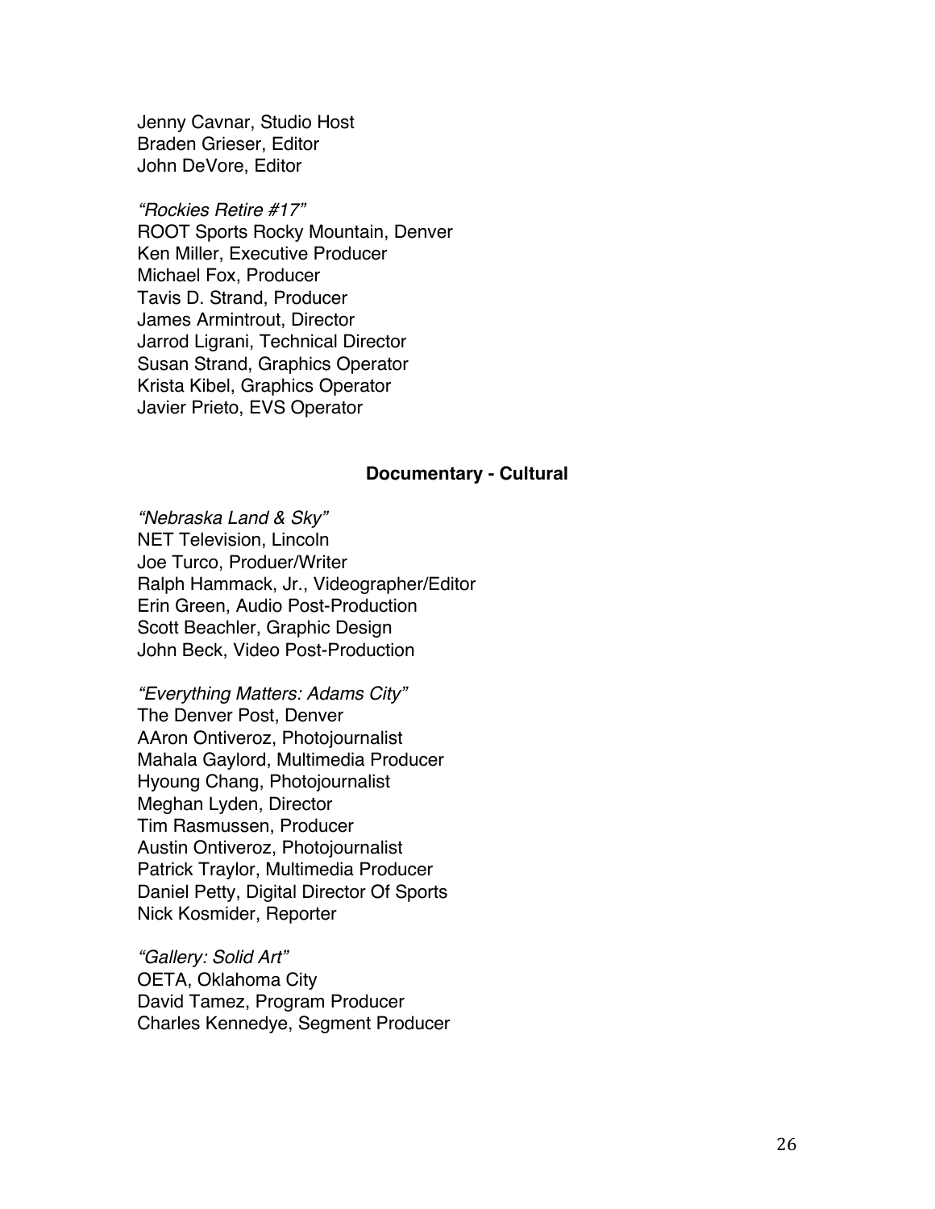Jenny Cavnar, Studio Host
Braden Grieser, Editor
John DeVore, Editor

*"Rockies Retire #17"*
ROOT Sports Rocky Mountain, Denver
Ken Miller, Executive Producer
Michael Fox, Producer
Tavis D. Strand, Producer
James Armintrout, Director
Jarrod Ligrani, Technical Director
Susan Strand, Graphics Operator
Krista Kibel, Graphics Operator
Javier Prieto, EVS Operator

**Documentary - Cultural**

*"Nebraska Land & Sky"*
NET Television, Lincoln
Joe Turco, Produer/Writer
Ralph Hammack, Jr., Videographer/Editor
Erin Green, Audio Post-Production
Scott Beachler, Graphic Design
John Beck, Video Post-Production

*"Everything Matters: Adams City"*
The Denver Post, Denver
AAron Ontiveroz, Photojournalist
Mahala Gaylord, Multimedia Producer
Hyoung Chang, Photojournalist
Meghan Lyden, Director
Tim Rasmussen, Producer
Austin Ontiveroz, Photojournalist
Patrick Traylor, Multimedia Producer
Daniel Petty, Digital Director Of Sports
Nick Kosmider, Reporter

*"Gallery: Solid Art"*
OETA, Oklahoma City
David Tamez, Program Producer
Charles Kennedye, Segment Producer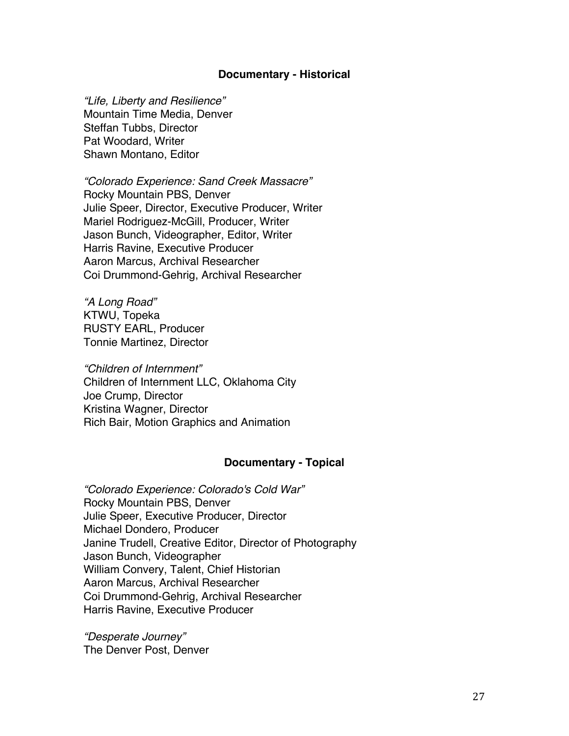## Documentary - Historical

*"Life, Liberty and Resilience"*
Mountain Time Media, Denver
Steffan Tubbs, Director
Pat Woodard, Writer
Shawn Montano, Editor

*"Colorado Experience: Sand Creek Massacre"*
Rocky Mountain PBS, Denver
Julie Speer, Director, Executive Producer, Writer
Mariel Rodriguez-McGill, Producer, Writer
Jason Bunch, Videographer, Editor, Writer
Harris Ravine, Executive Producer
Aaron Marcus, Archival Researcher
Coi Drummond-Gehrig, Archival Researcher

*"A Long Road"*
KTWU, Topeka
RUSTY EARL, Producer
Tonnie Martinez, Director

*"Children of Internment"*
Children of Internment LLC, Oklahoma City
Joe Crump, Director
Kristina Wagner, Director
Rich Bair, Motion Graphics and Animation

## Documentary - Topical

*"Colorado Experience: Colorado's Cold War"*
Rocky Mountain PBS, Denver
Julie Speer, Executive Producer, Director
Michael Dondero, Producer
Janine Trudell, Creative Editor, Director of Photography
Jason Bunch, Videographer
William Convery, Talent, Chief Historian
Aaron Marcus, Archival Researcher
Coi Drummond-Gehrig, Archival Researcher
Harris Ravine, Executive Producer

*"Desperate Journey"*
The Denver Post, Denver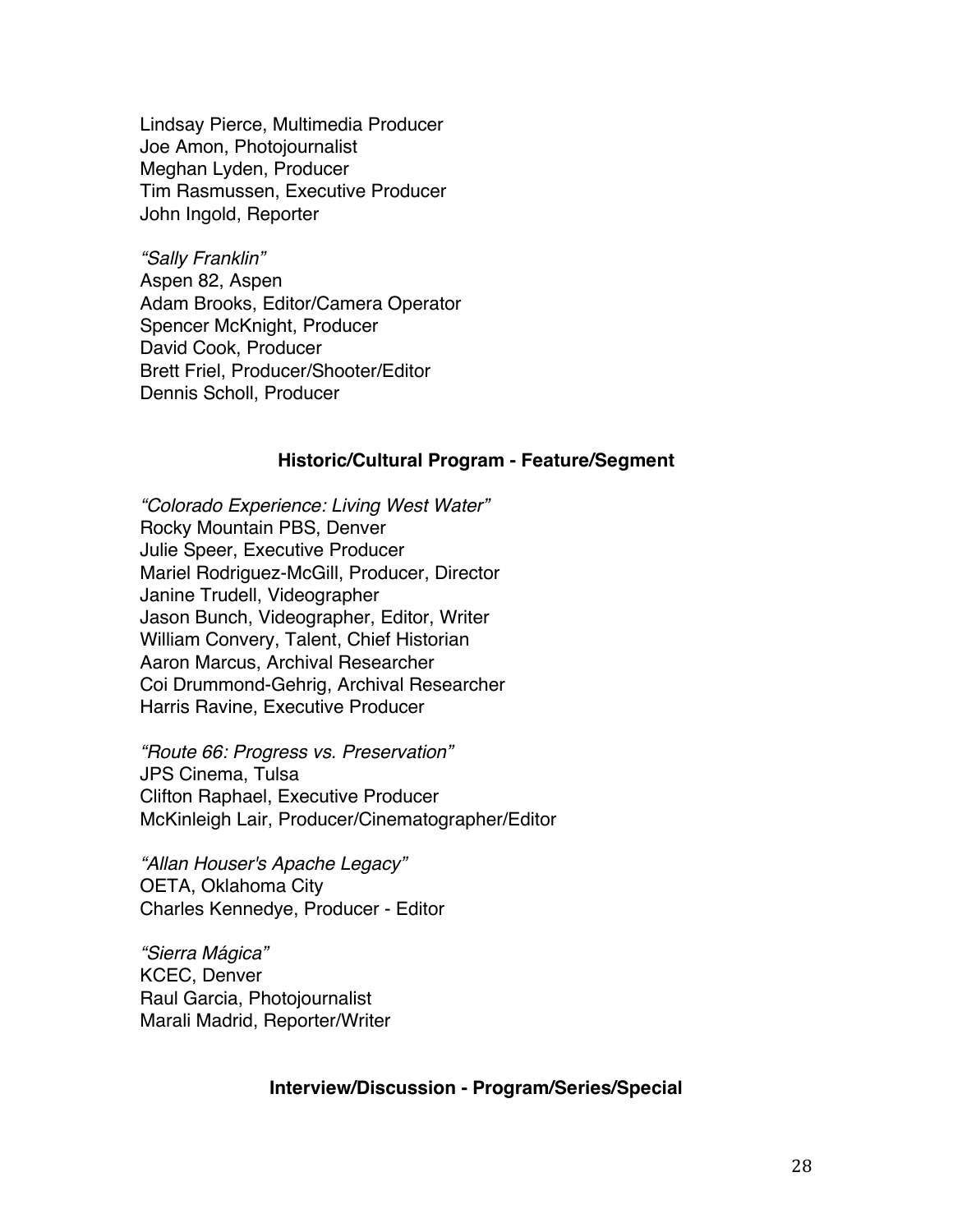Lindsay Pierce, Multimedia Producer
Joe Amon, Photojournalist
Meghan Lyden, Producer
Tim Rasmussen, Executive Producer
John Ingold, Reporter

*"Sally Franklin"*
Aspen 82, Aspen
Adam Brooks, Editor/Camera Operator
Spencer McKnight, Producer
David Cook, Producer
Brett Friel, Producer/Shooter/Editor
Dennis Scholl, Producer

**Historic/Cultural Program - Feature/Segment**

*"Colorado Experience: Living West Water"*
Rocky Mountain PBS, Denver
Julie Speer, Executive Producer
Mariel Rodriguez-McGill, Producer, Director
Janine Trudell, Videographer
Jason Bunch, Videographer, Editor, Writer
William Convery, Talent, Chief Historian
Aaron Marcus, Archival Researcher
Coi Drummond-Gehrig, Archival Researcher
Harris Ravine, Executive Producer

*"Route 66: Progress vs. Preservation"*
JPS Cinema, Tulsa
Clifton Raphael, Executive Producer
McKinleigh Lair, Producer/Cinematographer/Editor

*"Allan Houser's Apache Legacy"*
OETA, Oklahoma City
Charles Kennedye, Producer - Editor

*"Sierra Mágica"*
KCEC, Denver
Raul Garcia, Photojournalist
Marali Madrid, Reporter/Writer

**Interview/Discussion - Program/Series/Special**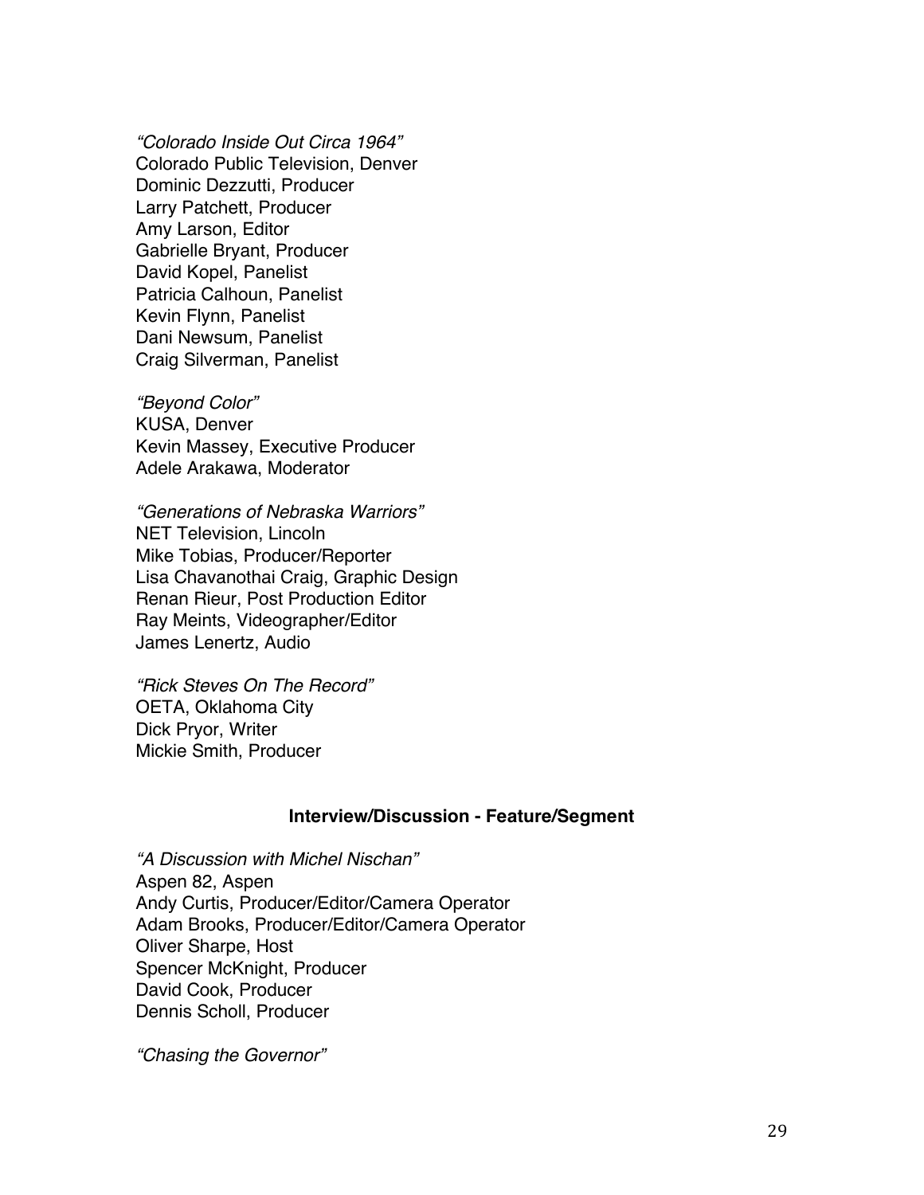*"Colorado Inside Out Circa 1964"*
Colorado Public Television, Denver
Dominic Dezzutti, Producer
Larry Patchett, Producer
Amy Larson, Editor
Gabrielle Bryant, Producer
David Kopel, Panelist
Patricia Calhoun, Panelist
Kevin Flynn, Panelist
Dani Newsum, Panelist
Craig Silverman, Panelist

*"Beyond Color"*
KUSA, Denver
Kevin Massey, Executive Producer
Adele Arakawa, Moderator

*"Generations of Nebraska Warriors"*
NET Television, Lincoln
Mike Tobias, Producer/Reporter
Lisa Chavanothai Craig, Graphic Design
Renan Rieur, Post Production Editor
Ray Meints, Videographer/Editor
James Lenertz, Audio

*"Rick Steves On The Record"*
OETA, Oklahoma City
Dick Pryor, Writer
Mickie Smith, Producer

**Interview/Discussion - Feature/Segment**

*"A Discussion with Michel Nischan"*
Aspen 82, Aspen
Andy Curtis, Producer/Editor/Camera Operator
Adam Brooks, Producer/Editor/Camera Operator
Oliver Sharpe, Host
Spencer McKnight, Producer
David Cook, Producer
Dennis Scholl, Producer

*"Chasing the Governor"*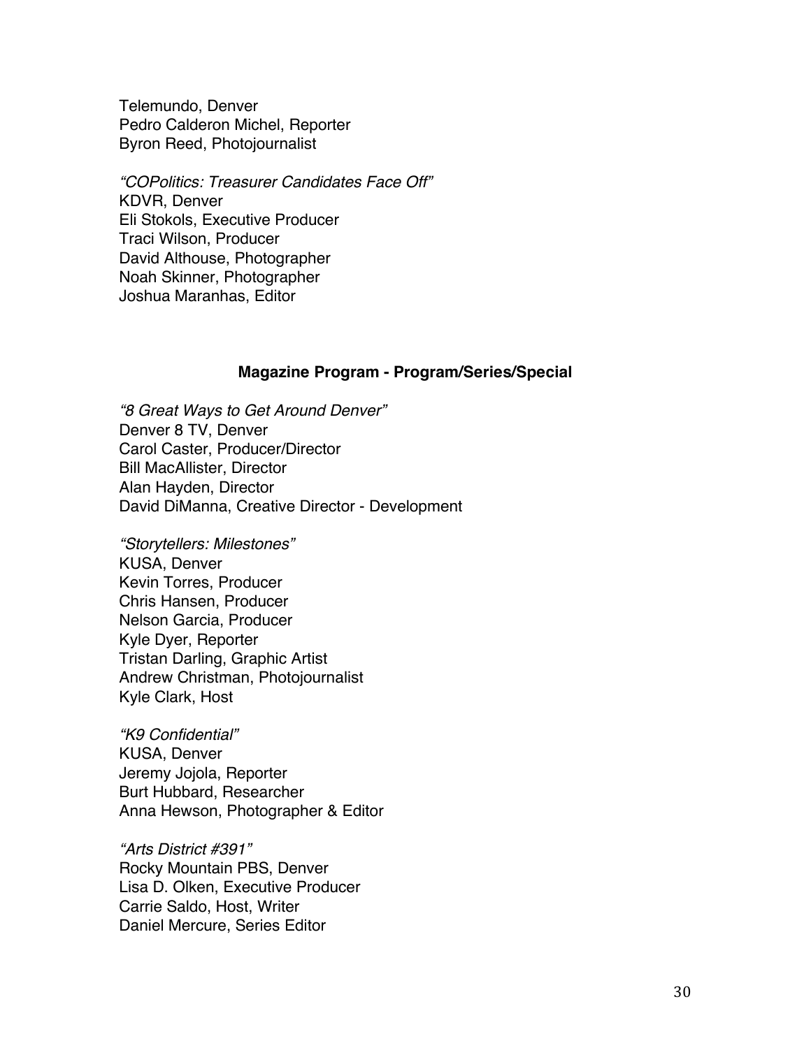Telemundo, Denver
Pedro Calderon Michel, Reporter
Byron Reed, Photojournalist

*"COPolitics: Treasurer Candidates Face Off"*
KDVR, Denver
Eli Stokols, Executive Producer
Traci Wilson, Producer
David Althouse, Photographer
Noah Skinner, Photographer
Joshua Maranhas, Editor

### Magazine Program - Program/Series/Special

*"8 Great Ways to Get Around Denver"*
Denver 8 TV, Denver
Carol Caster, Producer/Director
Bill MacAllister, Director
Alan Hayden, Director
David DiManna, Creative Director - Development

*"Storytellers: Milestones"*
KUSA, Denver
Kevin Torres, Producer
Chris Hansen, Producer
Nelson Garcia, Producer
Kyle Dyer, Reporter
Tristan Darling, Graphic Artist
Andrew Christman, Photojournalist
Kyle Clark, Host

*"K9 Confidential"*
KUSA, Denver
Jeremy Jojola, Reporter
Burt Hubbard, Researcher
Anna Hewson, Photographer & Editor

*"Arts District #391"*
Rocky Mountain PBS, Denver
Lisa D. Olken, Executive Producer
Carrie Saldo, Host, Writer
Daniel Mercure, Series Editor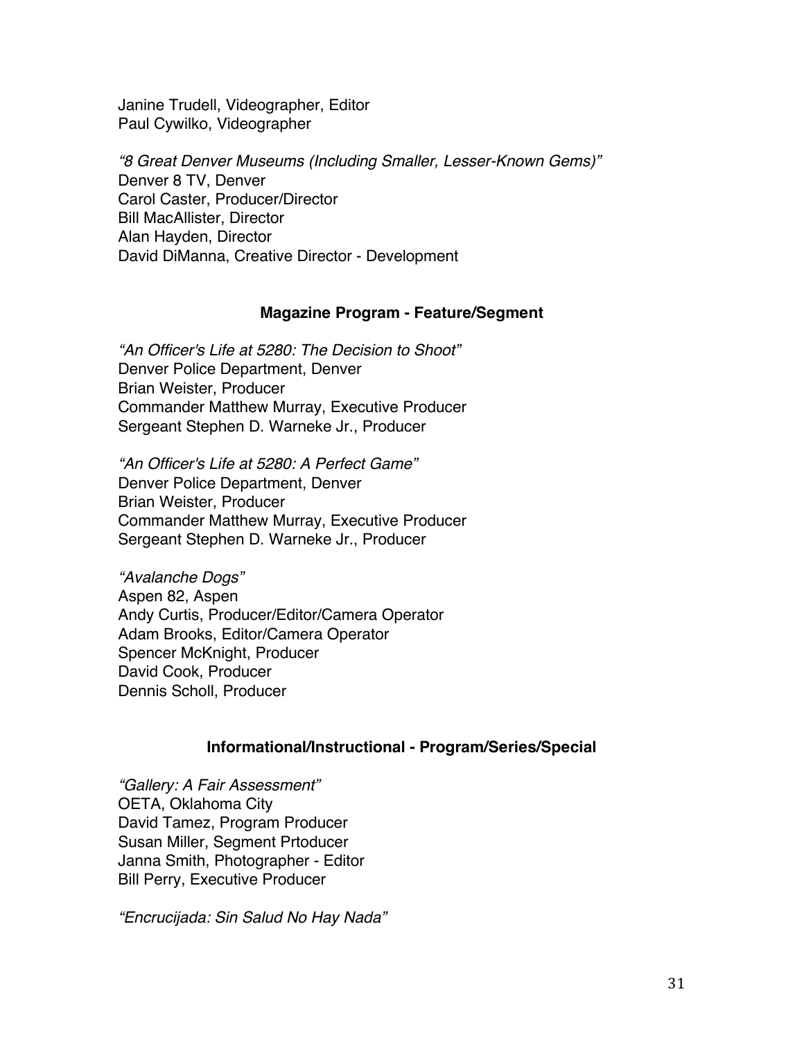Janine Trudell, Videographer, Editor
Paul Cywilko, Videographer

*"8 Great Denver Museums (Including Smaller, Lesser-Known Gems)"*
Denver 8 TV, Denver
Carol Caster, Producer/Director
Bill MacAllister, Director
Alan Hayden, Director
David DiManna, Creative Director - Development

### Magazine Program - Feature/Segment

*"An Officer's Life at 5280: The Decision to Shoot"*
Denver Police Department, Denver
Brian Weister, Producer
Commander Matthew Murray, Executive Producer
Sergeant Stephen D. Warneke Jr., Producer

*"An Officer's Life at 5280: A Perfect Game"*
Denver Police Department, Denver
Brian Weister, Producer
Commander Matthew Murray, Executive Producer
Sergeant Stephen D. Warneke Jr., Producer

*"Avalanche Dogs"*
Aspen 82, Aspen
Andy Curtis, Producer/Editor/Camera Operator
Adam Brooks, Editor/Camera Operator
Spencer McKnight, Producer
David Cook, Producer
Dennis Scholl, Producer

### Informational/Instructional - Program/Series/Special

*"Gallery: A Fair Assessment"*
OETA, Oklahoma City
David Tamez, Program Producer
Susan Miller, Segment Prtoducer
Janna Smith, Photographer - Editor
Bill Perry, Executive Producer

*"Encrucijada: Sin Salud No Hay Nada"*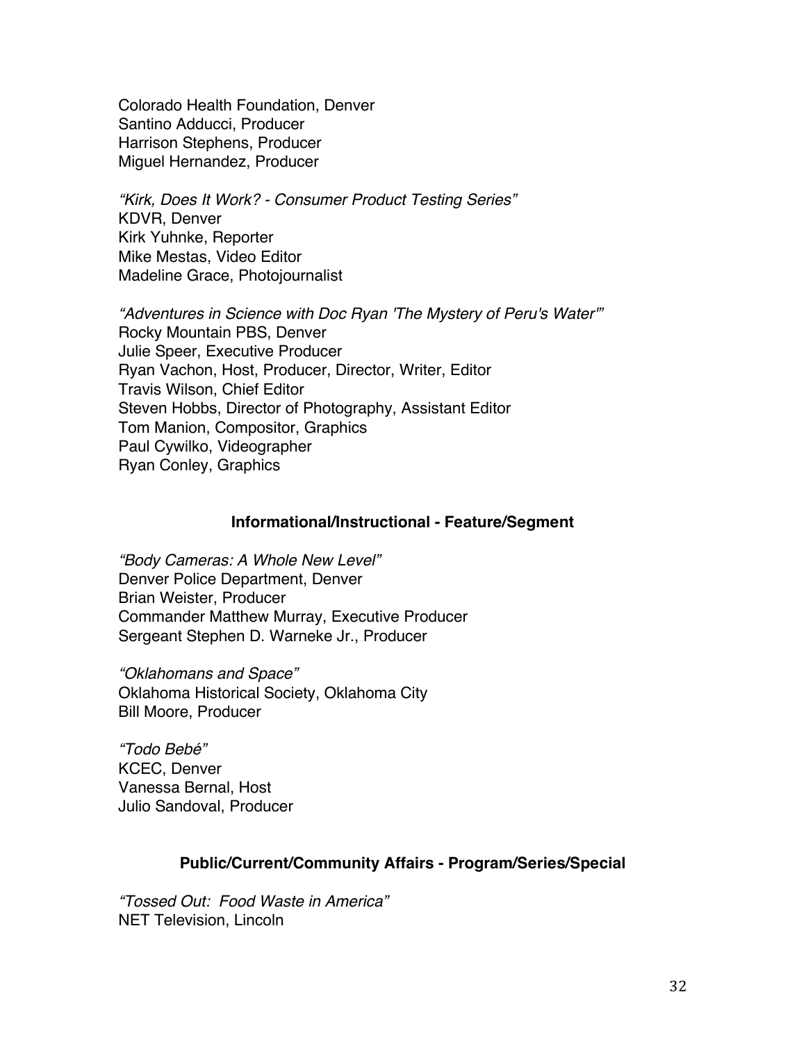Colorado Health Foundation, Denver
Santino Adducci, Producer
Harrison Stephens, Producer
Miguel Hernandez, Producer

*"Kirk, Does It Work? - Consumer Product Testing Series"*
KDVR, Denver
Kirk Yuhnke, Reporter
Mike Mestas, Video Editor
Madeline Grace, Photojournalist

*"Adventures in Science with Doc Ryan 'The Mystery of Peru's Water'"*
Rocky Mountain PBS, Denver
Julie Speer, Executive Producer
Ryan Vachon, Host, Producer, Director, Writer, Editor
Travis Wilson, Chief Editor
Steven Hobbs, Director of Photography, Assistant Editor
Tom Manion, Compositor, Graphics
Paul Cywilko, Videographer
Ryan Conley, Graphics

### Informational/Instructional - Feature/Segment

*"Body Cameras: A Whole New Level"*
Denver Police Department, Denver
Brian Weister, Producer
Commander Matthew Murray, Executive Producer
Sergeant Stephen D. Warneke Jr., Producer

*"Oklahomans and Space"*
Oklahoma Historical Society, Oklahoma City
Bill Moore, Producer

*"Todo Bebé"*
KCEC, Denver
Vanessa Bernal, Host
Julio Sandoval, Producer

### Public/Current/Community Affairs - Program/Series/Special

*"Tossed Out: Food Waste in America"*
NET Television, Lincoln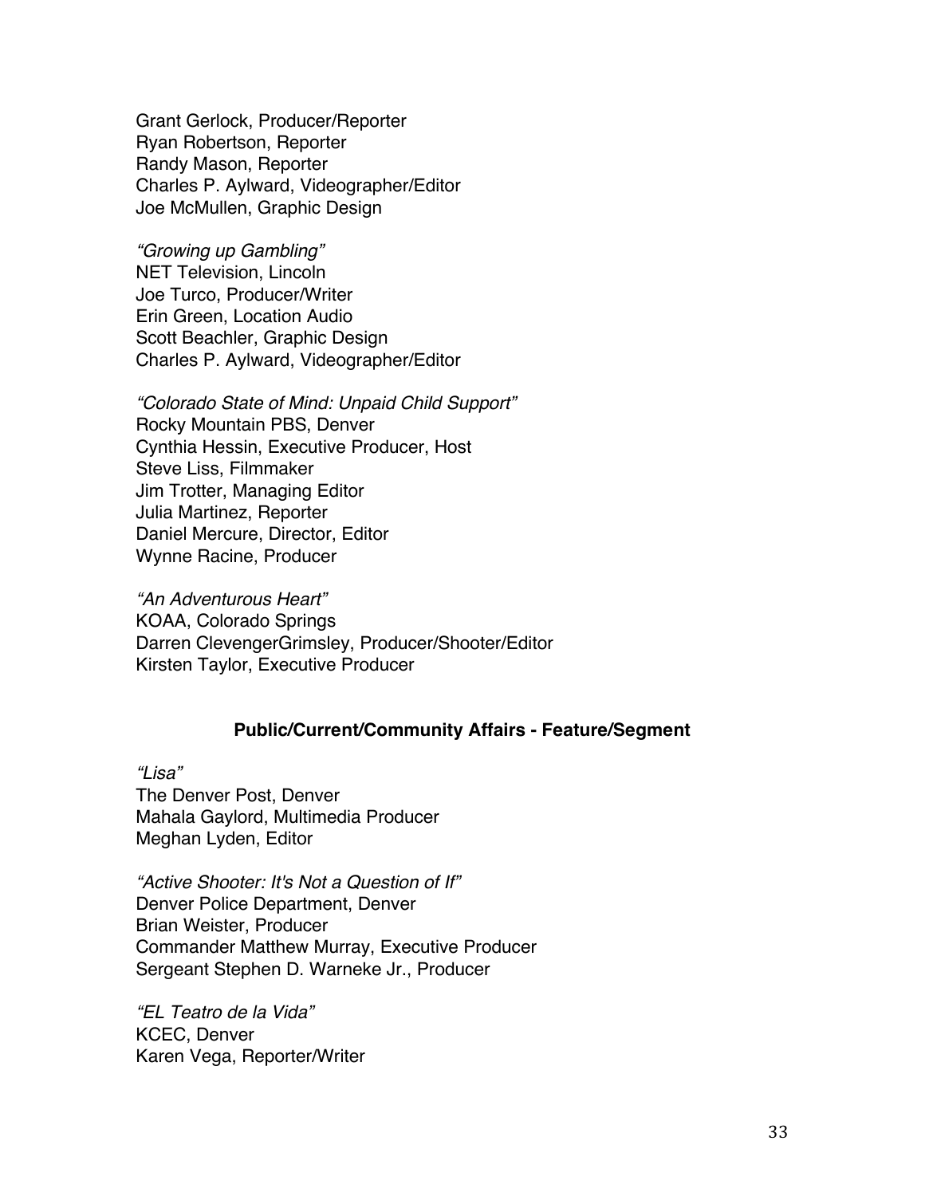Grant Gerlock, Producer/Reporter
Ryan Robertson, Reporter
Randy Mason, Reporter
Charles P. Aylward, Videographer/Editor
Joe McMullen, Graphic Design

*"Growing up Gambling"*
NET Television, Lincoln
Joe Turco, Producer/Writer
Erin Green, Location Audio
Scott Beachler, Graphic Design
Charles P. Aylward, Videographer/Editor

*"Colorado State of Mind: Unpaid Child Support"*
Rocky Mountain PBS, Denver
Cynthia Hessin, Executive Producer, Host
Steve Liss, Filmmaker
Jim Trotter, Managing Editor
Julia Martinez, Reporter
Daniel Mercure, Director, Editor
Wynne Racine, Producer

*"An Adventurous Heart"*
KOAA, Colorado Springs
Darren ClevengerGrimsley, Producer/Shooter/Editor
Kirsten Taylor, Executive Producer

### Public/Current/Community Affairs - Feature/Segment

*"Lisa"*
The Denver Post, Denver
Mahala Gaylord, Multimedia Producer
Meghan Lyden, Editor

*"Active Shooter: It's Not a Question of If"*
Denver Police Department, Denver
Brian Weister, Producer
Commander Matthew Murray, Executive Producer
Sergeant Stephen D. Warneke Jr., Producer

*"EL Teatro de la Vida"*
KCEC, Denver
Karen Vega, Reporter/Writer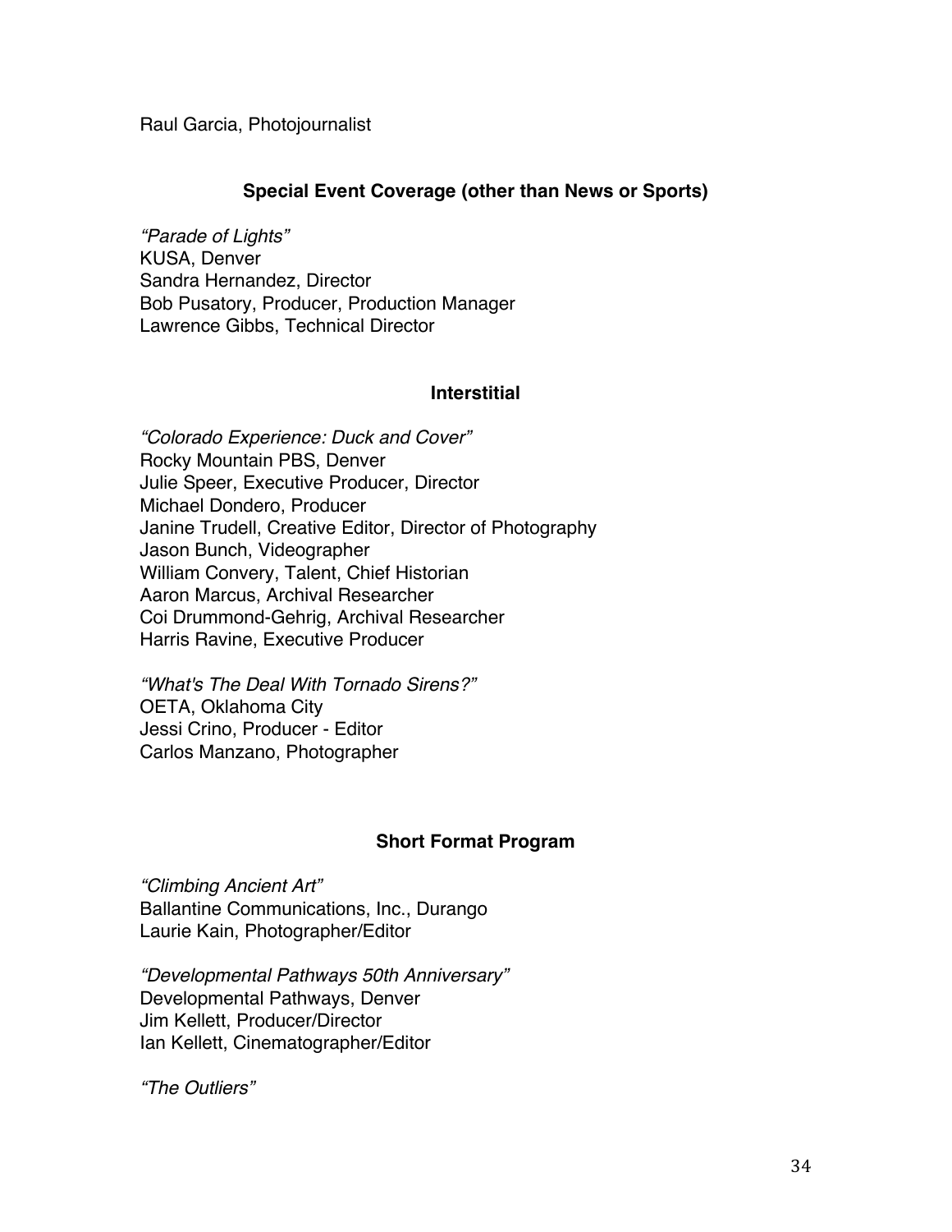Raul Garcia, Photojournalist

### Special Event Coverage (other than News or Sports)

*"Parade of Lights"*
KUSA, Denver
Sandra Hernandez, Director
Bob Pusatory, Producer, Production Manager
Lawrence Gibbs, Technical Director

### Interstitial

*"Colorado Experience: Duck and Cover"*
Rocky Mountain PBS, Denver
Julie Speer, Executive Producer, Director
Michael Dondero, Producer
Janine Trudell, Creative Editor, Director of Photography
Jason Bunch, Videographer
William Convery, Talent, Chief Historian
Aaron Marcus, Archival Researcher
Coi Drummond-Gehrig, Archival Researcher
Harris Ravine, Executive Producer

*"What's The Deal With Tornado Sirens?"*
OETA, Oklahoma City
Jessi Crino, Producer - Editor
Carlos Manzano, Photographer

### Short Format Program

*"Climbing Ancient Art"*
Ballantine Communications, Inc., Durango
Laurie Kain, Photographer/Editor

*"Developmental Pathways 50th Anniversary"*
Developmental Pathways, Denver
Jim Kellett, Producer/Director
Ian Kellett, Cinematographer/Editor

*"The Outliers"*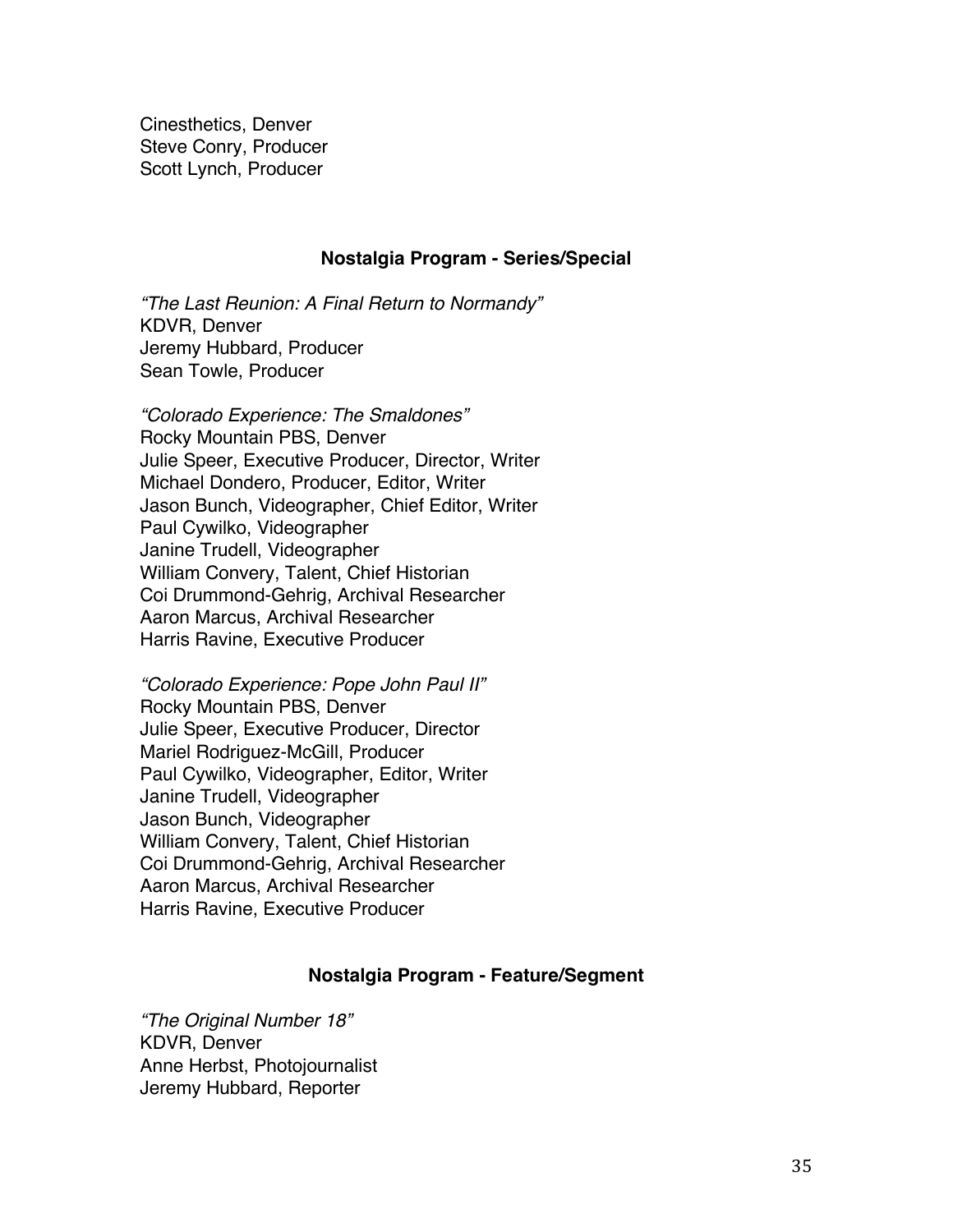Cinesthetics, Denver
Steve Conry, Producer
Scott Lynch, Producer

## Nostalgia Program - Series/Special

*"The Last Reunion: A Final Return to Normandy"*
KDVR, Denver
Jeremy Hubbard, Producer
Sean Towle, Producer

*"Colorado Experience: The Smaldones"*
Rocky Mountain PBS, Denver
Julie Speer, Executive Producer, Director, Writer
Michael Dondero, Producer, Editor, Writer
Jason Bunch, Videographer, Chief Editor, Writer
Paul Cywilko, Videographer
Janine Trudell, Videographer
William Convery, Talent, Chief Historian
Coi Drummond-Gehrig, Archival Researcher
Aaron Marcus, Archival Researcher
Harris Ravine, Executive Producer

*"Colorado Experience: Pope John Paul II"*
Rocky Mountain PBS, Denver
Julie Speer, Executive Producer, Director
Mariel Rodriguez-McGill, Producer
Paul Cywilko, Videographer, Editor, Writer
Janine Trudell, Videographer
Jason Bunch, Videographer
William Convery, Talent, Chief Historian
Coi Drummond-Gehrig, Archival Researcher
Aaron Marcus, Archival Researcher
Harris Ravine, Executive Producer

## Nostalgia Program - Feature/Segment

*"The Original Number 18"*
KDVR, Denver
Anne Herbst, Photojournalist
Jeremy Hubbard, Reporter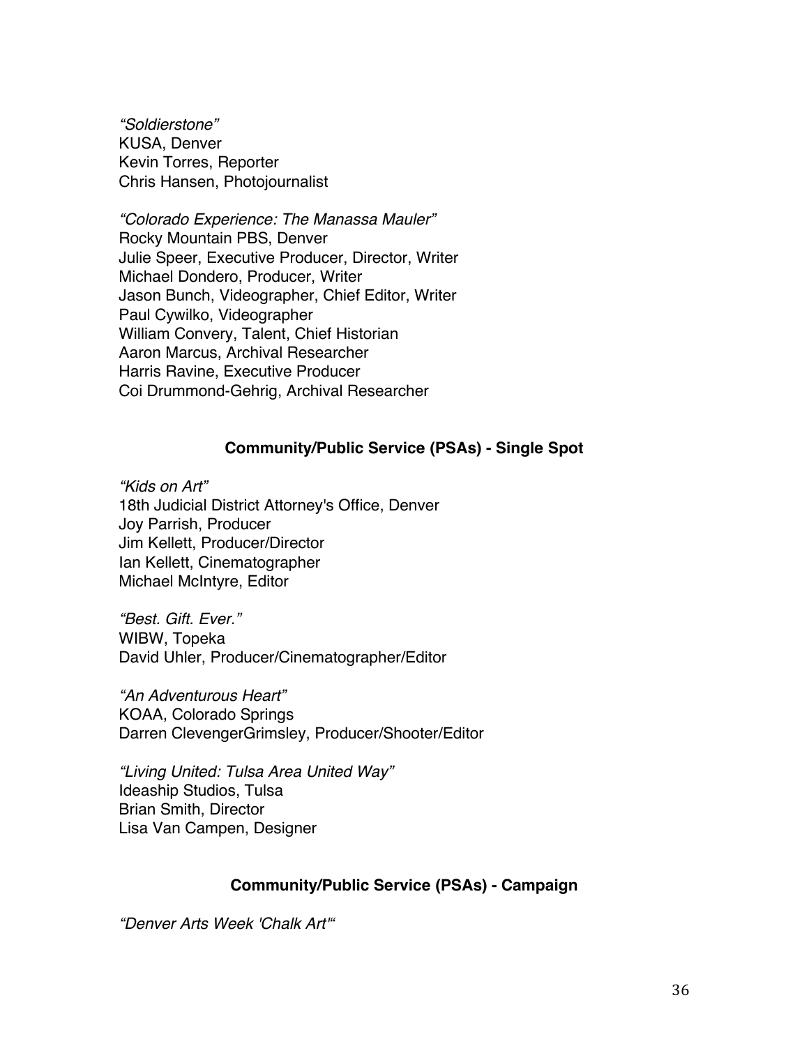*"Soldierstone"*
KUSA, Denver
Kevin Torres, Reporter
Chris Hansen, Photojournalist

*"Colorado Experience: The Manassa Mauler"*
Rocky Mountain PBS, Denver
Julie Speer, Executive Producer, Director, Writer
Michael Dondero, Producer, Writer
Jason Bunch, Videographer, Chief Editor, Writer
Paul Cywilko, Videographer
William Convery, Talent, Chief Historian
Aaron Marcus, Archival Researcher
Harris Ravine, Executive Producer
Coi Drummond-Gehrig, Archival Researcher

**Community/Public Service (PSAs) - Single Spot**

*"Kids on Art"*
18th Judicial District Attorney's Office, Denver
Joy Parrish, Producer
Jim Kellett, Producer/Director
Ian Kellett, Cinematographer
Michael McIntyre, Editor

*"Best. Gift. Ever."*
WIBW, Topeka
David Uhler, Producer/Cinematographer/Editor

*"An Adventurous Heart"*
KOAA, Colorado Springs
Darren ClevengerGrimsley, Producer/Shooter/Editor

*"Living United: Tulsa Area United Way"*
Ideaship Studios, Tulsa
Brian Smith, Director
Lisa Van Campen, Designer

**Community/Public Service (PSAs) - Campaign**

*"Denver Arts Week 'Chalk Art'"*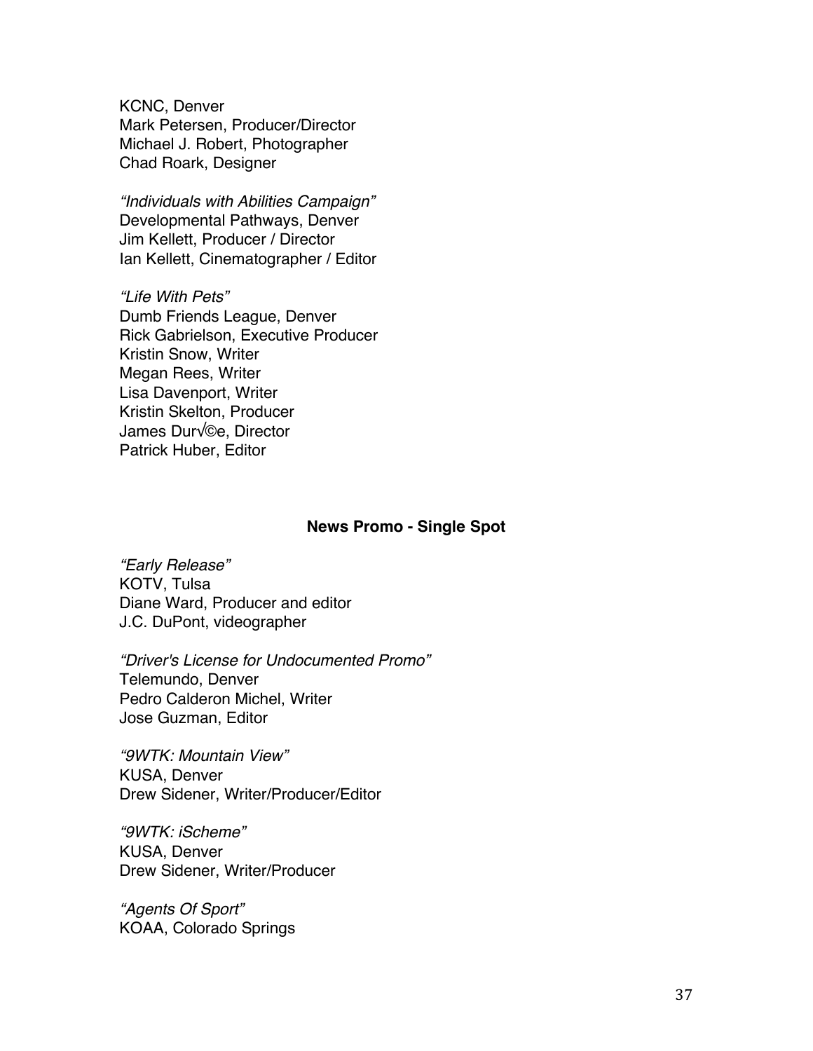KCNC, Denver
Mark Petersen, Producer/Director
Michael J. Robert, Photographer
Chad Roark, Designer

*"Individuals with Abilities Campaign"*
Developmental Pathways, Denver
Jim Kellett, Producer / Director
Ian Kellett, Cinematographer / Editor

*"Life With Pets"*
Dumb Friends League, Denver
Rick Gabrielson, Executive Producer
Kristin Snow, Writer
Megan Rees, Writer
Lisa Davenport, Writer
Kristin Skelton, Producer
James Dur√©e, Director
Patrick Huber, Editor

**News Promo - Single Spot**

*"Early Release"*
KOTV, Tulsa
Diane Ward, Producer and editor
J.C. DuPont, videographer

*"Driver's License for Undocumented Promo"*
Telemundo, Denver
Pedro Calderon Michel, Writer
Jose Guzman, Editor

*"9WTK: Mountain View"*
KUSA, Denver
Drew Sidener, Writer/Producer/Editor

*"9WTK: iScheme"*
KUSA, Denver
Drew Sidener, Writer/Producer

*"Agents Of Sport"*
KOAA, Colorado Springs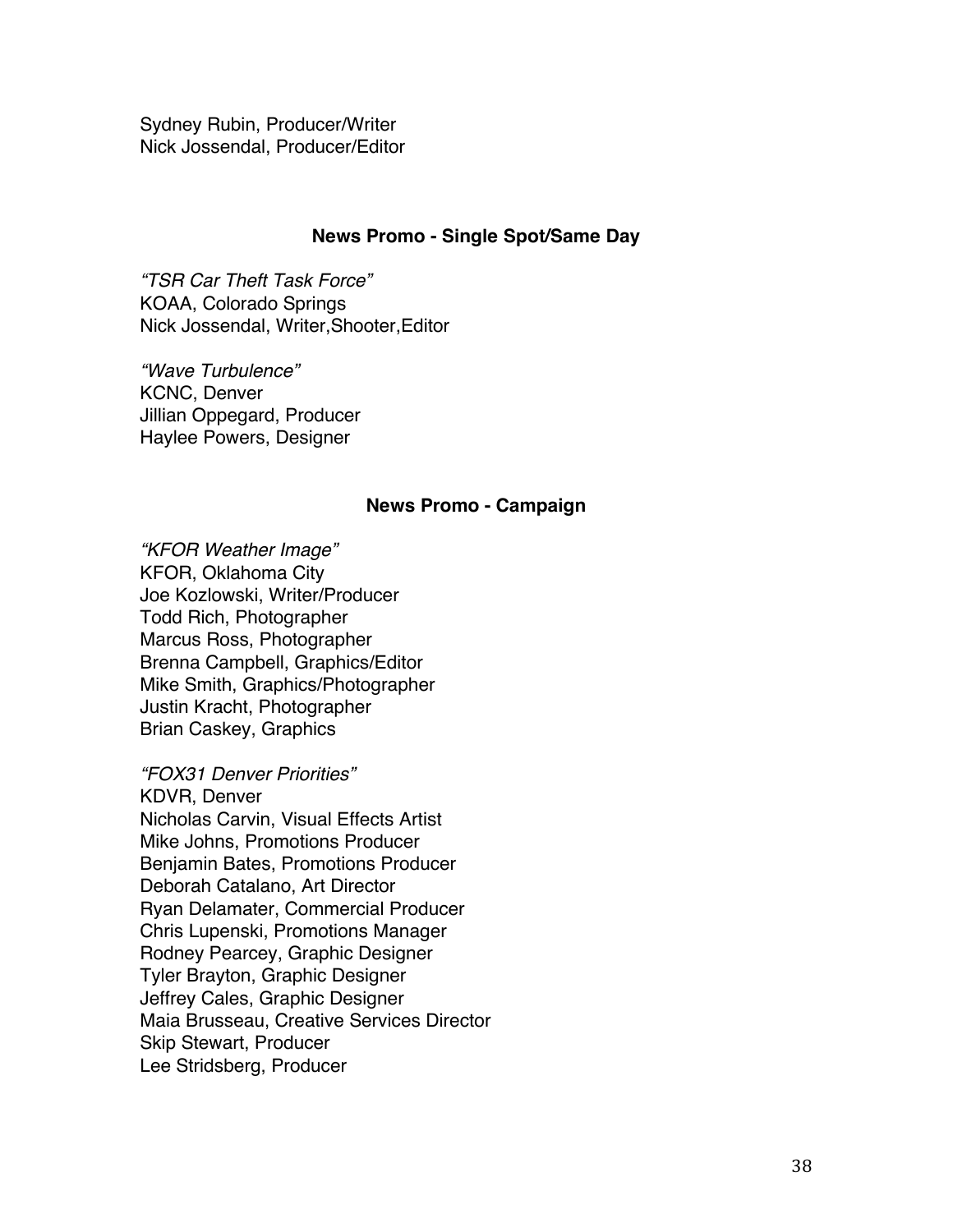Sydney Rubin, Producer/Writer
Nick Jossendal, Producer/Editor

### News Promo - Single Spot/Same Day

*“TSR Car Theft Task Force”*
KOAA, Colorado Springs
Nick Jossendal, Writer,Shooter,Editor

*“Wave Turbulence”*
KCNC, Denver
Jillian Oppegard, Producer
Haylee Powers, Designer

### News Promo - Campaign

*“KFOR Weather Image”*
KFOR, Oklahoma City
Joe Kozlowski, Writer/Producer
Todd Rich, Photographer
Marcus Ross, Photographer
Brenna Campbell, Graphics/Editor
Mike Smith, Graphics/Photographer
Justin Kracht, Photographer
Brian Caskey, Graphics

*“FOX31 Denver Priorities”*
KDVR, Denver
Nicholas Carvin, Visual Effects Artist
Mike Johns, Promotions Producer
Benjamin Bates, Promotions Producer
Deborah Catalano, Art Director
Ryan Delamater, Commercial Producer
Chris Lupenski, Promotions Manager
Rodney Pearcey, Graphic Designer
Tyler Brayton, Graphic Designer
Jeffrey Cales, Graphic Designer
Maia Brusseau, Creative Services Director
Skip Stewart, Producer
Lee Stridsberg, Producer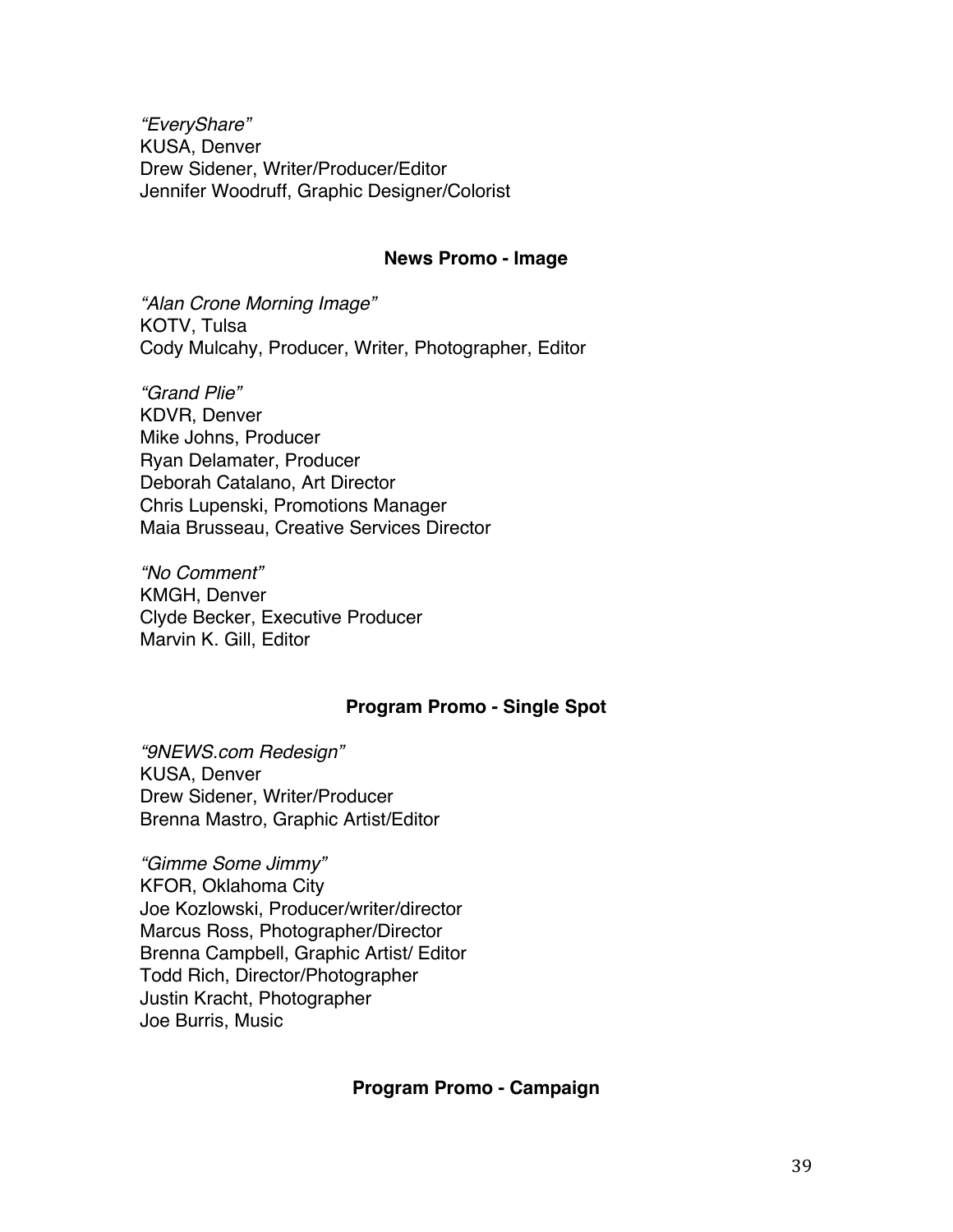*"EveryShare"*
KUSA, Denver
Drew Sidener, Writer/Producer/Editor
Jennifer Woodruff, Graphic Designer/Colorist

**News Promo - Image**

*"Alan Crone Morning Image"*
KOTV, Tulsa
Cody Mulcahy, Producer, Writer, Photographer, Editor

*"Grand Plie"*
KDVR, Denver
Mike Johns, Producer
Ryan Delamater, Producer
Deborah Catalano, Art Director
Chris Lupenski, Promotions Manager
Maia Brusseau, Creative Services Director

*"No Comment"*
KMGH, Denver
Clyde Becker, Executive Producer
Marvin K. Gill, Editor

**Program Promo - Single Spot**

*"9NEWS.com Redesign"*
KUSA, Denver
Drew Sidener, Writer/Producer
Brenna Mastro, Graphic Artist/Editor

*"Gimme Some Jimmy"*
KFOR, Oklahoma City
Joe Kozlowski, Producer/writer/director
Marcus Ross, Photographer/Director
Brenna Campbell, Graphic Artist/ Editor
Todd Rich, Director/Photographer
Justin Kracht, Photographer
Joe Burris, Music

**Program Promo - Campaign**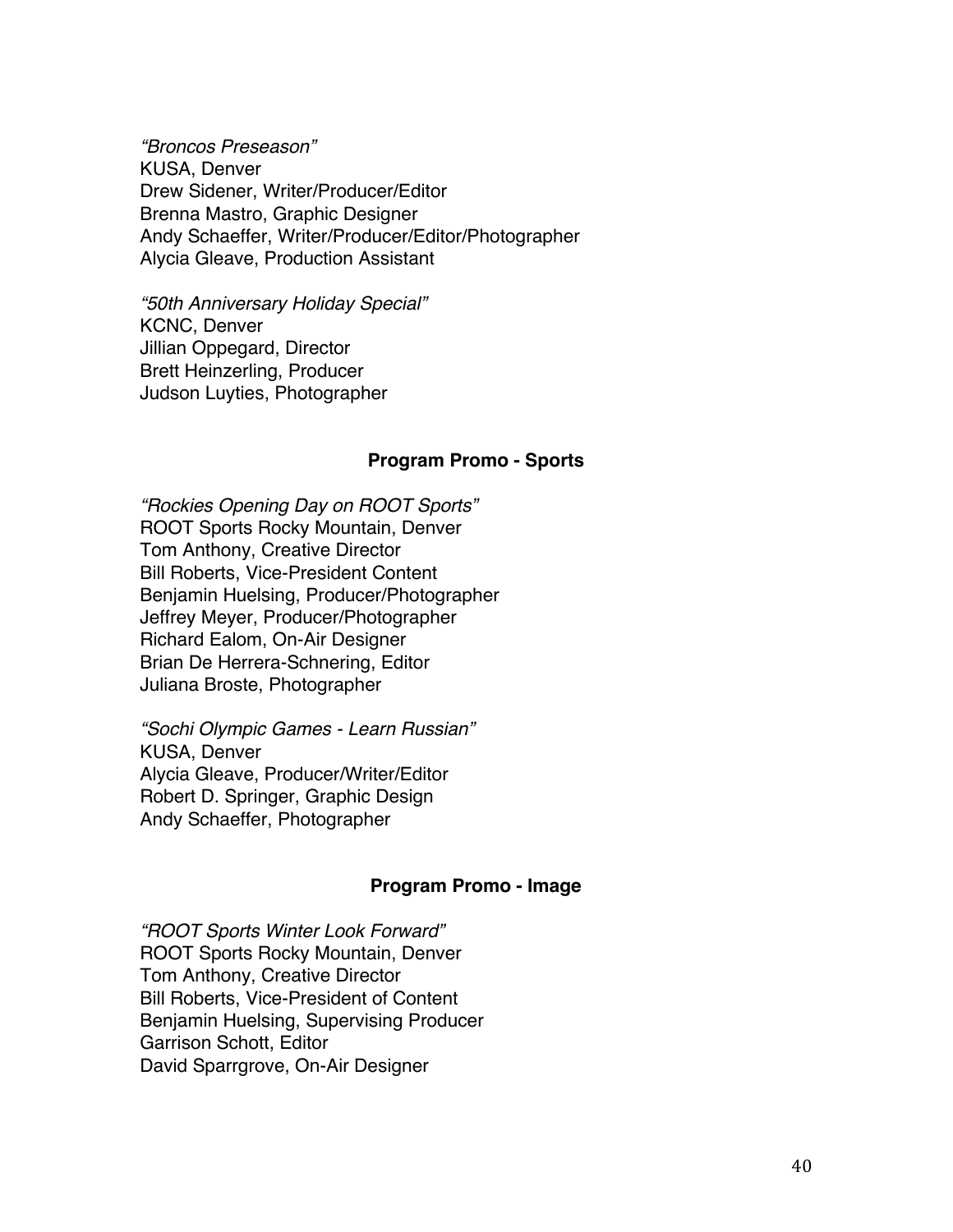*"Broncos Preseason"*
KUSA, Denver
Drew Sidener, Writer/Producer/Editor
Brenna Mastro, Graphic Designer
Andy Schaeffer, Writer/Producer/Editor/Photographer
Alycia Gleave, Production Assistant

*"50th Anniversary Holiday Special"*
KCNC, Denver
Jillian Oppegard, Director
Brett Heinzerling, Producer
Judson Luyties, Photographer

### Program Promo - Sports

*"Rockies Opening Day on ROOT Sports"*
ROOT Sports Rocky Mountain, Denver
Tom Anthony, Creative Director
Bill Roberts, Vice-President Content
Benjamin Huelsing, Producer/Photographer
Jeffrey Meyer, Producer/Photographer
Richard Ealom, On-Air Designer
Brian De Herrera-Schnering, Editor
Juliana Broste, Photographer

*"Sochi Olympic Games - Learn Russian"*
KUSA, Denver
Alycia Gleave, Producer/Writer/Editor
Robert D. Springer, Graphic Design
Andy Schaeffer, Photographer

### Program Promo - Image

*"ROOT Sports Winter Look Forward"*
ROOT Sports Rocky Mountain, Denver
Tom Anthony, Creative Director
Bill Roberts, Vice-President of Content
Benjamin Huelsing, Supervising Producer
Garrison Schott, Editor
David Sparrgrove, On-Air Designer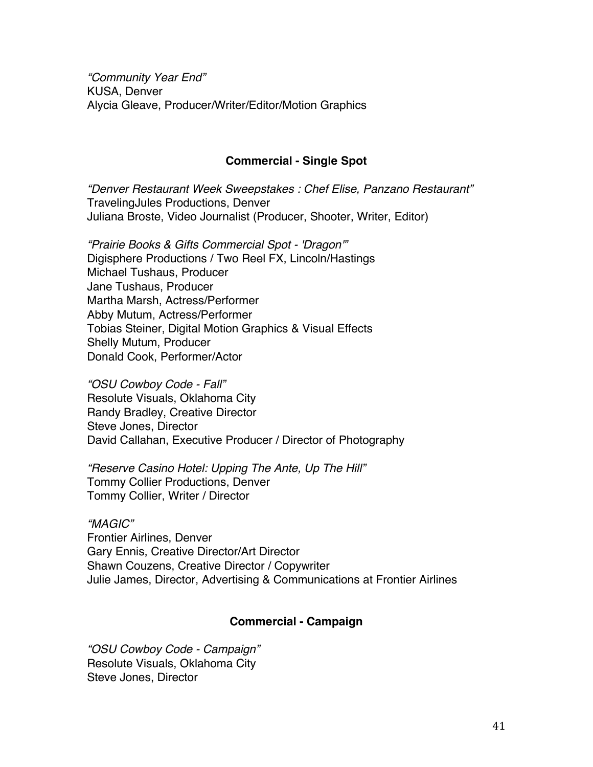*“Community Year End”*
KUSA, Denver
Alycia Gleave, Producer/Writer/Editor/Motion Graphics

**Commercial - Single Spot**

*“Denver Restaurant Week Sweepstakes : Chef Elise, Panzano Restaurant”*
TravelingJules Productions, Denver
Juliana Broste, Video Journalist (Producer, Shooter, Writer, Editor)

*“Prairie Books & Gifts Commercial Spot - 'Dragon'”*
Digisphere Productions / Two Reel FX, Lincoln/Hastings
Michael Tushaus, Producer
Jane Tushaus, Producer
Martha Marsh, Actress/Performer
Abby Mutum, Actress/Performer
Tobias Steiner, Digital Motion Graphics & Visual Effects
Shelly Mutum, Producer
Donald Cook, Performer/Actor

*“OSU Cowboy Code - Fall”*
Resolute Visuals, Oklahoma City
Randy Bradley, Creative Director
Steve Jones, Director
David Callahan, Executive Producer / Director of Photography

*“Reserve Casino Hotel: Upping The Ante, Up The Hill”*
Tommy Collier Productions, Denver
Tommy Collier, Writer / Director

*“MAGIC”*
Frontier Airlines, Denver
Gary Ennis, Creative Director/Art Director
Shawn Couzens, Creative Director / Copywriter
Julie James, Director, Advertising & Communications at Frontier Airlines

**Commercial - Campaign**

*“OSU Cowboy Code - Campaign”*
Resolute Visuals, Oklahoma City
Steve Jones, Director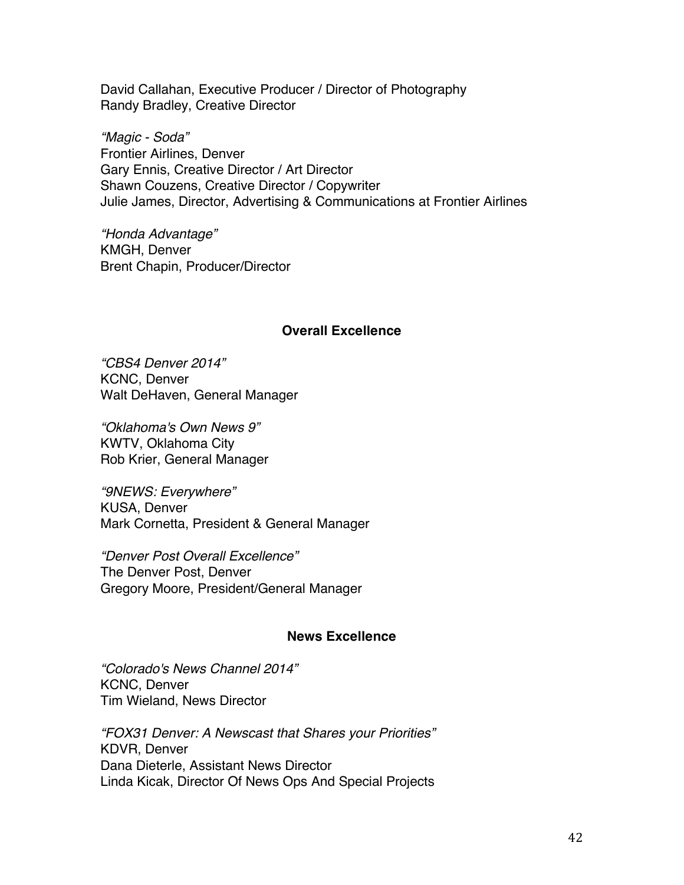David Callahan, Executive Producer / Director of Photography
Randy Bradley, Creative Director

*"Magic - Soda"*
Frontier Airlines, Denver
Gary Ennis, Creative Director / Art Director
Shawn Couzens, Creative Director / Copywriter
Julie James, Director, Advertising & Communications at Frontier Airlines

*"Honda Advantage"*
KMGH, Denver
Brent Chapin, Producer/Director

## Overall Excellence

*"CBS4 Denver 2014"*
KCNC, Denver
Walt DeHaven, General Manager

*"Oklahoma's Own News 9"*
KWTV, Oklahoma City
Rob Krier, General Manager

*"9NEWS: Everywhere"*
KUSA, Denver
Mark Cornetta, President & General Manager

*"Denver Post Overall Excellence"*
The Denver Post, Denver
Gregory Moore, President/General Manager

## News Excellence

*"Colorado's News Channel 2014"*
KCNC, Denver
Tim Wieland, News Director

*"FOX31 Denver: A Newscast that Shares your Priorities"*
KDVR, Denver
Dana Dieterle, Assistant News Director
Linda Kicak, Director Of News Ops And Special Projects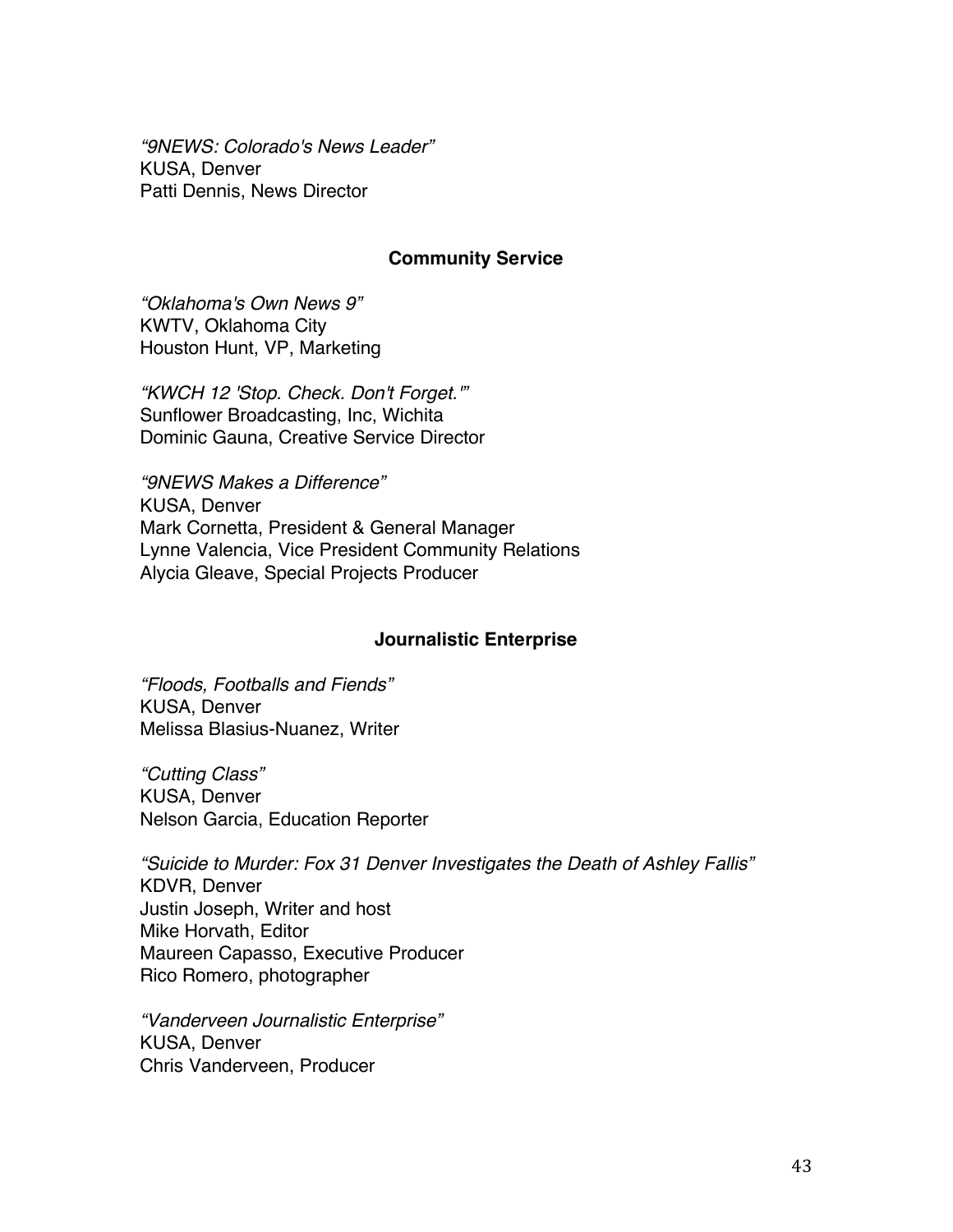*“9NEWS: Colorado's News Leader”*
KUSA, Denver
Patti Dennis, News Director

### Community Service

*“Oklahoma's Own News 9”*
KWTV, Oklahoma City
Houston Hunt, VP, Marketing

*“KWCH 12 'Stop. Check. Don't Forget.'”*
Sunflower Broadcasting, Inc, Wichita
Dominic Gauna, Creative Service Director

*“9NEWS Makes a Difference”*
KUSA, Denver
Mark Cornetta, President & General Manager
Lynne Valencia, Vice President Community Relations
Alycia Gleave, Special Projects Producer

### Journalistic Enterprise

*“Floods, Footballs and Fiends”*
KUSA, Denver
Melissa Blasius-Nuanez, Writer

*“Cutting Class”*
KUSA, Denver
Nelson Garcia, Education Reporter

*“Suicide to Murder: Fox 31 Denver Investigates the Death of Ashley Fallis”*
KDVR, Denver
Justin Joseph, Writer and host
Mike Horvath, Editor
Maureen Capasso, Executive Producer
Rico Romero, photographer

*“Vanderveen Journalistic Enterprise”*
KUSA, Denver
Chris Vanderveen, Producer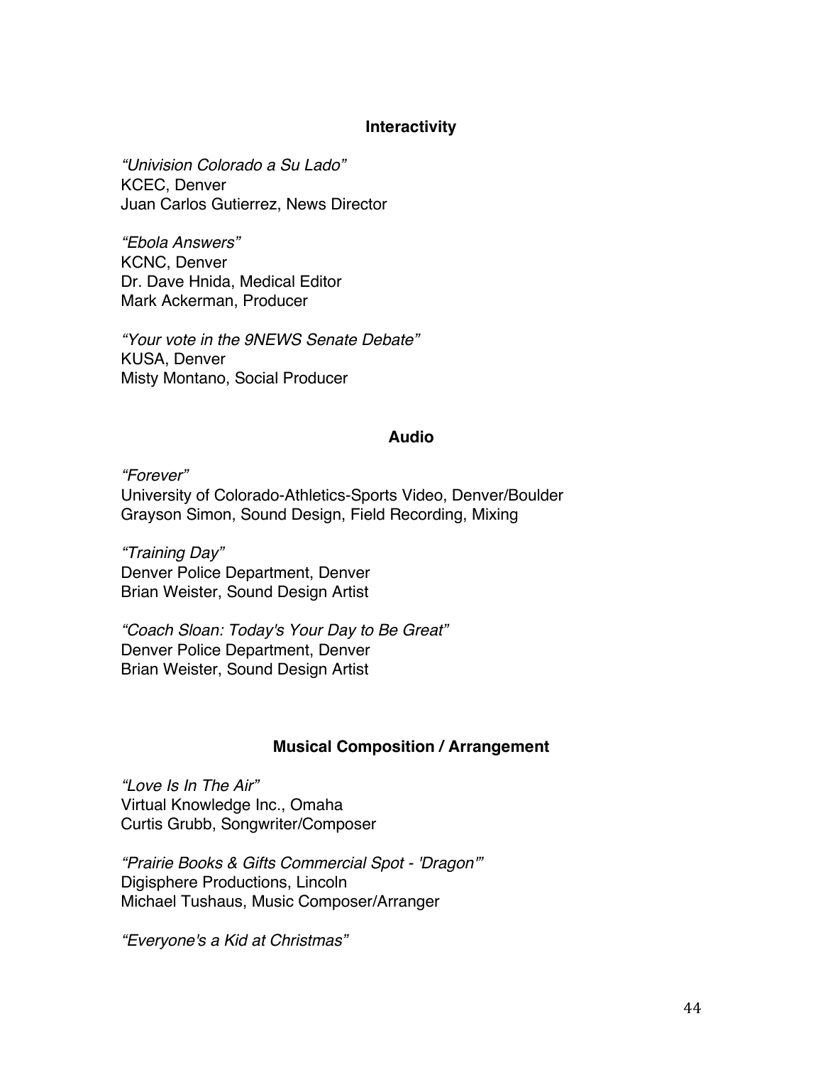### Interactivity

*“Univision Colorado a Su Lado”*
KCEC, Denver
Juan Carlos Gutierrez, News Director

*“Ebola Answers”*
KCNC, Denver
Dr. Dave Hnida, Medical Editor
Mark Ackerman, Producer

*“Your vote in the 9NEWS Senate Debate”*
KUSA, Denver
Misty Montano, Social Producer

### Audio

*“Forever”*
University of Colorado-Athletics-Sports Video, Denver/Boulder
Grayson Simon, Sound Design, Field Recording, Mixing

*“Training Day”*
Denver Police Department, Denver
Brian Weister, Sound Design Artist

*“Coach Sloan: Today's Your Day to Be Great”*
Denver Police Department, Denver
Brian Weister, Sound Design Artist

### Musical Composition / Arrangement

*“Love Is In The Air”*
Virtual Knowledge Inc., Omaha
Curtis Grubb, Songwriter/Composer

*“Prairie Books & Gifts Commercial Spot - 'Dragon'”*
Digisphere Productions, Lincoln
Michael Tushaus, Music Composer/Arranger

*“Everyone's a Kid at Christmas”*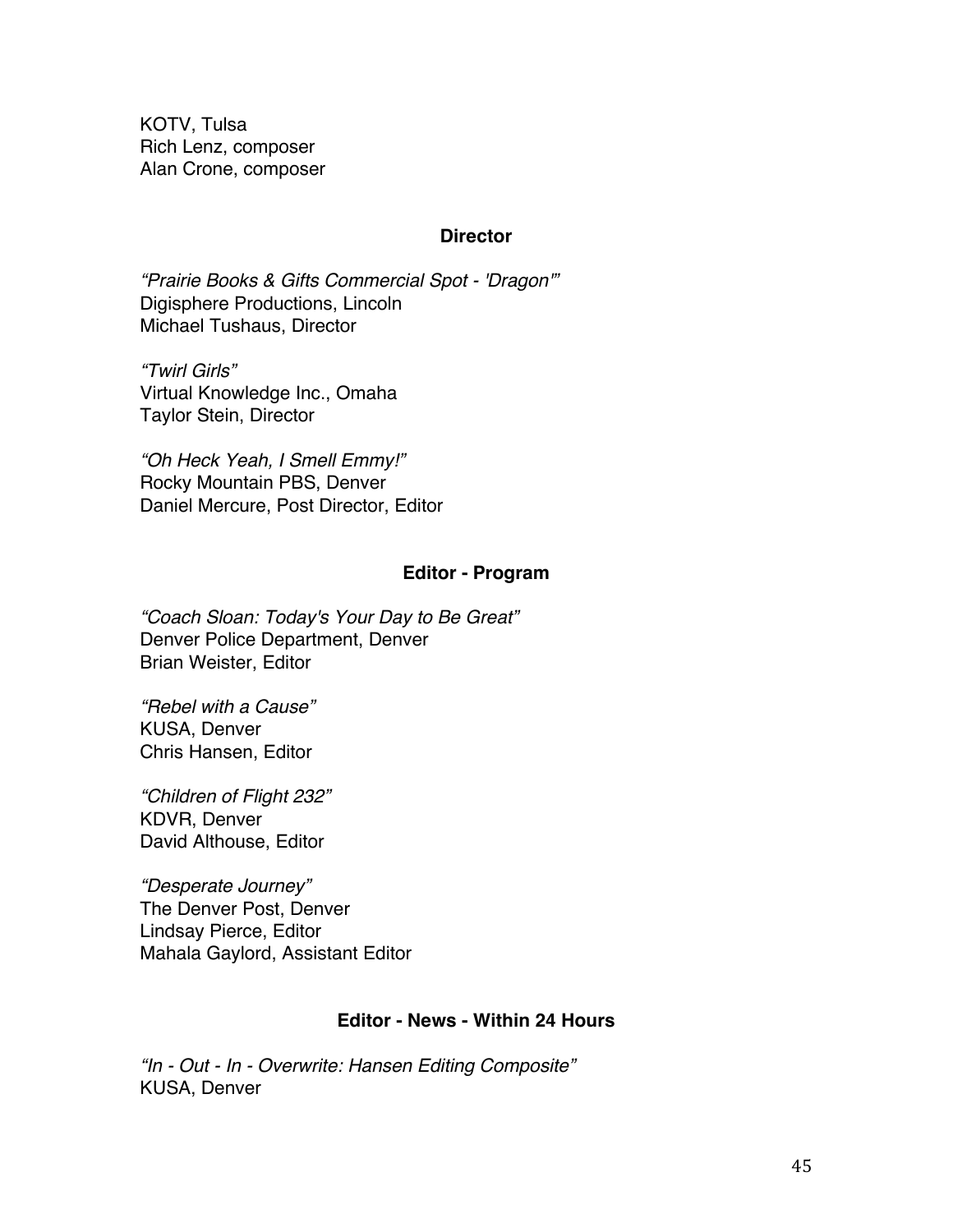KOTV, Tulsa
Rich Lenz, composer
Alan Crone, composer

### Director

*"Prairie Books & Gifts Commercial Spot - 'Dragon'"*
Digisphere Productions, Lincoln
Michael Tushaus, Director

*"Twirl Girls"*
Virtual Knowledge Inc., Omaha
Taylor Stein, Director

*"Oh Heck Yeah, I Smell Emmy!"*
Rocky Mountain PBS, Denver
Daniel Mercure, Post Director, Editor

### Editor - Program

*"Coach Sloan: Today's Your Day to Be Great"*
Denver Police Department, Denver
Brian Weister, Editor

*"Rebel with a Cause"*
KUSA, Denver
Chris Hansen, Editor

*"Children of Flight 232"*
KDVR, Denver
David Althouse, Editor

*"Desperate Journey"*
The Denver Post, Denver
Lindsay Pierce, Editor
Mahala Gaylord, Assistant Editor

### Editor - News - Within 24 Hours

*"In - Out - In - Overwrite: Hansen Editing Composite"*
KUSA, Denver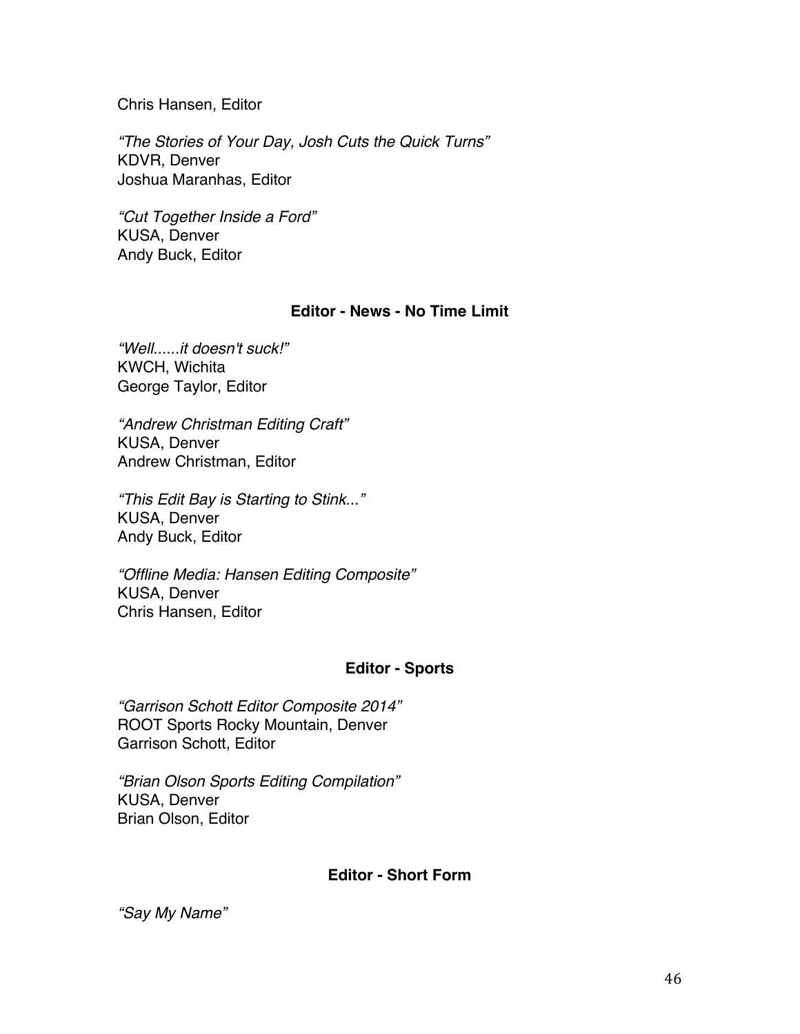Chris Hansen, Editor

*“The Stories of Your Day, Josh Cuts the Quick Turns”*
KDVR, Denver
Joshua Maranhas, Editor

*“Cut Together Inside a Ford”*
KUSA, Denver
Andy Buck, Editor

**Editor - News - No Time Limit**

*“Well......it doesn't suck!”*
KWCH, Wichita
George Taylor, Editor

*“Andrew Christman Editing Craft”*
KUSA, Denver
Andrew Christman, Editor

*“This Edit Bay is Starting to Stink...”*
KUSA, Denver
Andy Buck, Editor

*“Offline Media: Hansen Editing Composite”*
KUSA, Denver
Chris Hansen, Editor

**Editor - Sports**

*“Garrison Schott Editor Composite 2014”*
ROOT Sports Rocky Mountain, Denver
Garrison Schott, Editor

*“Brian Olson Sports Editing Compilation”*
KUSA, Denver
Brian Olson, Editor

**Editor - Short Form**

*“Say My Name”*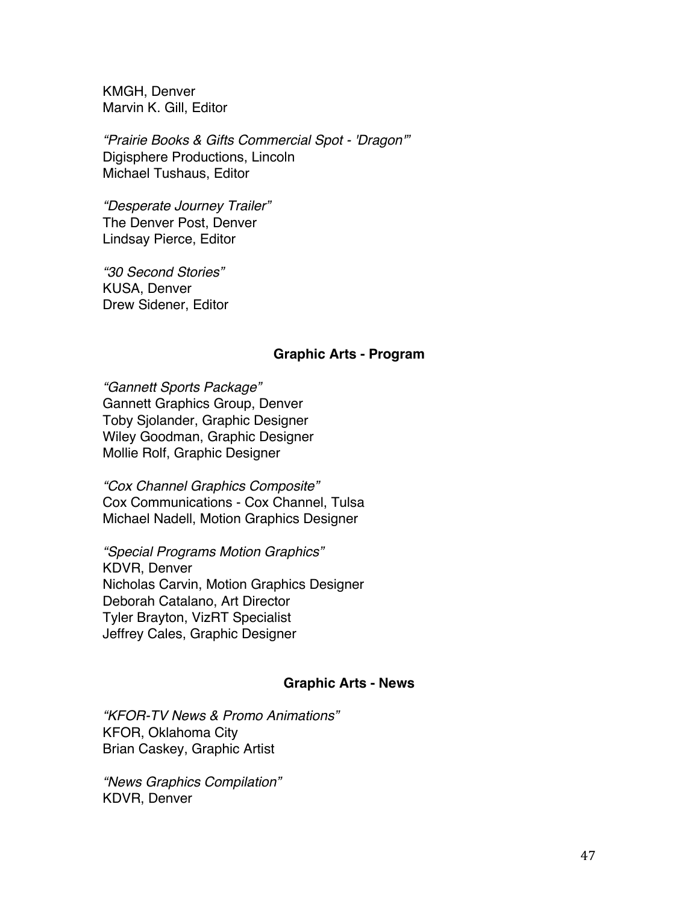KMGH, Denver
Marvin K. Gill, Editor

*"Prairie Books & Gifts Commercial Spot - 'Dragon'"*
Digisphere Productions, Lincoln
Michael Tushaus, Editor

*"Desperate Journey Trailer"*
The Denver Post, Denver
Lindsay Pierce, Editor

*"30 Second Stories"*
KUSA, Denver
Drew Sidener, Editor

### Graphic Arts - Program

*"Gannett Sports Package"*
Gannett Graphics Group, Denver
Toby Sjolander, Graphic Designer
Wiley Goodman, Graphic Designer
Mollie Rolf, Graphic Designer

*"Cox Channel Graphics Composite"*
Cox Communications - Cox Channel, Tulsa
Michael Nadell, Motion Graphics Designer

*"Special Programs Motion Graphics"*
KDVR, Denver
Nicholas Carvin, Motion Graphics Designer
Deborah Catalano, Art Director
Tyler Brayton, VizRT Specialist
Jeffrey Cales, Graphic Designer

### Graphic Arts - News

*"KFOR-TV News & Promo Animations"*
KFOR, Oklahoma City
Brian Caskey, Graphic Artist

*"News Graphics Compilation"*
KDVR, Denver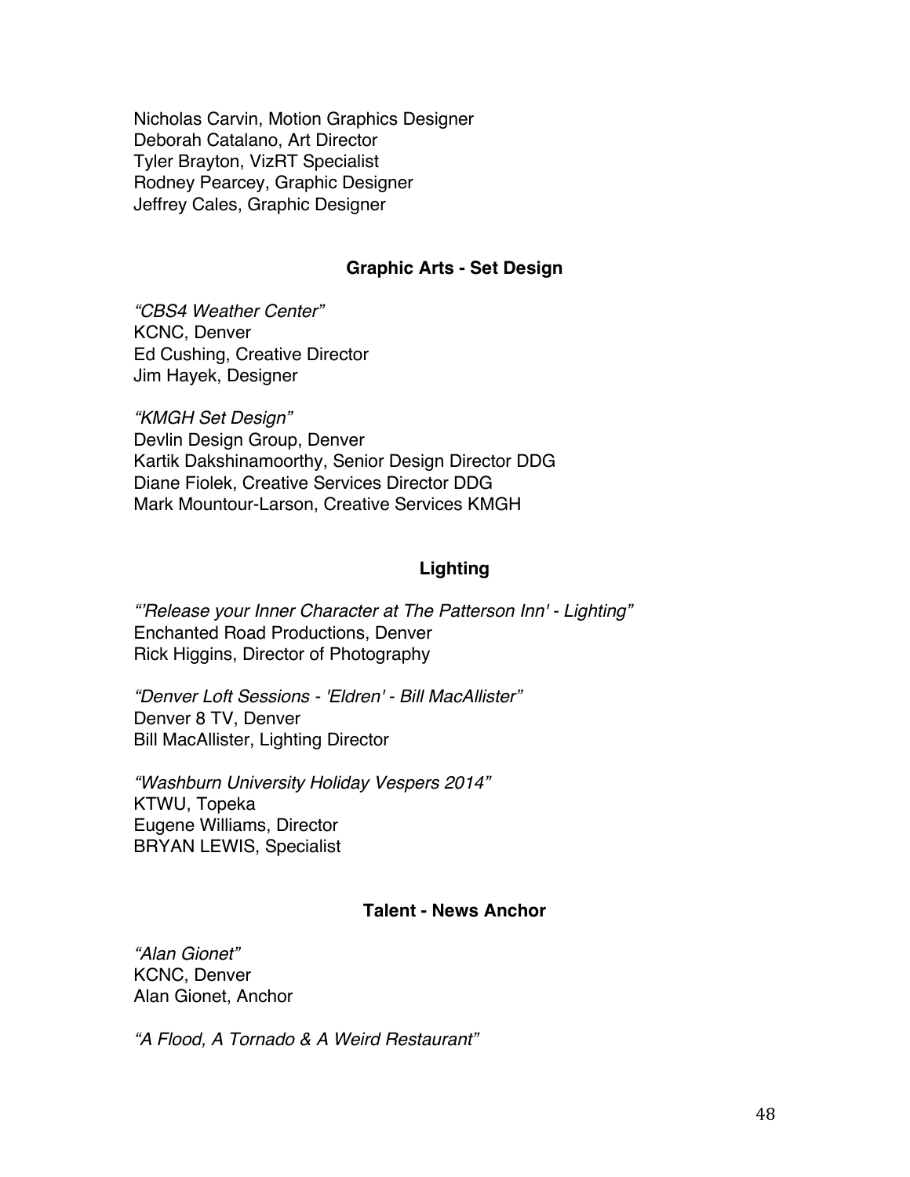Nicholas Carvin, Motion Graphics Designer
Deborah Catalano, Art Director
Tyler Brayton, VizRT Specialist
Rodney Pearcey, Graphic Designer
Jeffrey Cales, Graphic Designer

### Graphic Arts - Set Design

*"CBS4 Weather Center"*
KCNC, Denver
Ed Cushing, Creative Director
Jim Hayek, Designer

*"KMGH Set Design"*
Devlin Design Group, Denver
Kartik Dakshinamoorthy, Senior Design Director DDG
Diane Fiolek, Creative Services Director DDG
Mark Mountour-Larson, Creative Services KMGH

### Lighting

*"'Release your Inner Character at The Patterson Inn' - Lighting"*
Enchanted Road Productions, Denver
Rick Higgins, Director of Photography

*"Denver Loft Sessions - 'Eldren' - Bill MacAllister"*
Denver 8 TV, Denver
Bill MacAllister, Lighting Director

*"Washburn University Holiday Vespers 2014"*
KTWU, Topeka
Eugene Williams, Director
BRYAN LEWIS, Specialist

### Talent - News Anchor

*"Alan Gionet"*
KCNC, Denver
Alan Gionet, Anchor

*"A Flood, A Tornado & A Weird Restaurant"*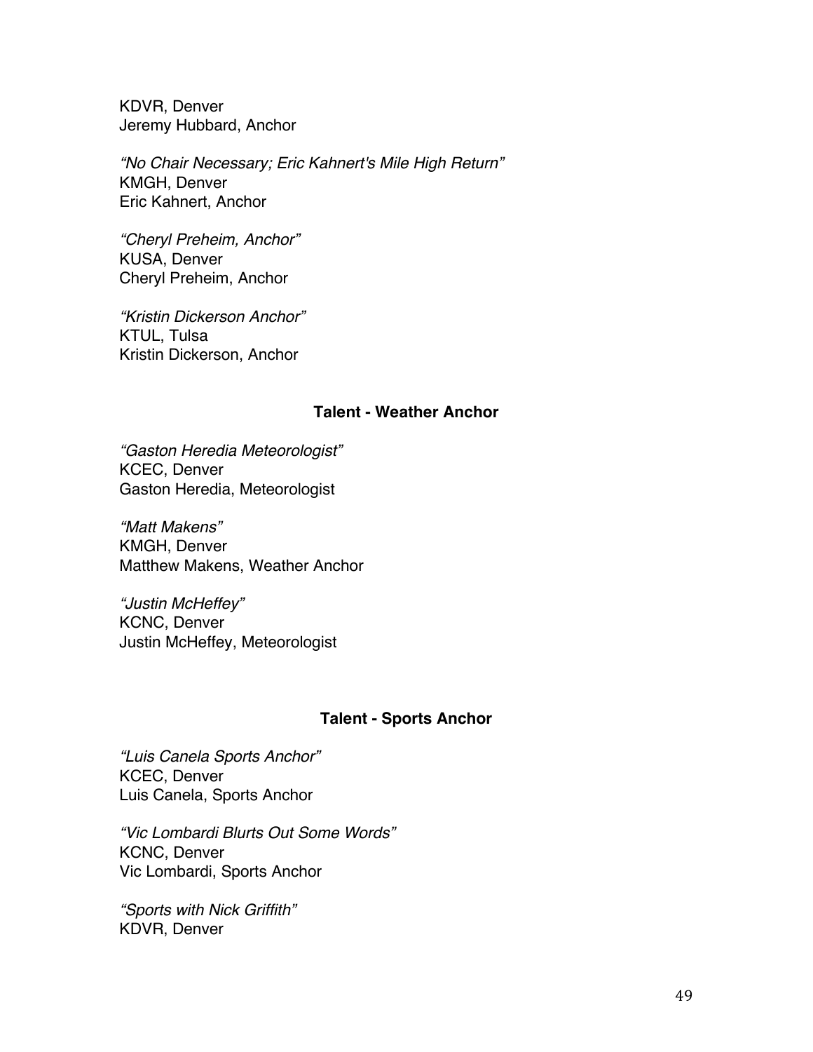KDVR, Denver
Jeremy Hubbard, Anchor

*"No Chair Necessary; Eric Kahnert's Mile High Return"*
KMGH, Denver
Eric Kahnert, Anchor

*"Cheryl Preheim, Anchor"*
KUSA, Denver
Cheryl Preheim, Anchor

*"Kristin Dickerson Anchor"*
KTUL, Tulsa
Kristin Dickerson, Anchor

### Talent - Weather Anchor

*"Gaston Heredia Meteorologist"*
KCEC, Denver
Gaston Heredia, Meteorologist

*"Matt Makens"*
KMGH, Denver
Matthew Makens, Weather Anchor

*"Justin McHeffey"*
KCNC, Denver
Justin McHeffey, Meteorologist

### Talent - Sports Anchor

*"Luis Canela Sports Anchor"*
KCEC, Denver
Luis Canela, Sports Anchor

*"Vic Lombardi Blurts Out Some Words"*
KCNC, Denver
Vic Lombardi, Sports Anchor

*"Sports with Nick Griffith"*
KDVR, Denver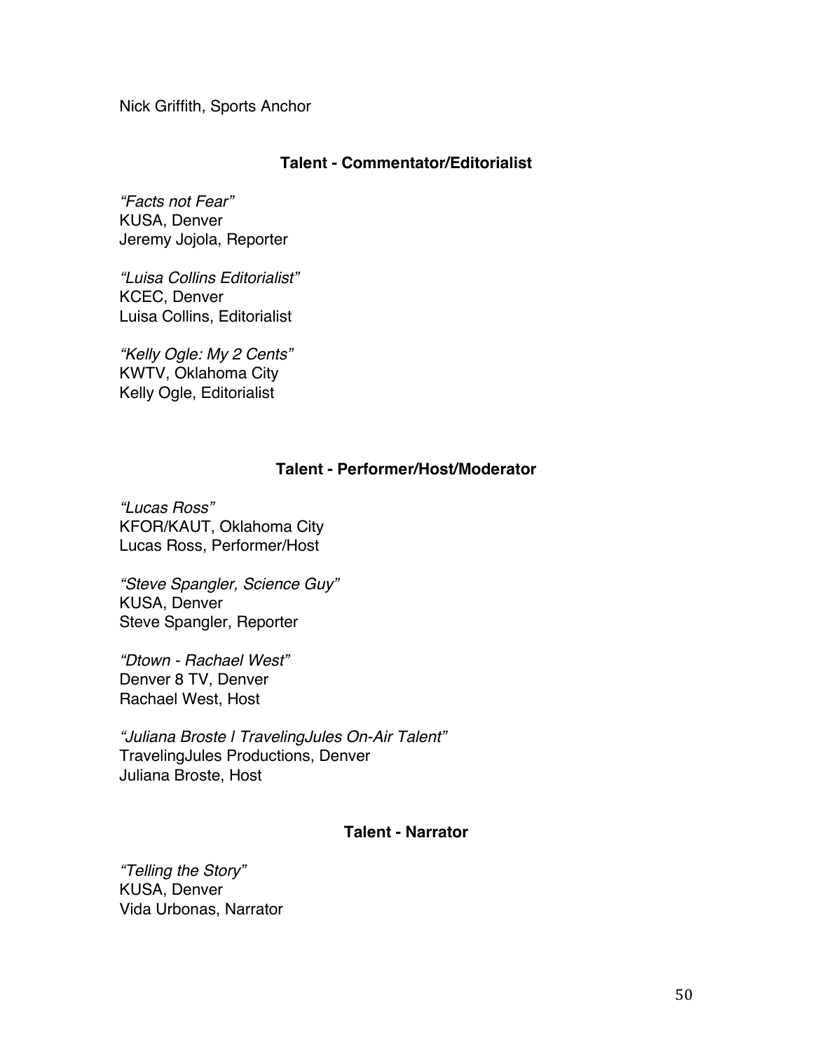Nick Griffith, Sports Anchor

### Talent - Commentator/Editorialist

*"Facts not Fear"*
KUSA, Denver
Jeremy Jojola, Reporter

*"Luisa Collins Editorialist"*
KCEC, Denver
Luisa Collins, Editorialist

*"Kelly Ogle: My 2 Cents"*
KWTV, Oklahoma City
Kelly Ogle, Editorialist

### Talent - Performer/Host/Moderator

*"Lucas Ross"*
KFOR/KAUT, Oklahoma City
Lucas Ross, Performer/Host

*"Steve Spangler, Science Guy"*
KUSA, Denver
Steve Spangler, Reporter

*"Dtown - Rachael West"*
Denver 8 TV, Denver
Rachael West, Host

*"Juliana Broste | TravelingJules On-Air Talent"*
TravelingJules Productions, Denver
Juliana Broste, Host

### Talent - Narrator

*"Telling the Story"*
KUSA, Denver
Vida Urbonas, Narrator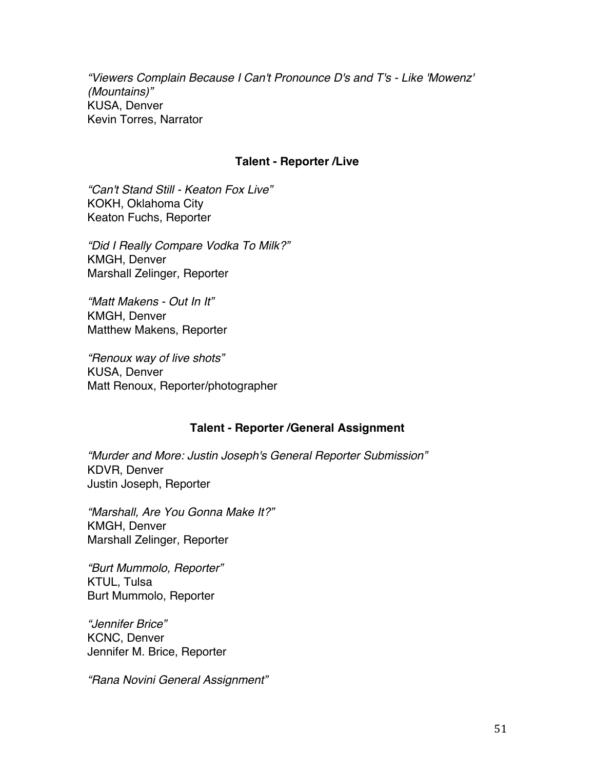*"Viewers Complain Because I Can't Pronounce D's and T's - Like 'Mowenz' (Mountains)"*
KUSA, Denver
Kevin Torres, Narrator

### Talent - Reporter /Live

*"Can't Stand Still - Keaton Fox Live"*
KOKH, Oklahoma City
Keaton Fuchs, Reporter

*"Did I Really Compare Vodka To Milk?"*
KMGH, Denver
Marshall Zelinger, Reporter

*"Matt Makens - Out In It"*
KMGH, Denver
Matthew Makens, Reporter

*"Renoux way of live shots"*
KUSA, Denver
Matt Renoux, Reporter/photographer

### Talent - Reporter /General Assignment

*"Murder and More: Justin Joseph's General Reporter Submission"*
KDVR, Denver
Justin Joseph, Reporter

*"Marshall, Are You Gonna Make It?"*
KMGH, Denver
Marshall Zelinger, Reporter

*"Burt Mummolo, Reporter"*
KTUL, Tulsa
Burt Mummolo, Reporter

*"Jennifer Brice"*
KCNC, Denver
Jennifer M. Brice, Reporter

*"Rana Novini General Assignment"*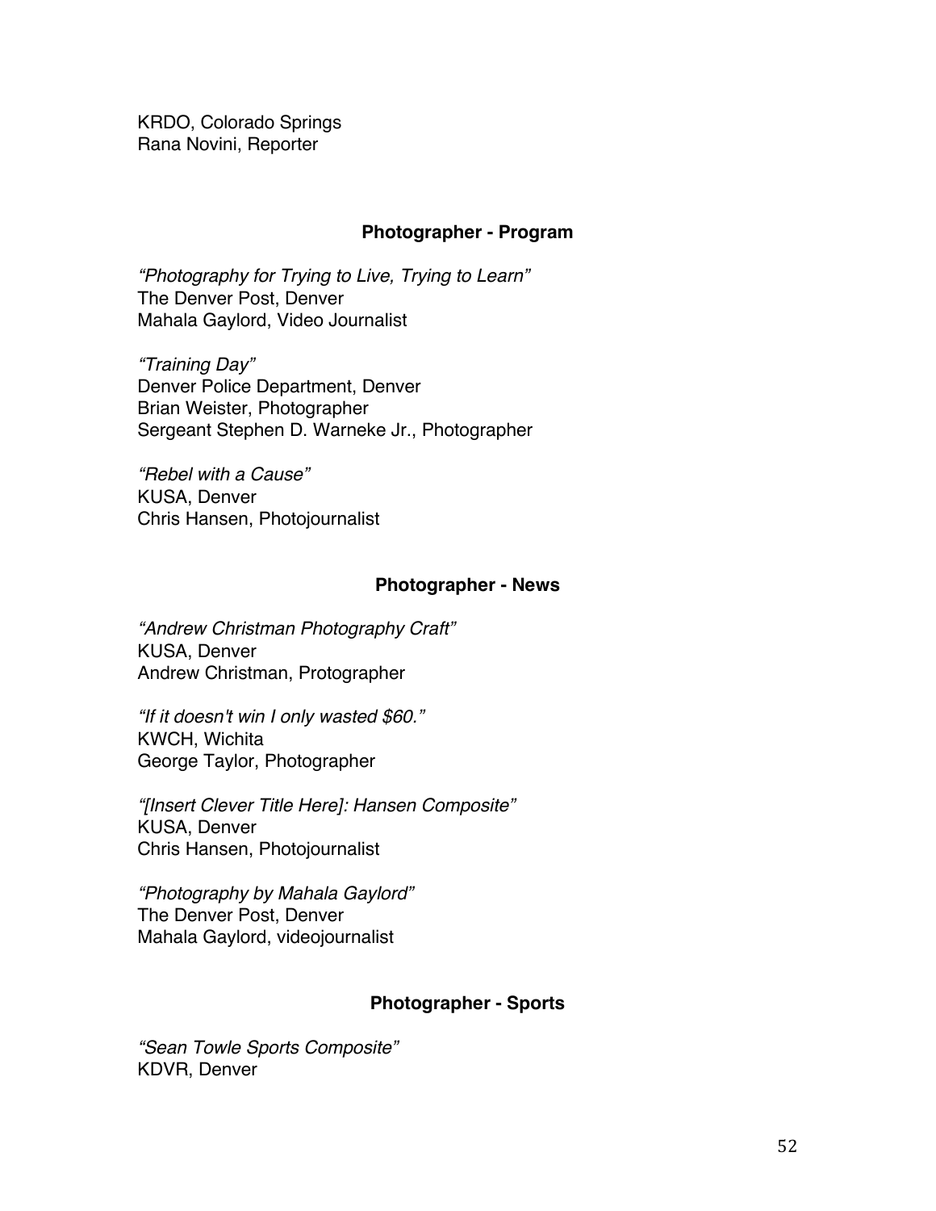KRDO, Colorado Springs
Rana Novini, Reporter

### Photographer - Program

*"Photography for Trying to Live, Trying to Learn"*
The Denver Post, Denver
Mahala Gaylord, Video Journalist

*"Training Day"*
Denver Police Department, Denver
Brian Weister, Photographer
Sergeant Stephen D. Warneke Jr., Photographer

*"Rebel with a Cause"*
KUSA, Denver
Chris Hansen, Photojournalist

### Photographer - News

*"Andrew Christman Photography Craft"*
KUSA, Denver
Andrew Christman, Protographer

*"If it doesn't win I only wasted $60."*
KWCH, Wichita
George Taylor, Photographer

*"[Insert Clever Title Here]: Hansen Composite"*
KUSA, Denver
Chris Hansen, Photojournalist

*"Photography by Mahala Gaylord"*
The Denver Post, Denver
Mahala Gaylord, videojournalist

### Photographer - Sports

*"Sean Towle Sports Composite"*
KDVR, Denver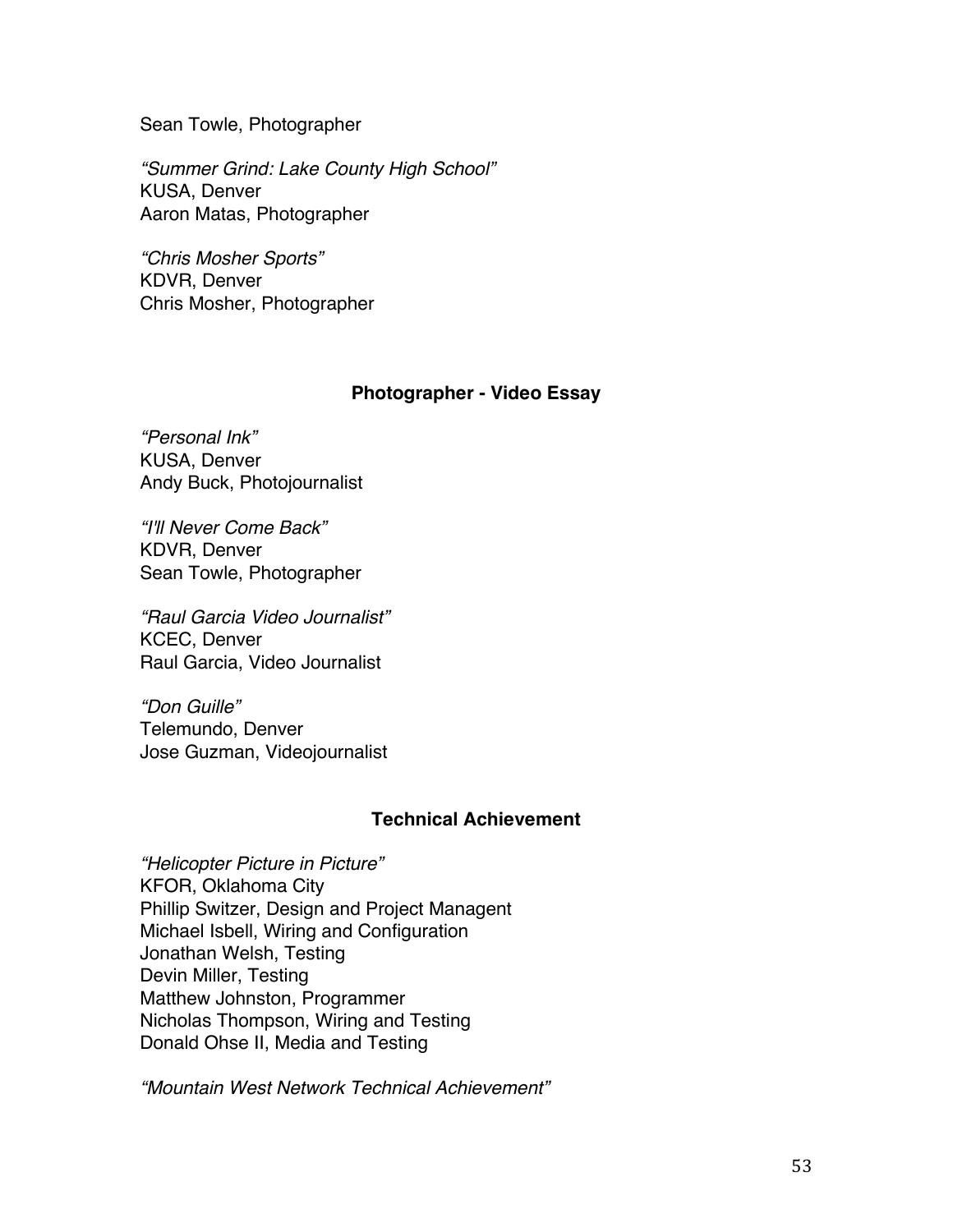Sean Towle, Photographer

*“Summer Grind: Lake County High School”*
KUSA, Denver
Aaron Matas, Photographer

*“Chris Mosher Sports”*
KDVR, Denver
Chris Mosher, Photographer

**Photographer - Video Essay**

*“Personal Ink”*
KUSA, Denver
Andy Buck, Photojournalist

*“I'll Never Come Back”*
KDVR, Denver
Sean Towle, Photographer

*“Raul Garcia Video Journalist”*
KCEC, Denver
Raul Garcia, Video Journalist

*“Don Guille”*
Telemundo, Denver
Jose Guzman, Videojournalist

**Technical Achievement**

*“Helicopter Picture in Picture”*
KFOR, Oklahoma City
Phillip Switzer, Design and Project Managent
Michael Isbell, Wiring and Configuration
Jonathan Welsh, Testing
Devin Miller, Testing
Matthew Johnston, Programmer
Nicholas Thompson, Wiring and Testing
Donald Ohse II, Media and Testing

*“Mountain West Network Technical Achievement”*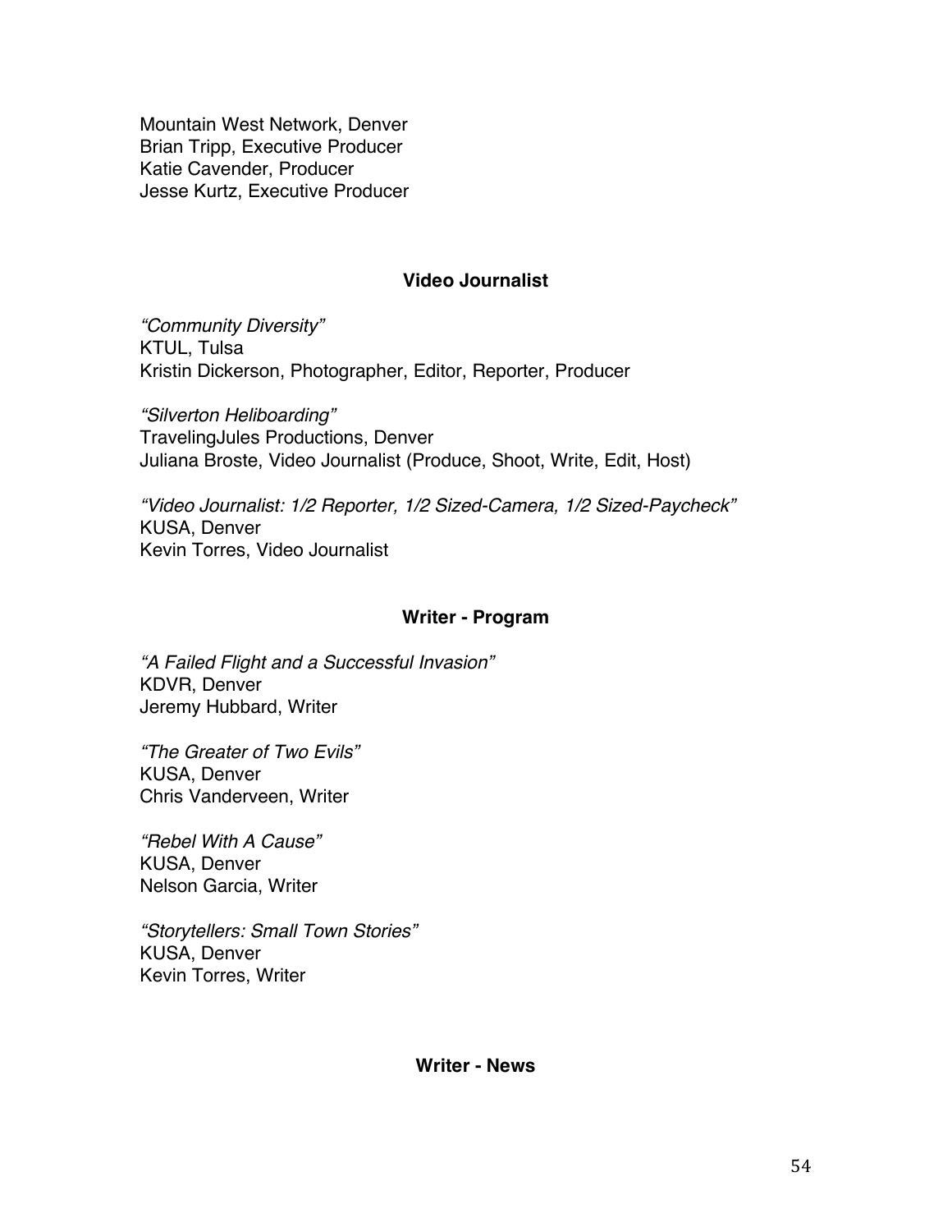Mountain West Network, Denver
Brian Tripp, Executive Producer
Katie Cavender, Producer
Jesse Kurtz, Executive Producer

## Video Journalist

*"Community Diversity"*
KTUL, Tulsa
Kristin Dickerson, Photographer, Editor, Reporter, Producer

*"Silverton Heliboarding"*
TravelingJules Productions, Denver
Juliana Broste, Video Journalist (Produce, Shoot, Write, Edit, Host)

*"Video Journalist: 1/2 Reporter, 1/2 Sized-Camera, 1/2 Sized-Paycheck"*
KUSA, Denver
Kevin Torres, Video Journalist

## Writer - Program

*"A Failed Flight and a Successful Invasion"*
KDVR, Denver
Jeremy Hubbard, Writer

*"The Greater of Two Evils"*
KUSA, Denver
Chris Vanderveen, Writer

*"Rebel With A Cause"*
KUSA, Denver
Nelson Garcia, Writer

*"Storytellers: Small Town Stories"*
KUSA, Denver
Kevin Torres, Writer

## Writer - News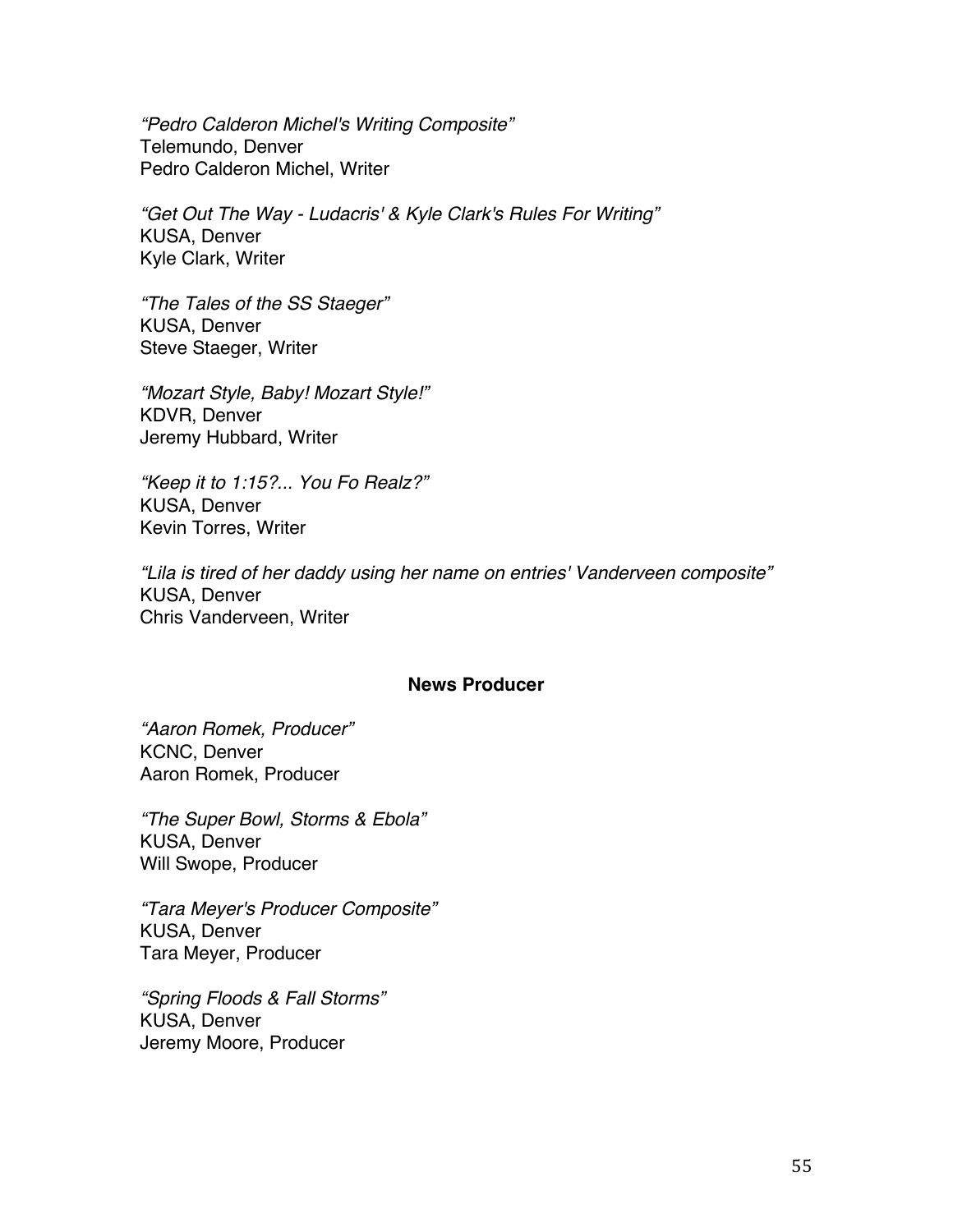*"Pedro Calderon Michel's Writing Composite"*
Telemundo, Denver
Pedro Calderon Michel, Writer

*"Get Out The Way - Ludacris' & Kyle Clark's Rules For Writing"*
KUSA, Denver
Kyle Clark, Writer

*"The Tales of the SS Staeger"*
KUSA, Denver
Steve Staeger, Writer

*"Mozart Style, Baby! Mozart Style!"*
KDVR, Denver
Jeremy Hubbard, Writer

*"Keep it to 1:15?... You Fo Realz?"*
KUSA, Denver
Kevin Torres, Writer

*"Lila is tired of her daddy using her name on entries' Vanderveen composite"*
KUSA, Denver
Chris Vanderveen, Writer

**News Producer**

*"Aaron Romek, Producer"*
KCNC, Denver
Aaron Romek, Producer

*"The Super Bowl, Storms & Ebola"*
KUSA, Denver
Will Swope, Producer

*"Tara Meyer's Producer Composite"*
KUSA, Denver
Tara Meyer, Producer

*"Spring Floods & Fall Storms"*
KUSA, Denver
Jeremy Moore, Producer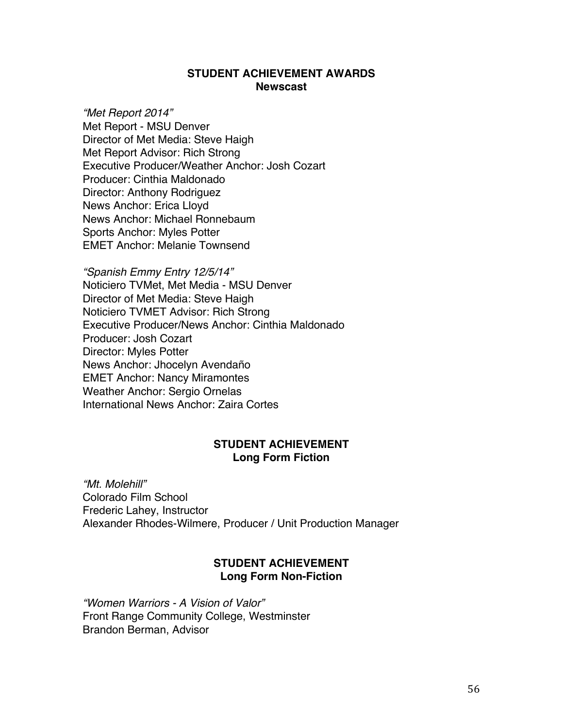## STUDENT ACHIEVEMENT AWARDS
### Newscast

*"Met Report 2014"*
Met Report - MSU Denver
Director of Met Media: Steve Haigh
Met Report Advisor: Rich Strong
Executive Producer/Weather Anchor: Josh Cozart
Producer: Cinthia Maldonado
Director: Anthony Rodriguez
News Anchor: Erica Lloyd
News Anchor: Michael Ronnebaum
Sports Anchor: Myles Potter
EMET Anchor: Melanie Townsend

*"Spanish Emmy Entry 12/5/14"*
Noticiero TVMet, Met Media - MSU Denver
Director of Met Media: Steve Haigh
Noticiero TVMET Advisor: Rich Strong
Executive Producer/News Anchor: Cinthia Maldonado
Producer: Josh Cozart
Director: Myles Potter
News Anchor: Jhocelyn Avendaño
EMET Anchor: Nancy Miramontes
Weather Anchor: Sergio Ornelas
International News Anchor: Zaira Cortes

## STUDENT ACHIEVEMENT
### Long Form Fiction

*"Mt. Molehill"*
Colorado Film School
Frederic Lahey, Instructor
Alexander Rhodes-Wilmere, Producer / Unit Production Manager

## STUDENT ACHIEVEMENT
### Long Form Non-Fiction

*"Women Warriors - A Vision of Valor"*
Front Range Community College, Westminster
Brandon Berman, Advisor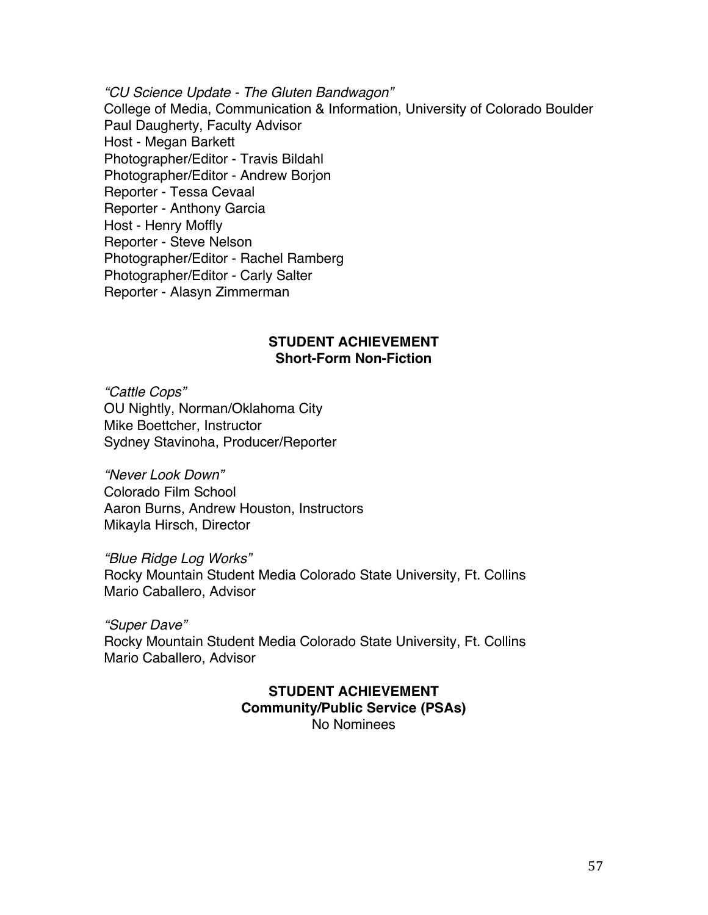*"CU Science Update - The Gluten Bandwagon"*
College of Media, Communication & Information, University of Colorado Boulder
Paul Daugherty, Faculty Advisor
Host - Megan Barkett
Photographer/Editor - Travis Bildahl
Photographer/Editor - Andrew Borjon
Reporter - Tessa Cevaal
Reporter - Anthony Garcia
Host - Henry Moffly
Reporter - Steve Nelson
Photographer/Editor - Rachel Ramberg
Photographer/Editor - Carly Salter
Reporter - Alasyn Zimmerman

## STUDENT ACHIEVEMENT
### Short-Form Non-Fiction

*"Cattle Cops"*
OU Nightly, Norman/Oklahoma City
Mike Boettcher, Instructor
Sydney Stavinoha, Producer/Reporter

*"Never Look Down"*
Colorado Film School
Aaron Burns, Andrew Houston, Instructors
Mikayla Hirsch, Director

*"Blue Ridge Log Works"*
Rocky Mountain Student Media Colorado State University, Ft. Collins
Mario Caballero, Advisor

*"Super Dave"*
Rocky Mountain Student Media Colorado State University, Ft. Collins
Mario Caballero, Advisor

## STUDENT ACHIEVEMENT
### Community/Public Service (PSAs)

No Nominees